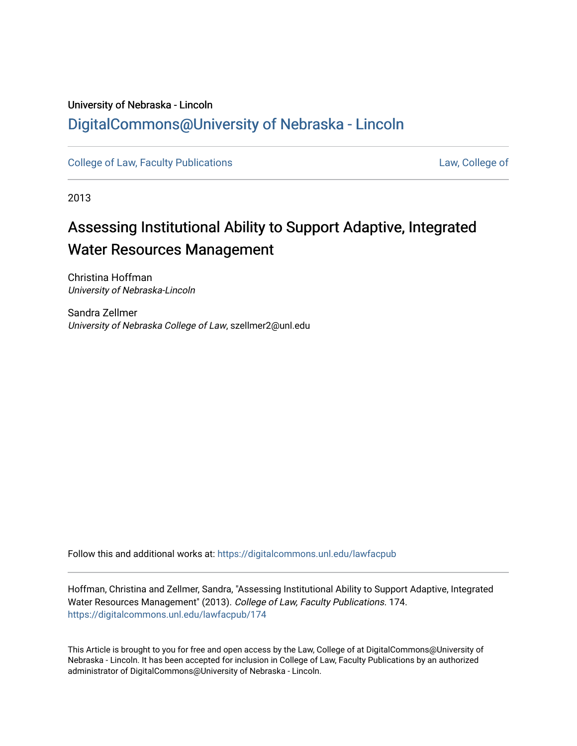University of Nebraska - Lincoln

DigitalCommons@University of Nebraska - Lincoln

College of Law, Faculty Publications | Law, College of

2013

# Assessing Institutional Ability to Support Adaptive, Integrated Water Resources Management

Christina Hoffman
*University of Nebraska-Lincoln*

Sandra Zellmer
*University of Nebraska College of Law*, szellmer2@unl.edu

Follow this and additional works at: https://digitalcommons.unl.edu/lawfacpub

Hoffman, Christina and Zellmer, Sandra, "Assessing Institutional Ability to Support Adaptive, Integrated Water Resources Management" (2013). *College of Law, Faculty Publications*. 174.
https://digitalcommons.unl.edu/lawfacpub/174

This Article is brought to you for free and open access by the Law, College of at DigitalCommons@University of Nebraska - Lincoln. It has been accepted for inclusion in College of Law, Faculty Publications by an authorized administrator of DigitalCommons@University of Nebraska - Lincoln.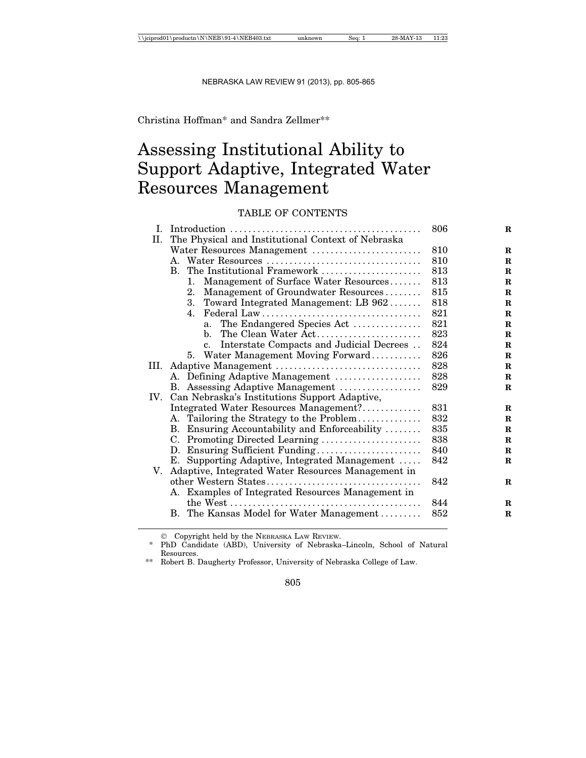# Christina Hoffman* and Sandra Zellmer**

# Assessing Institutional Ability to Support Adaptive, Integrated Water Resources Management

## TABLE OF CONTENTS

| | | |
|---|---|---|
| I. | Introduction | 806 |
| II. | The Physical and Institutional Context of Nebraska Water Resources Management | 810 |
| | A. Water Resources | 810 |
| | B. The Institutional Framework | 813 |
| | 1. Management of Surface Water Resources | 813 |
| | 2. Management of Groundwater Resources | 815 |
| | 3. Toward Integrated Management: LB 962 | 818 |
| | 4. Federal Law | 821 |
| | a. The Endangered Species Act | 821 |
| | b. The Clean Water Act | 823 |
| | c. Interstate Compacts and Judicial Decrees | 824 |
| | 5. Water Management Moving Forward | 826 |
| III. | Adaptive Management | 828 |
| | A. Defining Adaptive Management | 828 |
| | B. Assessing Adaptive Management | 829 |
| IV. | Can Nebraska's Institutions Support Adaptive, Integrated Water Resources Management? | 831 |
| | A. Tailoring the Strategy to the Problem | 832 |
| | B. Ensuring Accountability and Enforceability | 835 |
| | C. Promoting Directed Learning | 838 |
| | D. Ensuring Sufficient Funding | 840 |
| | E. Supporting Adaptive, Integrated Management | 842 |
| V. | Adaptive, Integrated Water Resources Management in other Western States | 842 |
| | A. Examples of Integrated Resources Management in the West | 844 |
| | B. The Kansas Model for Water Management | 852 |

© Copyright held by the NEBRASKA LAW REVIEW.

\* PhD Candidate (ABD), University of Nebraska–Lincoln, School of Natural Resources.

\*\* Robert B. Daugherty Professor, University of Nebraska College of Law.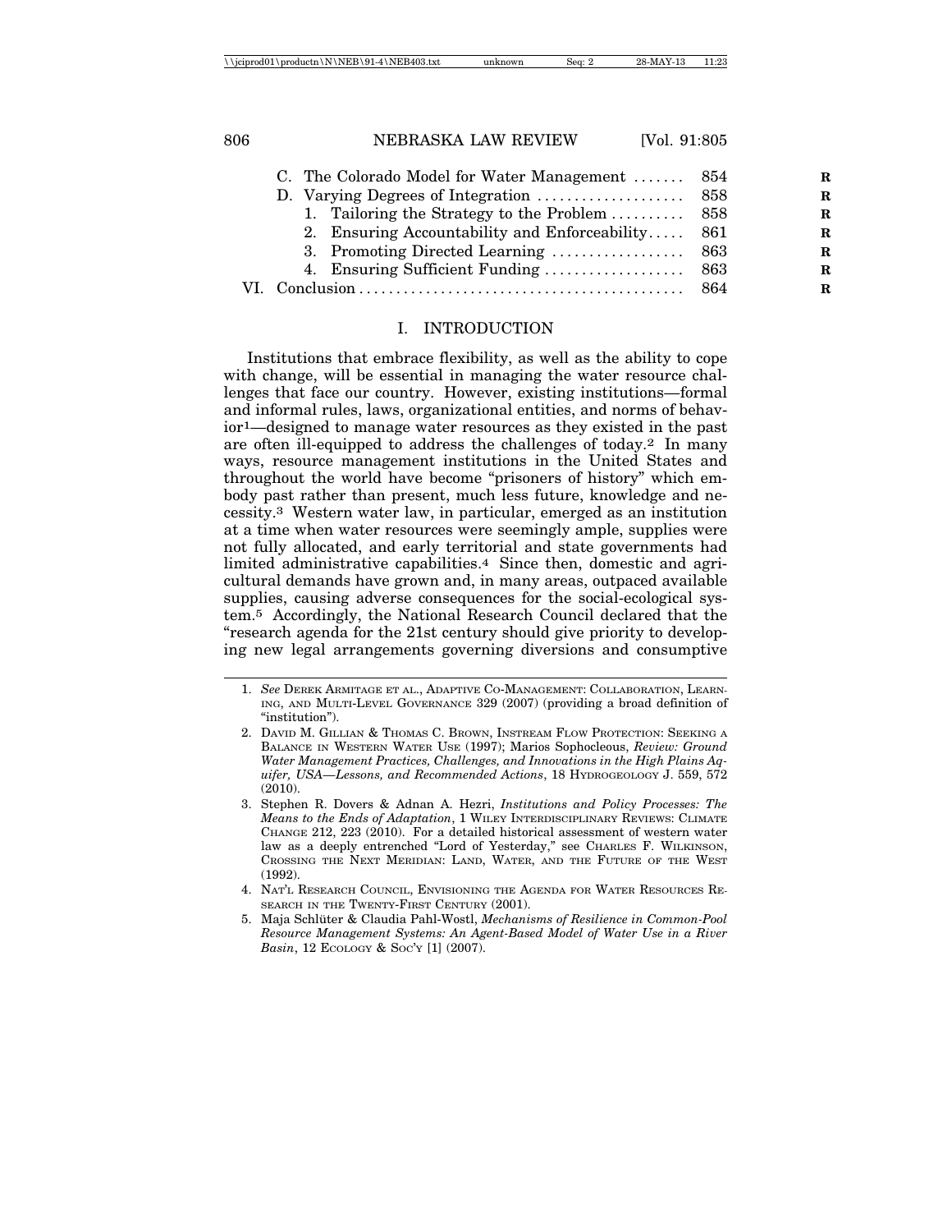C. The Colorado Model for Water Management ....... 854
D. Varying Degrees of Integration .................... 858
   1. Tailoring the Strategy to the Problem .......... 858
   2. Ensuring Accountability and Enforceability..... 861
   3. Promoting Directed Learning .................. 863
   4. Ensuring Sufficient Funding ................... 863

VI. Conclusion ........................................... 864

## I. INTRODUCTION

Institutions that embrace flexibility, as well as the ability to cope with change, will be essential in managing the water resource challenges that face our country. However, existing institutions—formal and informal rules, laws, organizational entities, and norms of behavior[1]—designed to manage water resources as they existed in the past are often ill-equipped to address the challenges of today.[2] In many ways, resource management institutions in the United States and throughout the world have become "prisoners of history" which embody past rather than present, much less future, knowledge and necessity.[3] Western water law, in particular, emerged as an institution at a time when water resources were seemingly ample, supplies were not fully allocated, and early territorial and state governments had limited administrative capabilities.[4] Since then, domestic and agricultural demands have grown and, in many areas, outpaced available supplies, causing adverse consequences for the social-ecological system.[5] Accordingly, the National Research Council declared that the "research agenda for the 21st century should give priority to developing new legal arrangements governing diversions and consumptive

---

1. *See* DEREK ARMITAGE ET AL., ADAPTIVE CO-MANAGEMENT: COLLABORATION, LEARNING, AND MULTI-LEVEL GOVERNANCE 329 (2007) (providing a broad definition of "institution").
2. DAVID M. GILLIAN & THOMAS C. BROWN, INSTREAM FLOW PROTECTION: SEEKING A BALANCE IN WESTERN WATER USE (1997); Marios Sophocleous, *Review: Ground Water Management Practices, Challenges, and Innovations in the High Plains Aquifer, USA—Lessons, and Recommended Actions*, 18 HYDROGEOLOGY J. 559, 572 (2010).
3. Stephen R. Dovers & Adnan A. Hezri, *Institutions and Policy Processes: The Means to the Ends of Adaptation*, 1 WILEY INTERDISCIPLINARY REVIEWS: CLIMATE CHANGE 212, 223 (2010). For a detailed historical assessment of western water law as a deeply entrenched "Lord of Yesterday," see CHARLES F. WILKINSON, CROSSING THE NEXT MERIDIAN: LAND, WATER, AND THE FUTURE OF THE WEST (1992).
4. NAT'L RESEARCH COUNCIL, ENVISIONING THE AGENDA FOR WATER RESOURCES RESEARCH IN THE TWENTY-FIRST CENTURY (2001).
5. Maja Schlüter & Claudia Pahl-Wostl, *Mechanisms of Resilience in Common-Pool Resource Management Systems: An Agent-Based Model of Water Use in a River Basin*, 12 ECOLOGY & SOC'Y [1] (2007).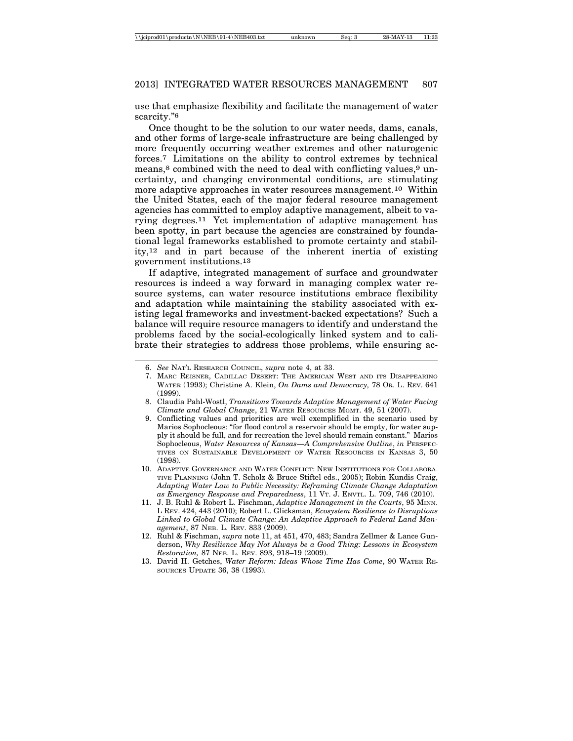use that emphasize flexibility and facilitate the management of water scarcity."[6]

Once thought to be the solution to our water needs, dams, canals, and other forms of large-scale infrastructure are being challenged by more frequently occurring weather extremes and other naturogenic forces.[7] Limitations on the ability to control extremes by technical means,[8] combined with the need to deal with conflicting values,[9] uncertainty, and changing environmental conditions, are stimulating more adaptive approaches in water resources management.[10] Within the United States, each of the major federal resource management agencies has committed to employ adaptive management, albeit to varying degrees.[11] Yet implementation of adaptive management has been spotty, in part because the agencies are constrained by foundational legal frameworks established to promote certainty and stability,[12] and in part because of the inherent inertia of existing government institutions.[13]

If adaptive, integrated management of surface and groundwater resources is indeed a way forward in managing complex water resource systems, can water resource institutions embrace flexibility and adaptation while maintaining the stability associated with existing legal frameworks and investment-backed expectations? Such a balance will require resource managers to identify and understand the problems faced by the social-ecologically linked system and to calibrate their strategies to address those problems, while ensuring ac-

---

6. *See* NAT'L RESEARCH COUNCIL, *supra* note 4, at 33.
7. MARC REISNER, CADILLAC DESERT: THE AMERICAN WEST AND ITS DISAPPEARING WATER (1993); Christine A. Klein, *On Dams and Democracy,* 78 OR. L. REV. 641 (1999).
8. Claudia Pahl-Wostl, *Transitions Towards Adaptive Management of Water Facing Climate and Global Change*, 21 WATER RESOURCES MGMT. 49, 51 (2007).
9. Conflicting values and priorities are well exemplified in the scenario used by Marios Sophocleous: "for flood control a reservoir should be empty, for water supply it should be full, and for recreation the level should remain constant." Marios Sophocleous, *Water Resources of Kansas—A Comprehensive Outline*, *in* PERSPECTIVES ON SUSTAINABLE DEVELOPMENT OF WATER RESOURCES IN KANSAS 3, 50 (1998).
10. ADAPTIVE GOVERNANCE AND WATER CONFLICT: NEW INSTITUTIONS FOR COLLABORATIVE PLANNING (John T. Scholz & Bruce Stiftel eds., 2005); Robin Kundis Craig, *Adapting Water Law to Public Necessity: Reframing Climate Change Adaptation as Emergency Response and Preparedness*, 11 VT. J. ENVTL. L. 709, 746 (2010).
11. J. B. Ruhl & Robert L. Fischman, *Adaptive Management in the Courts*, 95 MINN. L REV. 424, 443 (2010); Robert L. Glicksman, *Ecosystem Resilience to Disruptions Linked to Global Climate Change: An Adaptive Approach to Federal Land Management*, 87 NEB. L. REV. 833 (2009).
12. Ruhl & Fischman, *supra* note 11, at 451, 470, 483; Sandra Zellmer & Lance Gunderson, *Why Resilience May Not Always be a Good Thing: Lessons in Ecosystem Restoration,* 87 NEB. L. REV. 893, 918–19 (2009).
13. David H. Getches, *Water Reform: Ideas Whose Time Has Come*, 90 WATER RESOURCES UPDATE 36, 38 (1993).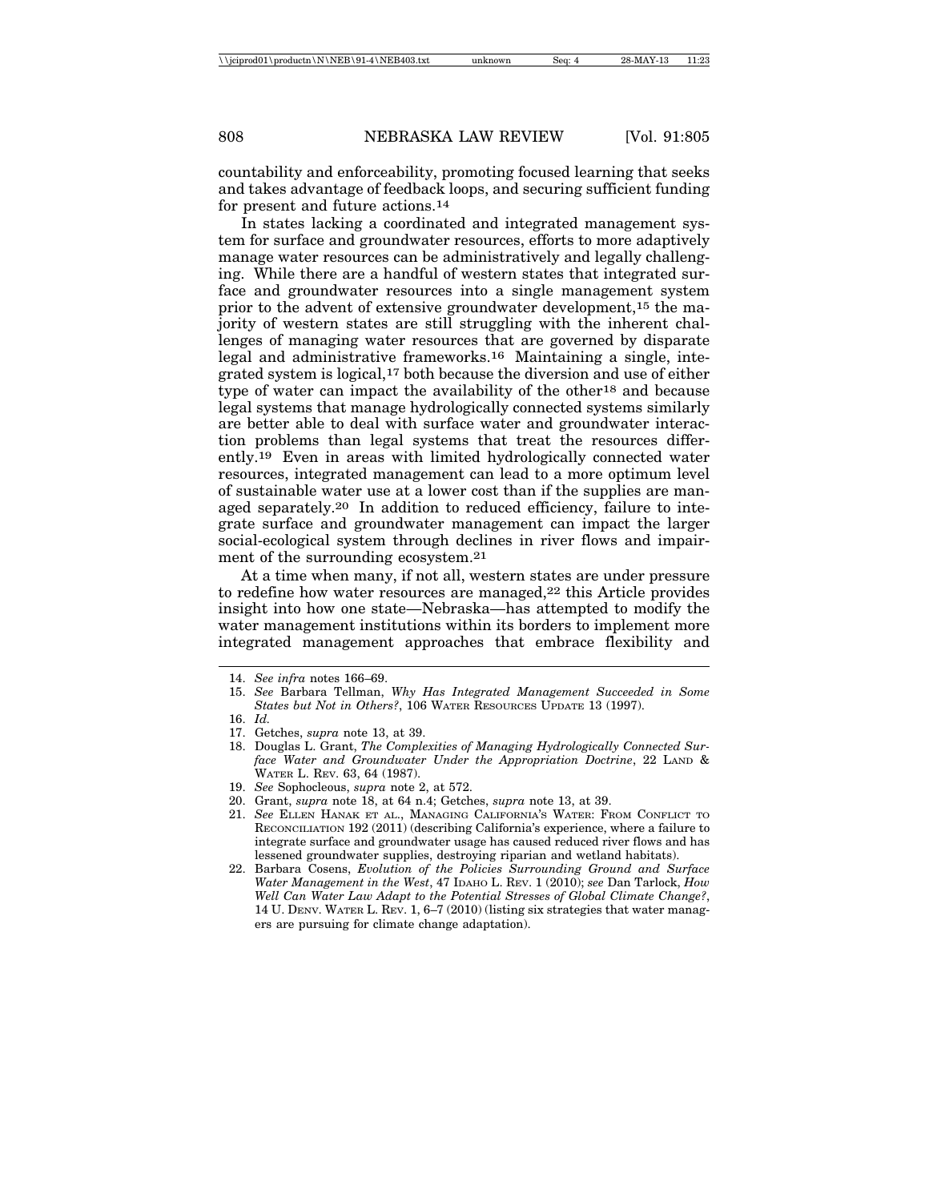countability and enforceability, promoting focused learning that seeks and takes advantage of feedback loops, and securing sufficient funding for present and future actions.[14]

In states lacking a coordinated and integrated management system for surface and groundwater resources, efforts to more adaptively manage water resources can be administratively and legally challenging. While there are a handful of western states that integrated surface and groundwater resources into a single management system prior to the advent of extensive groundwater development,[15] the majority of western states are still struggling with the inherent challenges of managing water resources that are governed by disparate legal and administrative frameworks.[16] Maintaining a single, integrated system is logical,[17] both because the diversion and use of either type of water can impact the availability of the other[18] and because legal systems that manage hydrologically connected systems similarly are better able to deal with surface water and groundwater interaction problems than legal systems that treat the resources differently.[19] Even in areas with limited hydrologically connected water resources, integrated management can lead to a more optimum level of sustainable water use at a lower cost than if the supplies are managed separately.[20] In addition to reduced efficiency, failure to integrate surface and groundwater management can impact the larger social-ecological system through declines in river flows and impairment of the surrounding ecosystem.[21]

At a time when many, if not all, western states are under pressure to redefine how water resources are managed,[22] this Article provides insight into how one state—Nebraska—has attempted to modify the water management institutions within its borders to implement more integrated management approaches that embrace flexibility and

---

14. *See infra* notes 166–69.
15. *See* Barbara Tellman, *Why Has Integrated Management Succeeded in Some States but Not in Others?*, 106 Water Resources Update 13 (1997).
16. *Id.*
17. Getches, *supra* note 13, at 39.
18. Douglas L. Grant, *The Complexities of Managing Hydrologically Connected Surface Water and Groundwater Under the Appropriation Doctrine*, 22 Land & Water L. Rev. 63, 64 (1987).
19. *See* Sophocleous, *supra* note 2, at 572.
20. Grant, *supra* note 18, at 64 n.4; Getches, *supra* note 13, at 39.
21. *See* Ellen Hanak et al., Managing California's Water: From Conflict to Reconciliation 192 (2011) (describing California's experience, where a failure to integrate surface and groundwater usage has caused reduced river flows and has lessened groundwater supplies, destroying riparian and wetland habitats).
22. Barbara Cosens, *Evolution of the Policies Surrounding Ground and Surface Water Management in the West*, 47 Idaho L. Rev. 1 (2010); *see* Dan Tarlock, *How Well Can Water Law Adapt to the Potential Stresses of Global Climate Change?*, 14 U. Denv. Water L. Rev. 1, 6–7 (2010) (listing six strategies that water managers are pursuing for climate change adaptation).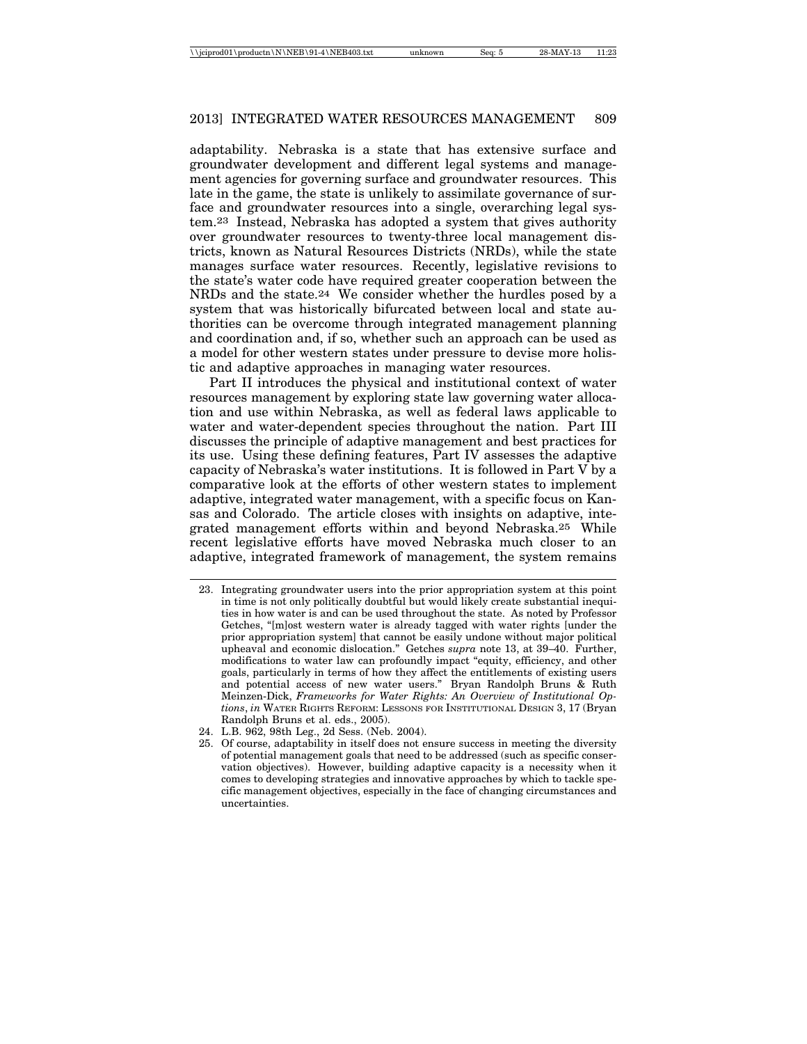adaptability. Nebraska is a state that has extensive surface and groundwater development and different legal systems and management agencies for governing surface and groundwater resources. This late in the game, the state is unlikely to assimilate governance of surface and groundwater resources into a single, overarching legal system.[23] Instead, Nebraska has adopted a system that gives authority over groundwater resources to twenty-three local management districts, known as Natural Resources Districts (NRDs), while the state manages surface water resources. Recently, legislative revisions to the state's water code have required greater cooperation between the NRDs and the state.[24] We consider whether the hurdles posed by a system that was historically bifurcated between local and state authorities can be overcome through integrated management planning and coordination and, if so, whether such an approach can be used as a model for other western states under pressure to devise more holistic and adaptive approaches in managing water resources.

Part II introduces the physical and institutional context of water resources management by exploring state law governing water allocation and use within Nebraska, as well as federal laws applicable to water and water-dependent species throughout the nation. Part III discusses the principle of adaptive management and best practices for its use. Using these defining features, Part IV assesses the adaptive capacity of Nebraska's water institutions. It is followed in Part V by a comparative look at the efforts of other western states to implement adaptive, integrated water management, with a specific focus on Kansas and Colorado. The article closes with insights on adaptive, integrated management efforts within and beyond Nebraska.[25] While recent legislative efforts have moved Nebraska much closer to an adaptive, integrated framework of management, the system remains

---

23. Integrating groundwater users into the prior appropriation system at this point in time is not only politically doubtful but would likely create substantial inequities in how water is and can be used throughout the state. As noted by Professor Getches, "[m]ost western water is already tagged with water rights [under the prior appropriation system] that cannot be easily undone without major political upheaval and economic dislocation." Getches *supra* note 13, at 39–40. Further, modifications to water law can profoundly impact "equity, efficiency, and other goals, particularly in terms of how they affect the entitlements of existing users and potential access of new water users." Bryan Randolph Bruns & Ruth Meinzen-Dick, *Frameworks for Water Rights: An Overview of Institutional Options*, *in* Water Rights Reform: Lessons for Institutional Design 3, 17 (Bryan Randolph Bruns et al. eds., 2005).

24. L.B. 962, 98th Leg., 2d Sess. (Neb. 2004).

25. Of course, adaptability in itself does not ensure success in meeting the diversity of potential management goals that need to be addressed (such as specific conservation objectives). However, building adaptive capacity is a necessity when it comes to developing strategies and innovative approaches by which to tackle specific management objectives, especially in the face of changing circumstances and uncertainties.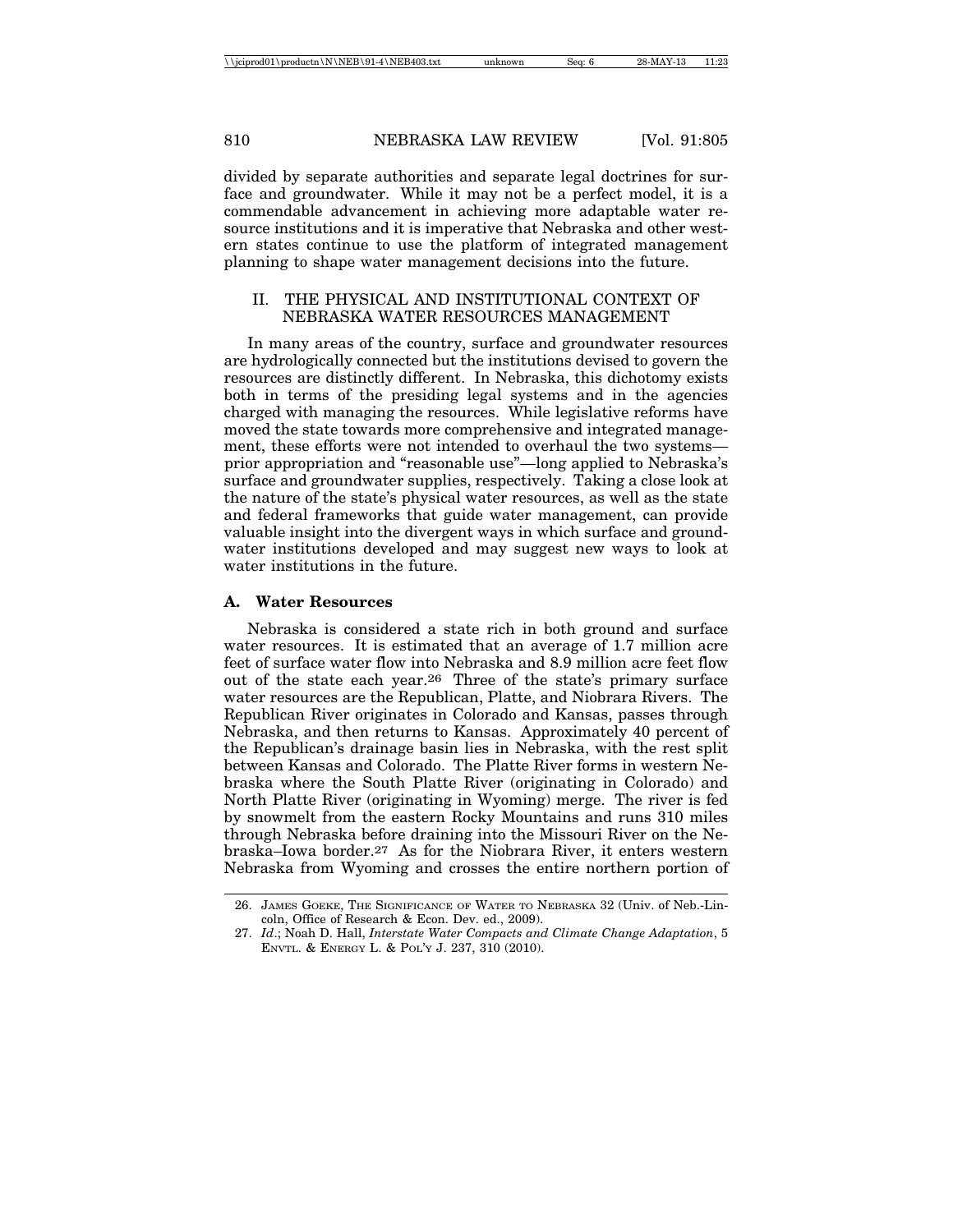divided by separate authorities and separate legal doctrines for surface and groundwater. While it may not be a perfect model, it is a commendable advancement in achieving more adaptable water resource institutions and it is imperative that Nebraska and other western states continue to use the platform of integrated management planning to shape water management decisions into the future.

## II. THE PHYSICAL AND INSTITUTIONAL CONTEXT OF NEBRASKA WATER RESOURCES MANAGEMENT

In many areas of the country, surface and groundwater resources are hydrologically connected but the institutions devised to govern the resources are distinctly different. In Nebraska, this dichotomy exists both in terms of the presiding legal systems and in the agencies charged with managing the resources. While legislative reforms have moved the state towards more comprehensive and integrated management, these efforts were not intended to overhaul the two systems—prior appropriation and "reasonable use"—long applied to Nebraska's surface and groundwater supplies, respectively. Taking a close look at the nature of the state's physical water resources, as well as the state and federal frameworks that guide water management, can provide valuable insight into the divergent ways in which surface and groundwater institutions developed and may suggest new ways to look at water institutions in the future.

### A. Water Resources

Nebraska is considered a state rich in both ground and surface water resources. It is estimated that an average of 1.7 million acre feet of surface water flow into Nebraska and 8.9 million acre feet flow out of the state each year.[26] Three of the state's primary surface water resources are the Republican, Platte, and Niobrara Rivers. The Republican River originates in Colorado and Kansas, passes through Nebraska, and then returns to Kansas. Approximately 40 percent of the Republican's drainage basin lies in Nebraska, with the rest split between Kansas and Colorado. The Platte River forms in western Nebraska where the South Platte River (originating in Colorado) and North Platte River (originating in Wyoming) merge. The river is fed by snowmelt from the eastern Rocky Mountains and runs 310 miles through Nebraska before draining into the Missouri River on the Nebraska–Iowa border.[27] As for the Niobrara River, it enters western Nebraska from Wyoming and crosses the entire northern portion of

---

26. James Goeke, The Significance of Water to Nebraska 32 (Univ. of Neb.-Lincoln, Office of Research & Econ. Dev. ed., 2009).
27. *Id*.; Noah D. Hall, *Interstate Water Compacts and Climate Change Adaptation*, 5 Envtl. & Energy L. & Pol'y J. 237, 310 (2010).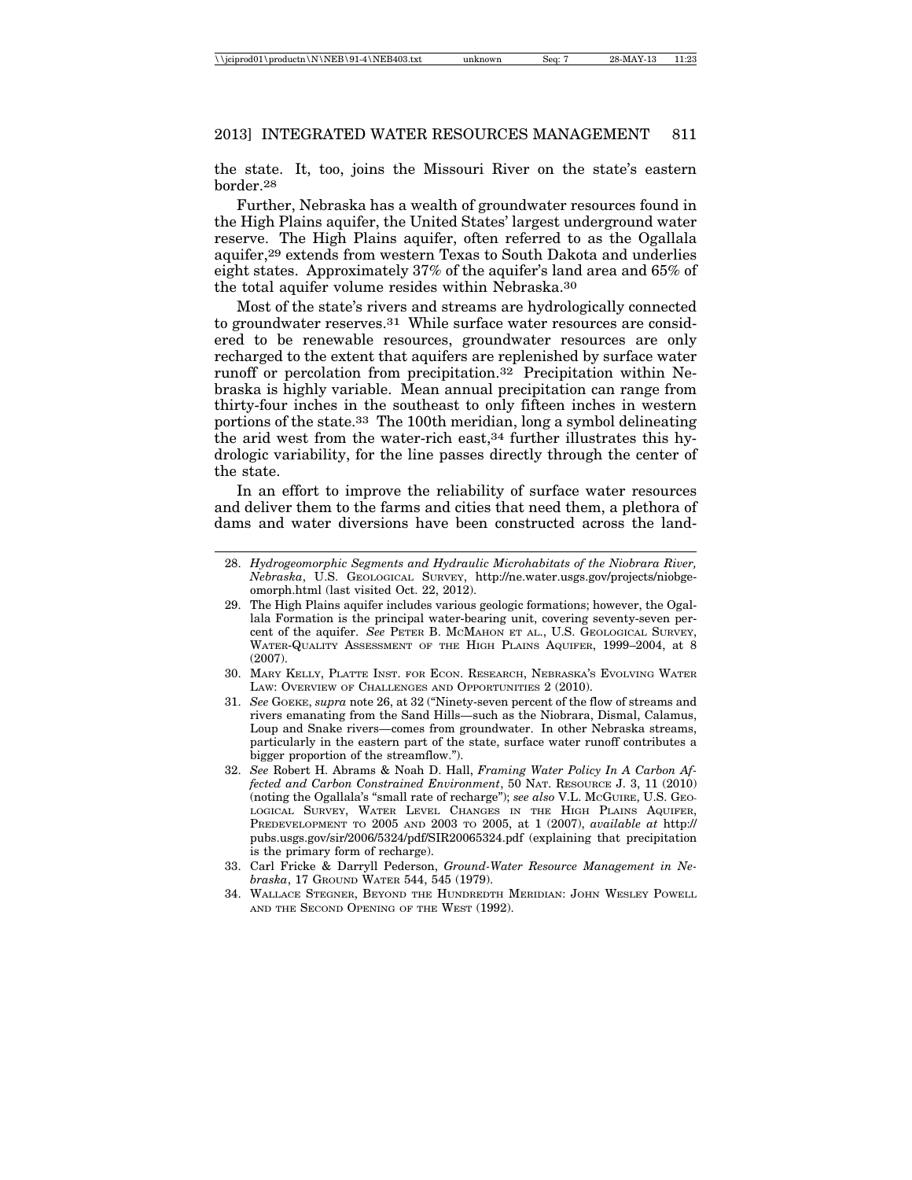the state. It, too, joins the Missouri River on the state's eastern border.[28]

Further, Nebraska has a wealth of groundwater resources found in the High Plains aquifer, the United States' largest underground water reserve. The High Plains aquifer, often referred to as the Ogallala aquifer,[29] extends from western Texas to South Dakota and underlies eight states. Approximately 37% of the aquifer's land area and 65% of the total aquifer volume resides within Nebraska.[30]

Most of the state's rivers and streams are hydrologically connected to groundwater reserves.[31] While surface water resources are considered to be renewable resources, groundwater resources are only recharged to the extent that aquifers are replenished by surface water runoff or percolation from precipitation.[32] Precipitation within Nebraska is highly variable. Mean annual precipitation can range from thirty-four inches in the southeast to only fifteen inches in western portions of the state.[33] The 100th meridian, long a symbol delineating the arid west from the water-rich east,[34] further illustrates this hydrologic variability, for the line passes directly through the center of the state.

In an effort to improve the reliability of surface water resources and deliver them to the farms and cities that need them, a plethora of dams and water diversions have been constructed across the land-

---

28. *Hydrogeomorphic Segments and Hydraulic Microhabitats of the Niobrara River, Nebraska*, U.S. GEOLOGICAL SURVEY, http://ne.water.usgs.gov/projects/niobgeomorph.html (last visited Oct. 22, 2012).

29. The High Plains aquifer includes various geologic formations; however, the Ogallala Formation is the principal water-bearing unit, covering seventy-seven percent of the aquifer. *See* PETER B. MCMAHON ET AL., U.S. GEOLOGICAL SURVEY, WATER-QUALITY ASSESSMENT OF THE HIGH PLAINS AQUIFER, 1999–2004, at 8 (2007).

30. MARY KELLY, PLATTE INST. FOR ECON. RESEARCH, NEBRASKA'S EVOLVING WATER LAW: OVERVIEW OF CHALLENGES AND OPPORTUNITIES 2 (2010).

31. *See* GOEKE, *supra* note 26, at 32 ("Ninety-seven percent of the flow of streams and rivers emanating from the Sand Hills—such as the Niobrara, Dismal, Calamus, Loup and Snake rivers—comes from groundwater. In other Nebraska streams, particularly in the eastern part of the state, surface water runoff contributes a bigger proportion of the streamflow.").

32. *See* Robert H. Abrams & Noah D. Hall, *Framing Water Policy In A Carbon Affected and Carbon Constrained Environment*, 50 NAT. RESOURCE J. 3, 11 (2010) (noting the Ogallala's "small rate of recharge"); *see also* V.L. MCGUIRE, U.S. GEOLOGICAL SURVEY, WATER LEVEL CHANGES IN THE HIGH PLAINS AQUIFER, PREDEVELOPMENT TO 2005 AND 2003 TO 2005, at 1 (2007), *available at* http://pubs.usgs.gov/sir/2006/5324/pdf/SIR20065324.pdf (explaining that precipitation is the primary form of recharge).

33. Carl Fricke & Darryll Pederson, *Ground-Water Resource Management in Nebraska*, 17 GROUND WATER 544, 545 (1979).

34. WALLACE STEGNER, BEYOND THE HUNDREDTH MERIDIAN: JOHN WESLEY POWELL AND THE SECOND OPENING OF THE WEST (1992).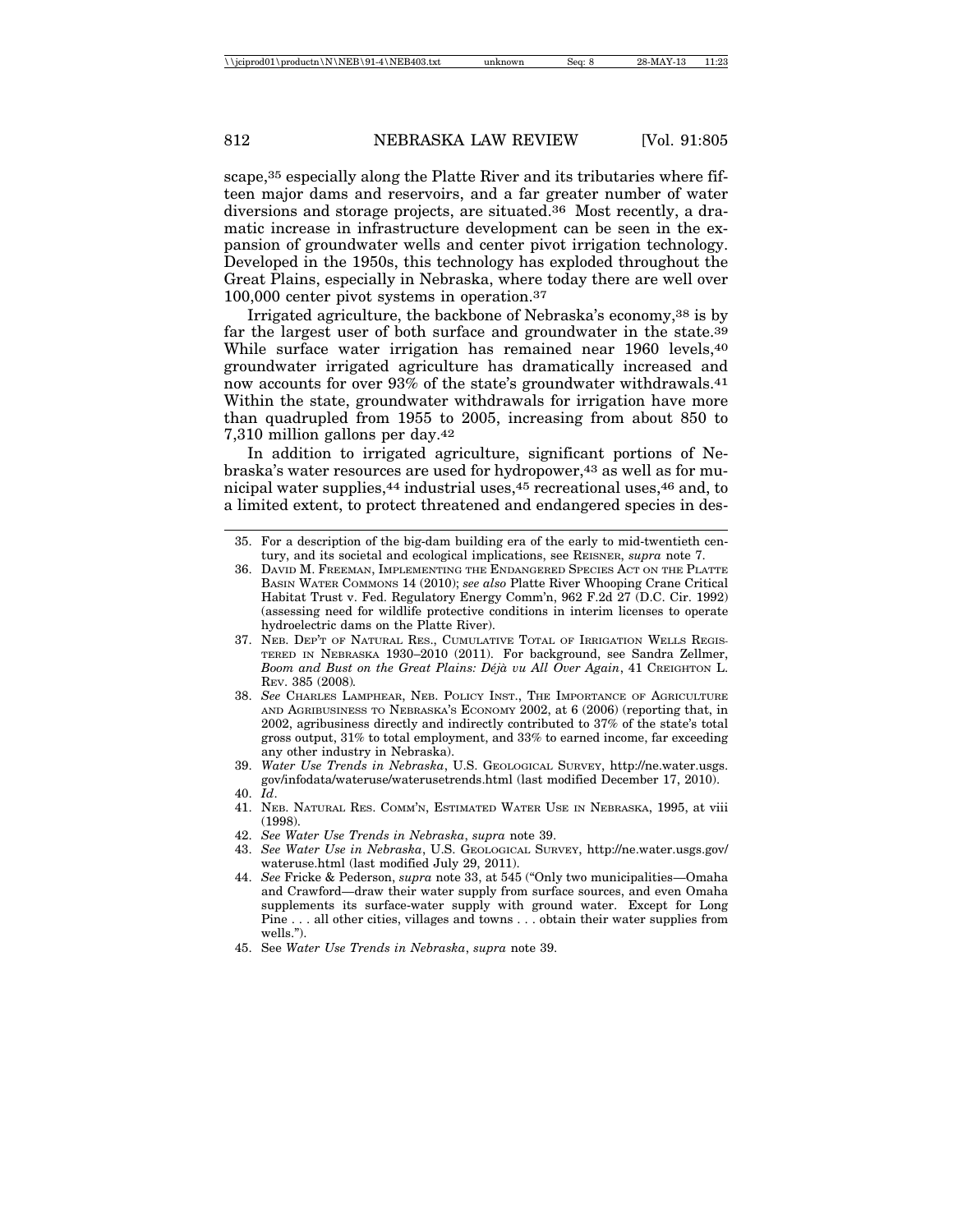scape,[35] especially along the Platte River and its tributaries where fifteen major dams and reservoirs, and a far greater number of water diversions and storage projects, are situated.[36] Most recently, a dramatic increase in infrastructure development can be seen in the expansion of groundwater wells and center pivot irrigation technology. Developed in the 1950s, this technology has exploded throughout the Great Plains, especially in Nebraska, where today there are well over 100,000 center pivot systems in operation.[37]

Irrigated agriculture, the backbone of Nebraska's economy,[38] is by far the largest user of both surface and groundwater in the state.[39] While surface water irrigation has remained near 1960 levels,[40] groundwater irrigated agriculture has dramatically increased and now accounts for over 93% of the state's groundwater withdrawals.[41] Within the state, groundwater withdrawals for irrigation have more than quadrupled from 1955 to 2005, increasing from about 850 to 7,310 million gallons per day.[42]

In addition to irrigated agriculture, significant portions of Nebraska's water resources are used for hydropower,[43] as well as for municipal water supplies,[44] industrial uses,[45] recreational uses,[46] and, to a limited extent, to protect threatened and endangered species in des-

---

35. For a description of the big-dam building era of the early to mid-twentieth century, and its societal and ecological implications, see REISNER, *supra* note 7.

36. DAVID M. FREEMAN, IMPLEMENTING THE ENDANGERED SPECIES ACT ON THE PLATTE BASIN WATER COMMONS 14 (2010); *see also* Platte River Whooping Crane Critical Habitat Trust v. Fed. Regulatory Energy Comm'n, 962 F.2d 27 (D.C. Cir. 1992) (assessing need for wildlife protective conditions in interim licenses to operate hydroelectric dams on the Platte River).

37. NEB. DEP'T OF NATURAL RES., CUMULATIVE TOTAL OF IRRIGATION WELLS REGISTERED IN NEBRASKA 1930–2010 (2011). For background, see Sandra Zellmer, *Boom and Bust on the Great Plains: Déjà vu All Over Again*, 41 CREIGHTON L. REV. 385 (2008).

38. *See* CHARLES LAMPHEAR, NEB. POLICY INST., THE IMPORTANCE OF AGRICULTURE AND AGRIBUSINESS TO NEBRASKA'S ECONOMY 2002, at 6 (2006) (reporting that, in 2002, agribusiness directly and indirectly contributed to 37% of the state's total gross output, 31% to total employment, and 33% to earned income, far exceeding any other industry in Nebraska).

39. *Water Use Trends in Nebraska*, U.S. GEOLOGICAL SURVEY, http://ne.water.usgs.gov/infodata/wateruse/waterusetrends.html (last modified December 17, 2010).

40. *Id*.

41. NEB. NATURAL RES. COMM'N, ESTIMATED WATER USE IN NEBRASKA, 1995, at viii (1998).

42. *See Water Use Trends in Nebraska*, *supra* note 39.

43. *See Water Use in Nebraska*, U.S. GEOLOGICAL SURVEY, http://ne.water.usgs.gov/wateruse.html (last modified July 29, 2011).

44. *See* Fricke & Pederson, *supra* note 33, at 545 ("Only two municipalities—Omaha and Crawford—draw their water supply from surface sources, and even Omaha supplements its surface-water supply with ground water. Except for Long Pine . . . all other cities, villages and towns . . . obtain their water supplies from wells.").

45. See *Water Use Trends in Nebraska*, *supra* note 39.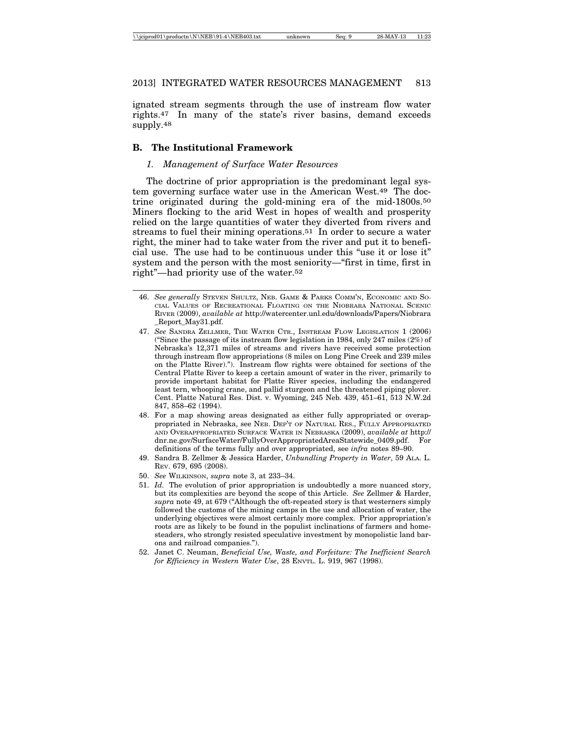ignated stream segments through the use of instream flow water rights.[47] In many of the state's river basins, demand exceeds supply.[48]

### B. The Institutional Framework

#### *1. Management of Surface Water Resources*

The doctrine of prior appropriation is the predominant legal system governing surface water use in the American West.[49] The doctrine originated during the gold-mining era of the mid-1800s.[50] Miners flocking to the arid West in hopes of wealth and prosperity relied on the large quantities of water they diverted from rivers and streams to fuel their mining operations.[51] In order to secure a water right, the miner had to take water from the river and put it to beneficial use. The use had to be continuous under this "use it or lose it" system and the person with the most seniority—"first in time, first in right"—had priority use of the water.[52]

---

46. *See generally* STEVEN SHULTZ, NEB. GAME & PARKS COMM'N, ECONOMIC AND SOCIAL VALUES OF RECREATIONAL FLOATING ON THE NIOBRARA NATIONAL SCENIC RIVER (2009), *available at* http://watercenter.unl.edu/downloads/Papers/Niobrara_Report_May31.pdf.

47. *See* SANDRA ZELLMER, THE WATER CTR., INSTREAM FLOW LEGISLATION 1 (2006) ("Since the passage of its instream flow legislation in 1984, only 247 miles (2%) of Nebraska's 12,371 miles of streams and rivers have received some protection through instream flow appropriations (8 miles on Long Pine Creek and 239 miles on the Platte River)."). Instream flow rights were obtained for sections of the Central Platte River to keep a certain amount of water in the river, primarily to provide important habitat for Platte River species, including the endangered least tern, whooping crane, and pallid sturgeon and the threatened piping plover. Cent. Platte Natural Res. Dist. v. Wyoming, 245 Neb. 439, 451–61, 513 N.W.2d 847, 858–62 (1994).

48. For a map showing areas designated as either fully appropriated or overappropriated in Nebraska, see NEB. DEP'T OF NATURAL RES., FULLY APPROPRIATED AND OVERAPPROPRIATED SURFACE WATER IN NEBRASKA (2009), *available at* http://dnr.ne.gov/SurfaceWater/FullyOverAppropriatedAreaStatewide_0409.pdf. For definitions of the terms fully and over appropriated, see *infra* notes 89–90.

49. Sandra B. Zellmer & Jessica Harder, *Unbundling Property in Water*, 59 ALA. L. REV. 679, 695 (2008).

50. *See* WILKINSON, *supra* note 3, at 233–34.

51. *Id.* The evolution of prior appropriation is undoubtedly a more nuanced story, but its complexities are beyond the scope of this Article. *See* Zellmer & Harder, *supra* note 49, at 679 ("Although the oft-repeated story is that westerners simply followed the customs of the mining camps in the use and allocation of water, the underlying objectives were almost certainly more complex. Prior appropriation's roots are as likely to be found in the populist inclinations of farmers and homesteaders, who strongly resisted speculative investment by monopolistic land barons and railroad companies.").

52. Janet C. Neuman, *Beneficial Use, Waste, and Forfeiture: The Inefficient Search for Efficiency in Western Water Use*, 28 ENVTL. L. 919, 967 (1998).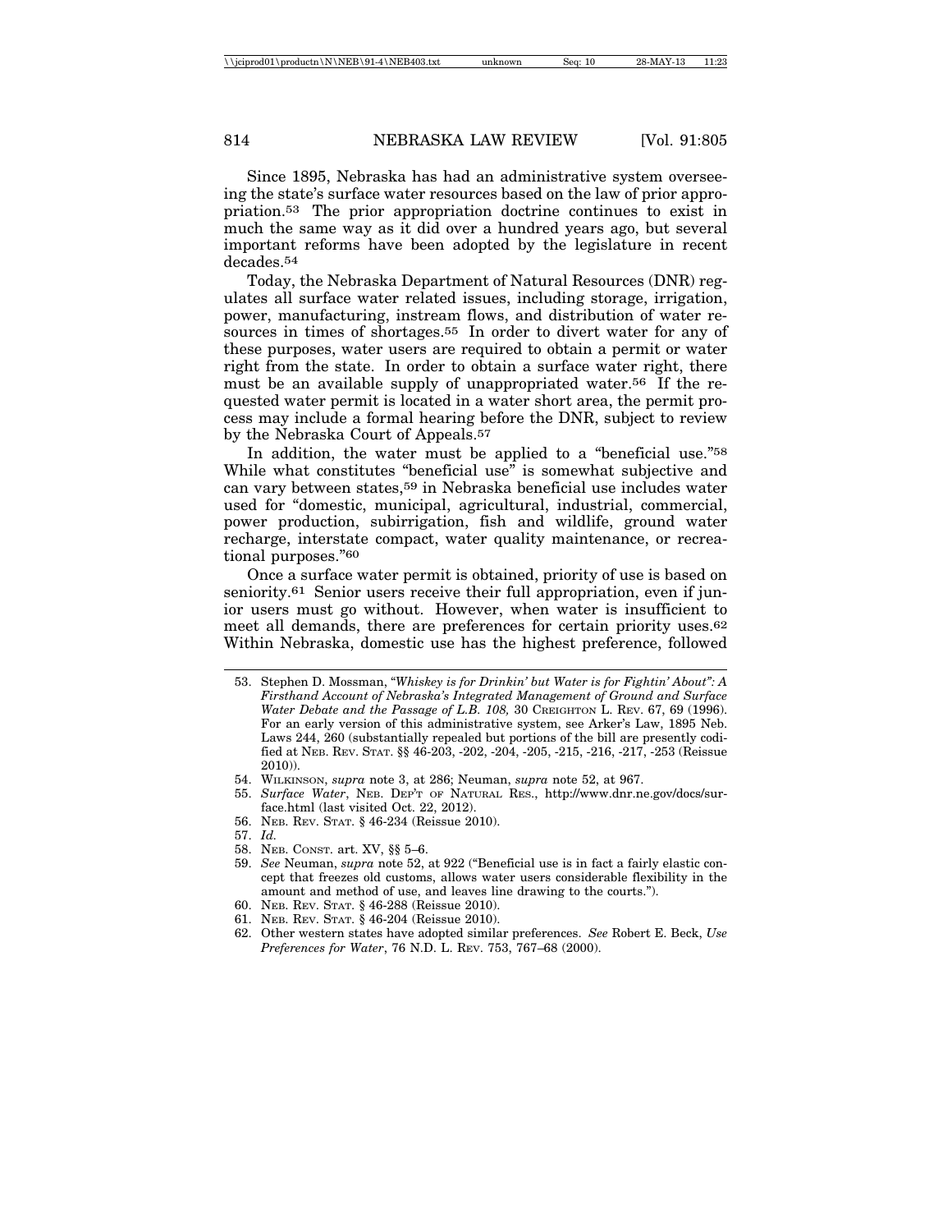Since 1895, Nebraska has had an administrative system overseeing the state's surface water resources based on the law of prior appropriation.[53] The prior appropriation doctrine continues to exist in much the same way as it did over a hundred years ago, but several important reforms have been adopted by the legislature in recent decades.[54]

Today, the Nebraska Department of Natural Resources (DNR) regulates all surface water related issues, including storage, irrigation, power, manufacturing, instream flows, and distribution of water resources in times of shortages.[55] In order to divert water for any of these purposes, water users are required to obtain a permit or water right from the state. In order to obtain a surface water right, there must be an available supply of unappropriated water.[56] If the requested water permit is located in a water short area, the permit process may include a formal hearing before the DNR, subject to review by the Nebraska Court of Appeals.[57]

In addition, the water must be applied to a "beneficial use."[58] While what constitutes "beneficial use" is somewhat subjective and can vary between states,[59] in Nebraska beneficial use includes water used for "domestic, municipal, agricultural, industrial, commercial, power production, subirrigation, fish and wildlife, ground water recharge, interstate compact, water quality maintenance, or recreational purposes."[60]

Once a surface water permit is obtained, priority of use is based on seniority.[61] Senior users receive their full appropriation, even if junior users must go without. However, when water is insufficient to meet all demands, there are preferences for certain priority uses.[62] Within Nebraska, domestic use has the highest preference, followed

---

53. Stephen D. Mossman, *"Whiskey is for Drinkin' but Water is for Fightin' About": A Firsthand Account of Nebraska's Integrated Management of Ground and Surface Water Debate and the Passage of L.B. 108,* 30 CREIGHTON L. REV. 67, 69 (1996). For an early version of this administrative system, see Arker's Law, 1895 Neb. Laws 244, 260 (substantially repealed but portions of the bill are presently codified at NEB. REV. STAT. §§ 46-203, -202, -204, -205, -215, -216, -217, -253 (Reissue 2010)).
54. WILKINSON, *supra* note 3, at 286; Neuman, *supra* note 52, at 967.
55. *Surface Water*, NEB. DEP'T OF NATURAL RES., http://www.dnr.ne.gov/docs/surface.html (last visited Oct. 22, 2012).
56. NEB. REV. STAT. § 46-234 (Reissue 2010).
57. *Id.*
58. NEB. CONST. art. XV, §§ 5–6.
59. *See* Neuman, *supra* note 52, at 922 ("Beneficial use is in fact a fairly elastic concept that freezes old customs, allows water users considerable flexibility in the amount and method of use, and leaves line drawing to the courts.").
60. NEB. REV. STAT. § 46-288 (Reissue 2010).
61. NEB. REV. STAT. § 46-204 (Reissue 2010).
62. Other western states have adopted similar preferences. *See* Robert E. Beck, *Use Preferences for Water*, 76 N.D. L. REV. 753, 767–68 (2000).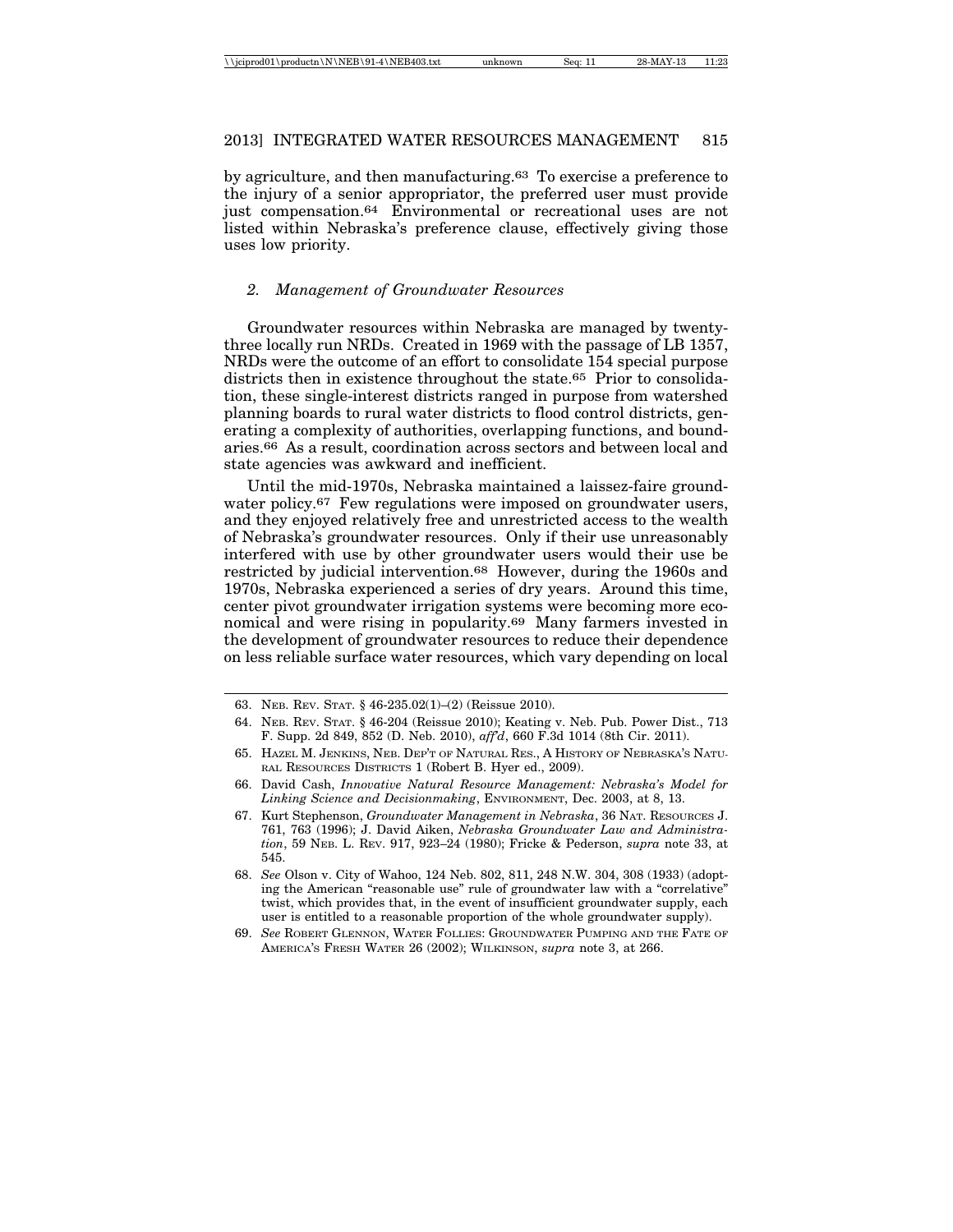by agriculture, and then manufacturing.[63] To exercise a preference to the injury of a senior appropriator, the preferred user must provide just compensation.[64] Environmental or recreational uses are not listed within Nebraska's preference clause, effectively giving those uses low priority.

### *2. Management of Groundwater Resources*

Groundwater resources within Nebraska are managed by twenty-three locally run NRDs. Created in 1969 with the passage of LB 1357, NRDs were the outcome of an effort to consolidate 154 special purpose districts then in existence throughout the state.[65] Prior to consolidation, these single-interest districts ranged in purpose from watershed planning boards to rural water districts to flood control districts, generating a complexity of authorities, overlapping functions, and boundaries.[66] As a result, coordination across sectors and between local and state agencies was awkward and inefficient.

Until the mid-1970s, Nebraska maintained a laissez-faire groundwater policy.[67] Few regulations were imposed on groundwater users, and they enjoyed relatively free and unrestricted access to the wealth of Nebraska's groundwater resources. Only if their use unreasonably interfered with use by other groundwater users would their use be restricted by judicial intervention.[68] However, during the 1960s and 1970s, Nebraska experienced a series of dry years. Around this time, center pivot groundwater irrigation systems were becoming more economical and were rising in popularity.[69] Many farmers invested in the development of groundwater resources to reduce their dependence on less reliable surface water resources, which vary depending on local

---

63. NEB. REV. STAT. § 46-235.02(1)–(2) (Reissue 2010).

64. NEB. REV. STAT. § 46-204 (Reissue 2010); Keating v. Neb. Pub. Power Dist., 713 F. Supp. 2d 849, 852 (D. Neb. 2010), *aff'd*, 660 F.3d 1014 (8th Cir. 2011).

65. HAZEL M. JENKINS, NEB. DEP'T OF NATURAL RES., A HISTORY OF NEBRASKA'S NATURAL RESOURCES DISTRICTS 1 (Robert B. Hyer ed., 2009).

66. David Cash, *Innovative Natural Resource Management: Nebraska's Model for Linking Science and Decisionmaking*, ENVIRONMENT, Dec. 2003, at 8, 13.

67. Kurt Stephenson, *Groundwater Management in Nebraska*, 36 NAT. RESOURCES J. 761, 763 (1996); J. David Aiken, *Nebraska Groundwater Law and Administration*, 59 NEB. L. REV. 917, 923–24 (1980); Fricke & Pederson, *supra* note 33, at 545.

68. *See* Olson v. City of Wahoo, 124 Neb. 802, 811, 248 N.W. 304, 308 (1933) (adopting the American "reasonable use" rule of groundwater law with a "correlative" twist, which provides that, in the event of insufficient groundwater supply, each user is entitled to a reasonable proportion of the whole groundwater supply).

69. *See* ROBERT GLENNON, WATER FOLLIES: GROUNDWATER PUMPING AND THE FATE OF AMERICA'S FRESH WATER 26 (2002); WILKINSON, *supra* note 3, at 266.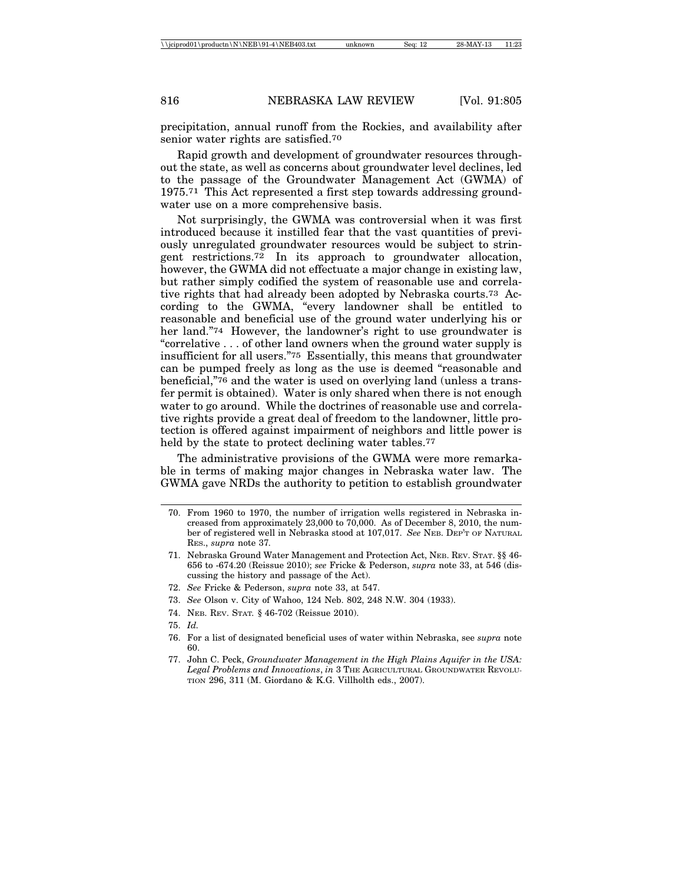precipitation, annual runoff from the Rockies, and availability after senior water rights are satisfied.[70]

Rapid growth and development of groundwater resources throughout the state, as well as concerns about groundwater level declines, led to the passage of the Groundwater Management Act (GWMA) of 1975.[71] This Act represented a first step towards addressing groundwater use on a more comprehensive basis.

Not surprisingly, the GWMA was controversial when it was first introduced because it instilled fear that the vast quantities of previously unregulated groundwater resources would be subject to stringent restrictions.[72] In its approach to groundwater allocation, however, the GWMA did not effectuate a major change in existing law, but rather simply codified the system of reasonable use and correlative rights that had already been adopted by Nebraska courts.[73] According to the GWMA, "every landowner shall be entitled to reasonable and beneficial use of the ground water underlying his or her land."[74] However, the landowner's right to use groundwater is "correlative . . . of other land owners when the ground water supply is insufficient for all users."[75] Essentially, this means that groundwater can be pumped freely as long as the use is deemed "reasonable and beneficial,"[76] and the water is used on overlying land (unless a transfer permit is obtained). Water is only shared when there is not enough water to go around. While the doctrines of reasonable use and correlative rights provide a great deal of freedom to the landowner, little protection is offered against impairment of neighbors and little power is held by the state to protect declining water tables.[77]

The administrative provisions of the GWMA were more remarkable in terms of making major changes in Nebraska water law. The GWMA gave NRDs the authority to petition to establish groundwater

---

70. From 1960 to 1970, the number of irrigation wells registered in Nebraska increased from approximately 23,000 to 70,000. As of December 8, 2010, the number of registered well in Nebraska stood at 107,017. *See* NEB. DEP'T OF NATURAL RES., *supra* note 37.

71. Nebraska Ground Water Management and Protection Act, NEB. REV. STAT. §§ 46-656 to -674.20 (Reissue 2010); *see* Fricke & Pederson, *supra* note 33, at 546 (discussing the history and passage of the Act).

72. *See* Fricke & Pederson, *supra* note 33, at 547.

73. *See* Olson v. City of Wahoo, 124 Neb. 802, 248 N.W. 304 (1933).

74. NEB. REV. STAT. § 46-702 (Reissue 2010).

75. *Id.*

76. For a list of designated beneficial uses of water within Nebraska, see *supra* note 60.

77. John C. Peck, *Groundwater Management in the High Plains Aquifer in the USA: Legal Problems and Innovations*, *in* 3 THE AGRICULTURAL GROUNDWATER REVOLUTION 296, 311 (M. Giordano & K.G. Villholth eds., 2007).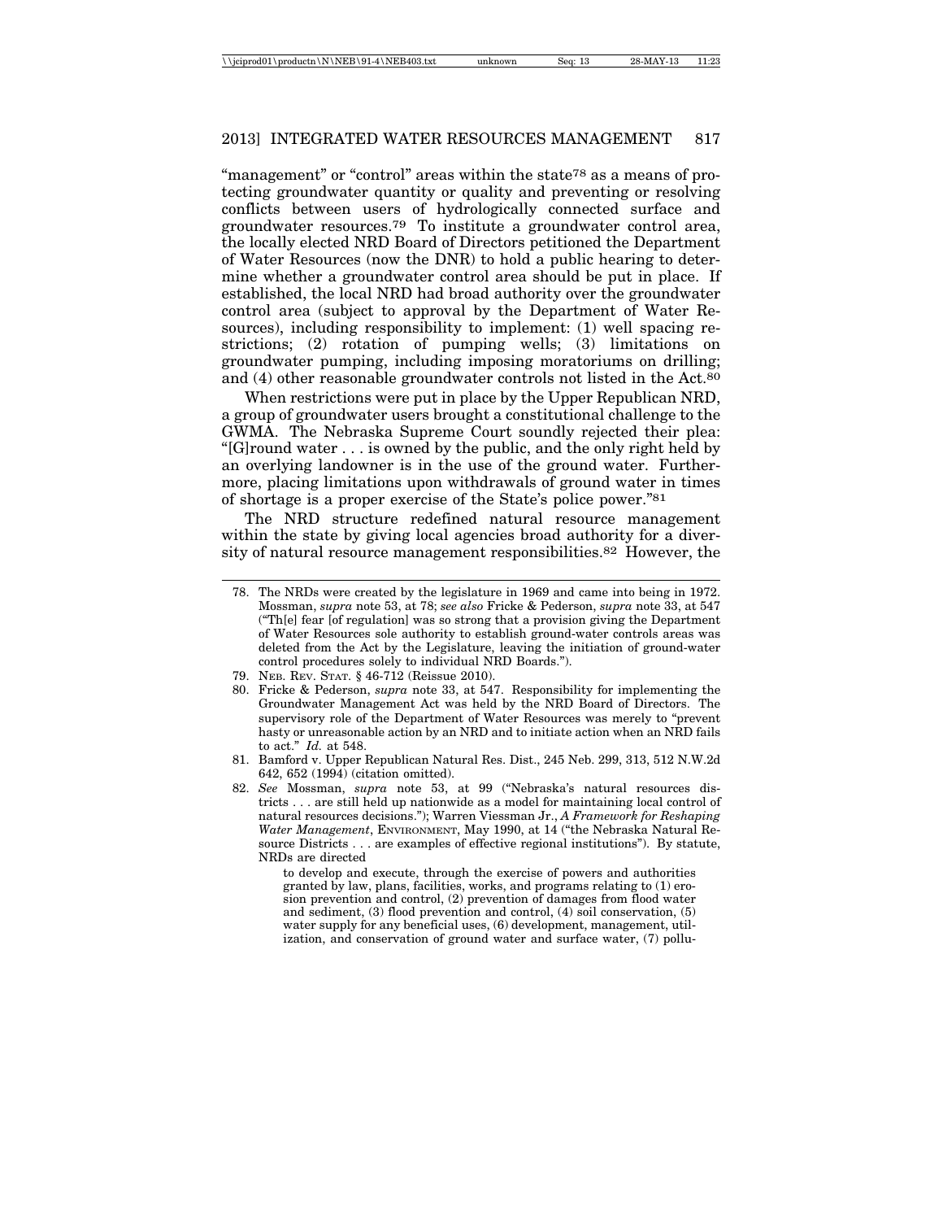"management" or "control" areas within the state[78] as a means of protecting groundwater quantity or quality and preventing or resolving conflicts between users of hydrologically connected surface and groundwater resources.[79] To institute a groundwater control area, the locally elected NRD Board of Directors petitioned the Department of Water Resources (now the DNR) to hold a public hearing to determine whether a groundwater control area should be put in place. If established, the local NRD had broad authority over the groundwater control area (subject to approval by the Department of Water Resources), including responsibility to implement: (1) well spacing restrictions; (2) rotation of pumping wells; (3) limitations on groundwater pumping, including imposing moratoriums on drilling; and (4) other reasonable groundwater controls not listed in the Act.[80]

When restrictions were put in place by the Upper Republican NRD, a group of groundwater users brought a constitutional challenge to the GWMA. The Nebraska Supreme Court soundly rejected their plea: "[G]round water . . . is owned by the public, and the only right held by an overlying landowner is in the use of the ground water. Furthermore, placing limitations upon withdrawals of ground water in times of shortage is a proper exercise of the State's police power."[81]

The NRD structure redefined natural resource management within the state by giving local agencies broad authority for a diversity of natural resource management responsibilities.[82] However, the

---

78. The NRDs were created by the legislature in 1969 and came into being in 1972. Mossman, *supra* note 53, at 78; *see also* Fricke & Pederson, *supra* note 33, at 547 ("Th[e] fear [of regulation] was so strong that a provision giving the Department of Water Resources sole authority to establish ground-water controls areas was deleted from the Act by the Legislature, leaving the initiation of ground-water control procedures solely to individual NRD Boards.").

79. Neb. Rev. Stat. § 46-712 (Reissue 2010).

80. Fricke & Pederson, *supra* note 33, at 547. Responsibility for implementing the Groundwater Management Act was held by the NRD Board of Directors. The supervisory role of the Department of Water Resources was merely to "prevent hasty or unreasonable action by an NRD and to initiate action when an NRD fails to act." *Id.* at 548.

81. Bamford v. Upper Republican Natural Res. Dist., 245 Neb. 299, 313, 512 N.W.2d 642, 652 (1994) (citation omitted).

82. *See* Mossman, *supra* note 53, at 99 ("Nebraska's natural resources districts . . . are still held up nationwide as a model for maintaining local control of natural resources decisions."); Warren Viessman Jr., *A Framework for Reshaping Water Management*, Environment, May 1990, at 14 ("the Nebraska Natural Resource Districts . . . are examples of effective regional institutions"). By statute, NRDs are directed

> to develop and execute, through the exercise of powers and authorities granted by law, plans, facilities, works, and programs relating to (1) erosion prevention and control, (2) prevention of damages from flood water and sediment, (3) flood prevention and control, (4) soil conservation, (5) water supply for any beneficial uses, (6) development, management, utilization, and conservation of ground water and surface water, (7) pollu-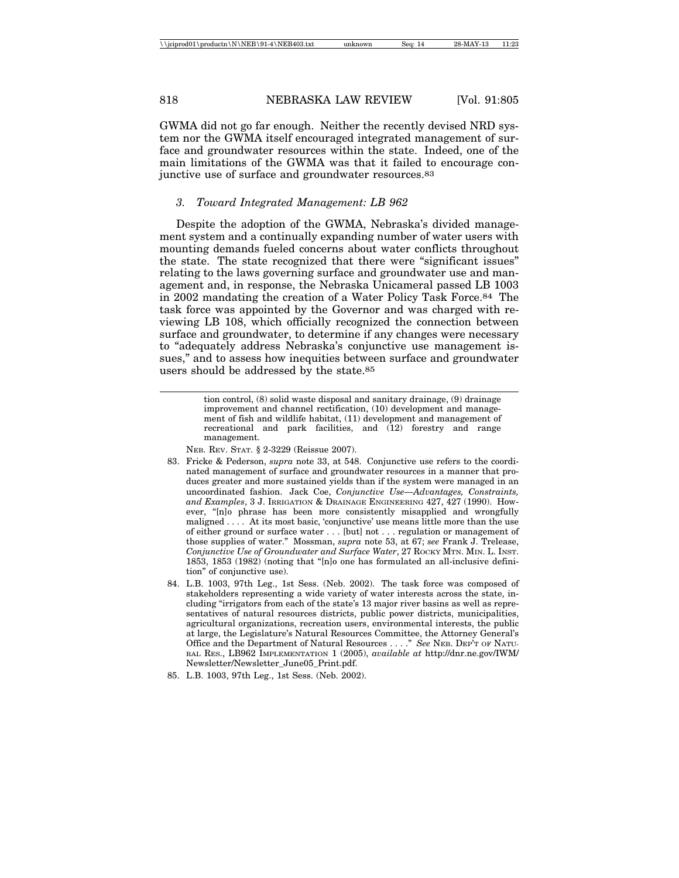GWMA did not go far enough. Neither the recently devised NRD system nor the GWMA itself encouraged integrated management of surface and groundwater resources within the state. Indeed, one of the main limitations of the GWMA was that it failed to encourage conjunctive use of surface and groundwater resources.[83]

### *3. Toward Integrated Management: LB 962*

Despite the adoption of the GWMA, Nebraska's divided management system and a continually expanding number of water users with mounting demands fueled concerns about water conflicts throughout the state. The state recognized that there were "significant issues" relating to the laws governing surface and groundwater use and management and, in response, the Nebraska Unicameral passed LB 1003 in 2002 mandating the creation of a Water Policy Task Force.[84] The task force was appointed by the Governor and was charged with reviewing LB 108, which officially recognized the connection between surface and groundwater, to determine if any changes were necessary to "adequately address Nebraska's conjunctive use management issues," and to assess how inequities between surface and groundwater users should be addressed by the state.[85]

---

> tion control, (8) solid waste disposal and sanitary drainage, (9) drainage improvement and channel rectification, (10) development and management of fish and wildlife habitat, (11) development and management of recreational and park facilities, and (12) forestry and range management.

NEB. REV. STAT. § 2-3229 (Reissue 2007).

83. Fricke & Pederson, *supra* note 33, at 548. Conjunctive use refers to the coordinated management of surface and groundwater resources in a manner that produces greater and more sustained yields than if the system were managed in an uncoordinated fashion. Jack Coe, *Conjunctive Use—Advantages, Constraints, and Examples*, 3 J. IRRIGATION & DRAINAGE ENGINEERING 427, 427 (1990). However, "[n]o phrase has been more consistently misapplied and wrongfully maligned . . . . At its most basic, 'conjunctive' use means little more than the use of either ground or surface water . . . [but] not . . . regulation or management of those supplies of water." Mossman, *supra* note 53, at 67; *see* Frank J. Trelease, *Conjunctive Use of Groundwater and Surface Water*, 27 ROCKY MTN. MIN. L. INST. 1853, 1853 (1982) (noting that "[n]o one has formulated an all-inclusive definition" of conjunctive use).

84. L.B. 1003, 97th Leg., 1st Sess. (Neb. 2002). The task force was composed of stakeholders representing a wide variety of water interests across the state, including "irrigators from each of the state's 13 major river basins as well as representatives of natural resources districts, public power districts, municipalities, agricultural organizations, recreation users, environmental interests, the public at large, the Legislature's Natural Resources Committee, the Attorney General's Office and the Department of Natural Resources . . . ." *See* NEB. DEP'T OF NATURAL RES., LB962 IMPLEMENTATION 1 (2005), *available at* http://dnr.ne.gov/IWM/Newsletter/Newsletter_June05_Print.pdf.

85. L.B. 1003, 97th Leg., 1st Sess. (Neb. 2002).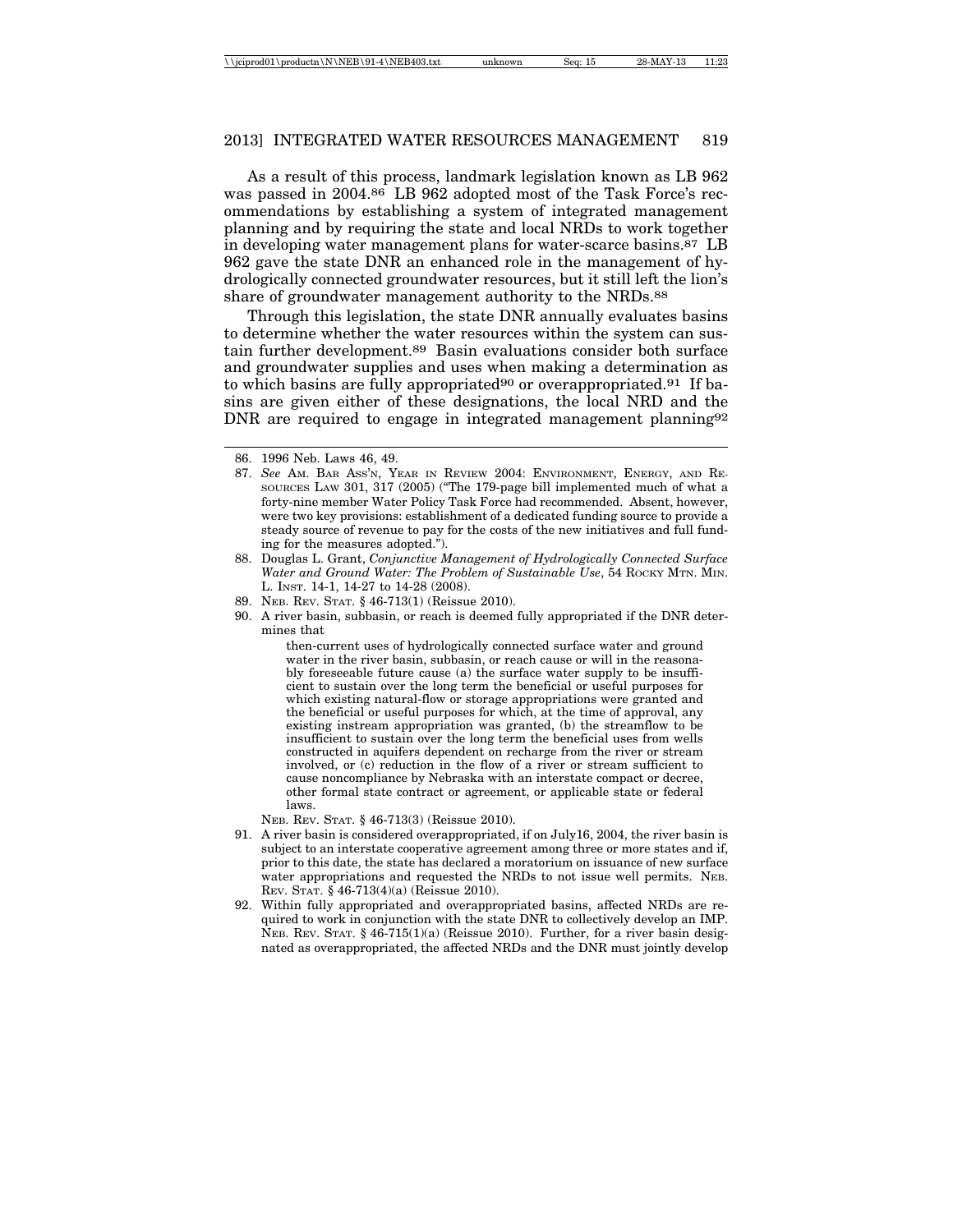As a result of this process, landmark legislation known as LB 962 was passed in 2004.[86] LB 962 adopted most of the Task Force's recommendations by establishing a system of integrated management planning and by requiring the state and local NRDs to work together in developing water management plans for water-scarce basins.[87] LB 962 gave the state DNR an enhanced role in the management of hydrologically connected groundwater resources, but it still left the lion's share of groundwater management authority to the NRDs.[88]

Through this legislation, the state DNR annually evaluates basins to determine whether the water resources within the system can sustain further development.[89] Basin evaluations consider both surface and groundwater supplies and uses when making a determination as to which basins are fully appropriated[90] or overappropriated.[91] If basins are given either of these designations, the local NRD and the DNR are required to engage in integrated management planning[92]

---

86. 1996 Neb. Laws 46, 49.

87. *See* Am. Bar Ass'n, Year in Review 2004: Environment, Energy, and Resources Law 301, 317 (2005) ("The 179-page bill implemented much of what a forty-nine member Water Policy Task Force had recommended. Absent, however, were two key provisions: establishment of a dedicated funding source to provide a steady source of revenue to pay for the costs of the new initiatives and full funding for the measures adopted.").

88. Douglas L. Grant, *Conjunctive Management of Hydrologically Connected Surface Water and Ground Water: The Problem of Sustainable Use*, 54 Rocky Mtn. Min. L. Inst. 14-1, 14-27 to 14-28 (2008).

89. Neb. Rev. Stat. § 46-713(1) (Reissue 2010).

90. A river basin, subbasin, or reach is deemed fully appropriated if the DNR determines that

    > then-current uses of hydrologically connected surface water and ground water in the river basin, subbasin, or reach cause or will in the reasonably foreseeable future cause (a) the surface water supply to be insufficient to sustain over the long term the beneficial or useful purposes for which existing natural-flow or storage appropriations were granted and the beneficial or useful purposes for which, at the time of approval, any existing instream appropriation was granted, (b) the streamflow to be insufficient to sustain over the long term the beneficial uses from wells constructed in aquifers dependent on recharge from the river or stream involved, or (c) reduction in the flow of a river or stream sufficient to cause noncompliance by Nebraska with an interstate compact or decree, other formal state contract or agreement, or applicable state or federal laws.

    Neb. Rev. Stat. § 46-713(3) (Reissue 2010).

91. A river basin is considered overappropriated, if on July16, 2004, the river basin is subject to an interstate cooperative agreement among three or more states and if, prior to this date, the state has declared a moratorium on issuance of new surface water appropriations and requested the NRDs to not issue well permits. Neb. Rev. Stat. § 46-713(4)(a) (Reissue 2010).

92. Within fully appropriated and overappropriated basins, affected NRDs are required to work in conjunction with the state DNR to collectively develop an IMP. Neb. Rev. Stat. § 46-715(1)(a) (Reissue 2010). Further, for a river basin designated as overappropriated, the affected NRDs and the DNR must jointly develop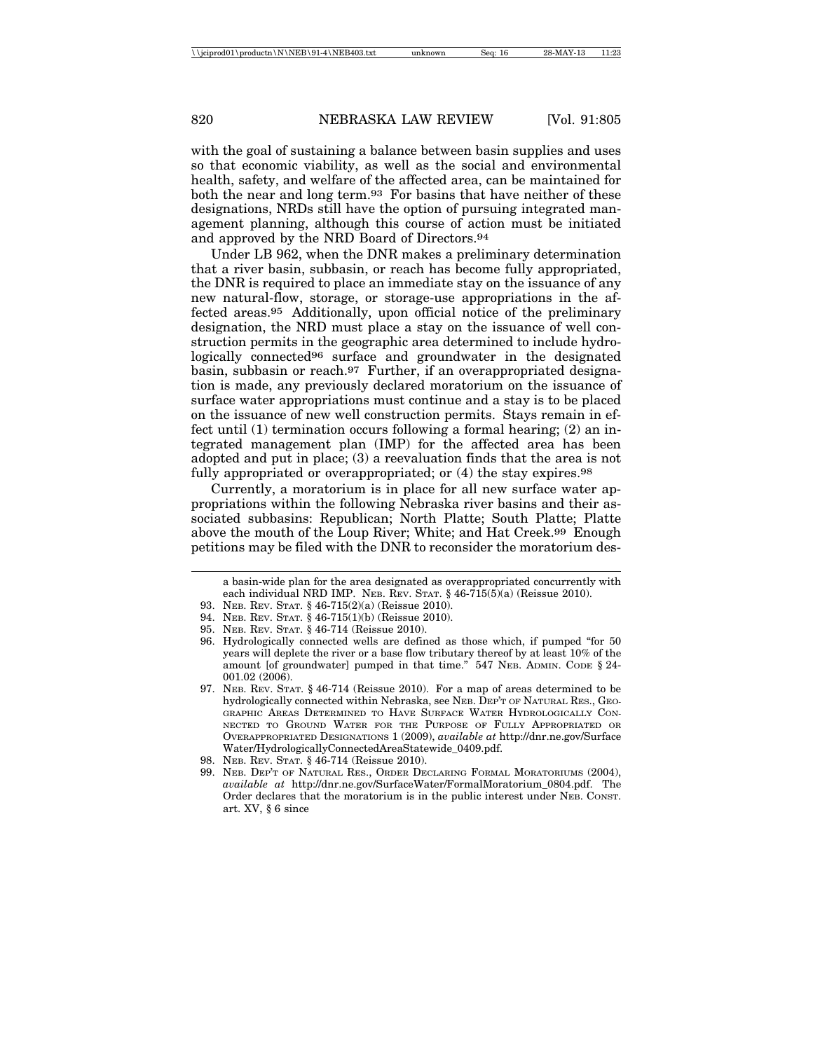with the goal of sustaining a balance between basin supplies and uses so that economic viability, as well as the social and environmental health, safety, and welfare of the affected area, can be maintained for both the near and long term.[93] For basins that have neither of these designations, NRDs still have the option of pursuing integrated management planning, although this course of action must be initiated and approved by the NRD Board of Directors.[94]

Under LB 962, when the DNR makes a preliminary determination that a river basin, subbasin, or reach has become fully appropriated, the DNR is required to place an immediate stay on the issuance of any new natural-flow, storage, or storage-use appropriations in the affected areas.[95] Additionally, upon official notice of the preliminary designation, the NRD must place a stay on the issuance of well construction permits in the geographic area determined to include hydrologically connected[96] surface and groundwater in the designated basin, subbasin or reach.[97] Further, if an overappropriated designation is made, any previously declared moratorium on the issuance of surface water appropriations must continue and a stay is to be placed on the issuance of new well construction permits. Stays remain in effect until (1) termination occurs following a formal hearing; (2) an integrated management plan (IMP) for the affected area has been adopted and put in place; (3) a reevaluation finds that the area is not fully appropriated or overappropriated; or (4) the stay expires.[98]

Currently, a moratorium is in place for all new surface water appropriations within the following Nebraska river basins and their associated subbasins: Republican; North Platte; South Platte; Platte above the mouth of the Loup River; White; and Hat Creek.[99] Enough petitions may be filed with the DNR to reconsider the moratorium des-

---

a basin-wide plan for the area designated as overappropriated concurrently with each individual NRD IMP. NEB. REV. STAT. § 46-715(5)(a) (Reissue 2010).

93. NEB. REV. STAT. § 46-715(2)(a) (Reissue 2010).

94. NEB. REV. STAT. § 46-715(1)(b) (Reissue 2010).

95. NEB. REV. STAT. § 46-714 (Reissue 2010).

96. Hydrologically connected wells are defined as those which, if pumped "for 50 years will deplete the river or a base flow tributary thereof by at least 10% of the amount [of groundwater] pumped in that time." 547 NEB. ADMIN. CODE § 24-001.02 (2006).

97. NEB. REV. STAT. § 46-714 (Reissue 2010). For a map of areas determined to be hydrologically connected within Nebraska, see NEB. DEP'T OF NATURAL RES., GEOGRAPHIC AREAS DETERMINED TO HAVE SURFACE WATER HYDROLOGICALLY CONNECTED TO GROUND WATER FOR THE PURPOSE OF FULLY APPROPRIATED OR OVERAPPROPRIATED DESIGNATIONS 1 (2009), *available at* http://dnr.ne.gov/SurfaceWater/HydrologicallyConnectedAreaStatewide_0409.pdf.

98. NEB. REV. STAT. § 46-714 (Reissue 2010).

99. NEB. DEP'T OF NATURAL RES., ORDER DECLARING FORMAL MORATORIUMS (2004), *available at* http://dnr.ne.gov/SurfaceWater/FormalMoratorium_0804.pdf. The Order declares that the moratorium is in the public interest under NEB. CONST. art. XV, § 6 since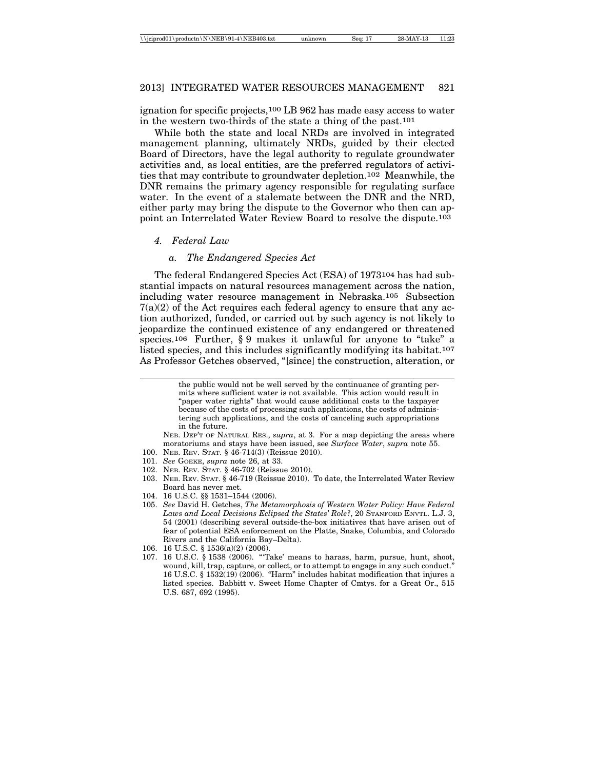ignation for specific projects,[100] LB 962 has made easy access to water in the western two-thirds of the state a thing of the past.[101]

While both the state and local NRDs are involved in integrated management planning, ultimately NRDs, guided by their elected Board of Directors, have the legal authority to regulate groundwater activities and, as local entities, are the preferred regulators of activities that may contribute to groundwater depletion.[102] Meanwhile, the DNR remains the primary agency responsible for regulating surface water. In the event of a stalemate between the DNR and the NRD, either party may bring the dispute to the Governor who then can appoint an Interrelated Water Review Board to resolve the dispute.[103]

#### *4. Federal Law*

##### *a. The Endangered Species Act*

The federal Endangered Species Act (ESA) of 1973[104] has had substantial impacts on natural resources management across the nation, including water resource management in Nebraska.[105] Subsection 7(a)(2) of the Act requires each federal agency to ensure that any action authorized, funded, or carried out by such agency is not likely to jeopardize the continued existence of any endangered or threatened species.[106] Further, § 9 makes it unlawful for anyone to "take" a listed species, and this includes significantly modifying its habitat.[107] As Professor Getches observed, "[since] the construction, alteration, or

---

> the public would not be well served by the continuance of granting permits where sufficient water is not available. This action would result in "paper water rights" that would cause additional costs to the taxpayer because of the costs of processing such applications, the costs of administering such applications, and the costs of canceling such appropriations in the future.

NEB. DEP'T OF NATURAL RES., *supra*, at 3. For a map depicting the areas where moratoriums and stays have been issued, see *Surface Water*, *supra* note 55.

100. NEB. REV. STAT. § 46-714(3) (Reissue 2010).
101. *See* GOEKE, *supra* note 26, at 33.
102. NEB. REV. STAT. § 46-702 (Reissue 2010).
103. NEB. REV. STAT. § 46-719 (Reissue 2010). To date, the Interrelated Water Review Board has never met.
104. 16 U.S.C. §§ 1531–1544 (2006).
105. *See* David H. Getches, *The Metamorphosis of Western Water Policy: Have Federal Laws and Local Decisions Eclipsed the States' Role?*, 20 STANFORD ENVTL. L.J. 3, 54 (2001) (describing several outside-the-box initiatives that have arisen out of fear of potential ESA enforcement on the Platte, Snake, Columbia, and Colorado Rivers and the California Bay–Delta).
106. 16 U.S.C. § 1536(a)(2) (2006).
107. 16 U.S.C. § 1538 (2006). "'Take' means to harass, harm, pursue, hunt, shoot, wound, kill, trap, capture, or collect, or to attempt to engage in any such conduct." 16 U.S.C. § 1532(19) (2006). "Harm" includes habitat modification that injures a listed species. Babbitt v. Sweet Home Chapter of Cmtys. for a Great Or., 515 U.S. 687, 692 (1995).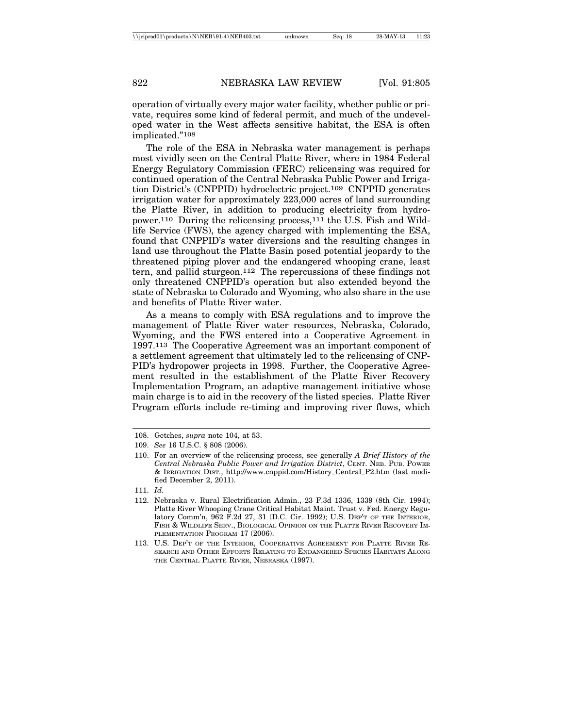operation of virtually every major water facility, whether public or private, requires some kind of federal permit, and much of the undeveloped water in the West affects sensitive habitat, the ESA is often implicated."[108]

The role of the ESA in Nebraska water management is perhaps most vividly seen on the Central Platte River, where in 1984 Federal Energy Regulatory Commission (FERC) relicensing was required for continued operation of the Central Nebraska Public Power and Irrigation District's (CNPPID) hydroelectric project.[109] CNPPID generates irrigation water for approximately 223,000 acres of land surrounding the Platte River, in addition to producing electricity from hydropower.[110] During the relicensing process,[111] the U.S. Fish and Wildlife Service (FWS), the agency charged with implementing the ESA, found that CNPPID's water diversions and the resulting changes in land use throughout the Platte Basin posed potential jeopardy to the threatened piping plover and the endangered whooping crane, least tern, and pallid sturgeon.[112] The repercussions of these findings not only threatened CNPPID's operation but also extended beyond the state of Nebraska to Colorado and Wyoming, who also share in the use and benefits of Platte River water.

As a means to comply with ESA regulations and to improve the management of Platte River water resources, Nebraska, Colorado, Wyoming, and the FWS entered into a Cooperative Agreement in 1997.[113] The Cooperative Agreement was an important component of a settlement agreement that ultimately led to the relicensing of CNPPID's hydropower projects in 1998. Further, the Cooperative Agreement resulted in the establishment of the Platte River Recovery Implementation Program, an adaptive management initiative whose main charge is to aid in the recovery of the listed species. Platte River Program efforts include re-timing and improving river flows, which

---

108. Getches, *supra* note 104, at 53.

109. *See* 16 U.S.C. § 808 (2006).

110. For an overview of the relicensing process, see generally *A Brief History of the Central Nebraska Public Power and Irrigation District*, CENT. NEB. PUB. POWER & IRRIGATION DIST., http://www.cnppid.com/History_Central_P2.htm (last modified December 2, 2011).

111. *Id.*

112. Nebraska v. Rural Electrification Admin., 23 F.3d 1336, 1339 (8th Cir. 1994); Platte River Whooping Crane Critical Habitat Maint. Trust v. Fed. Energy Regulatory Comm'n, 962 F.2d 27, 31 (D.C. Cir. 1992); U.S. DEP'T OF THE INTERIOR, FISH & WILDLIFE SERV., BIOLOGICAL OPINION ON THE PLATTE RIVER RECOVERY IMPLEMENTATION PROGRAM 17 (2006).

113. U.S. DEP'T OF THE INTERIOR, COOPERATIVE AGREEMENT FOR PLATTE RIVER RESEARCH AND OTHER EFFORTS RELATING TO ENDANGERED SPECIES HABITATS ALONG THE CENTRAL PLATTE RIVER, NEBRASKA (1997).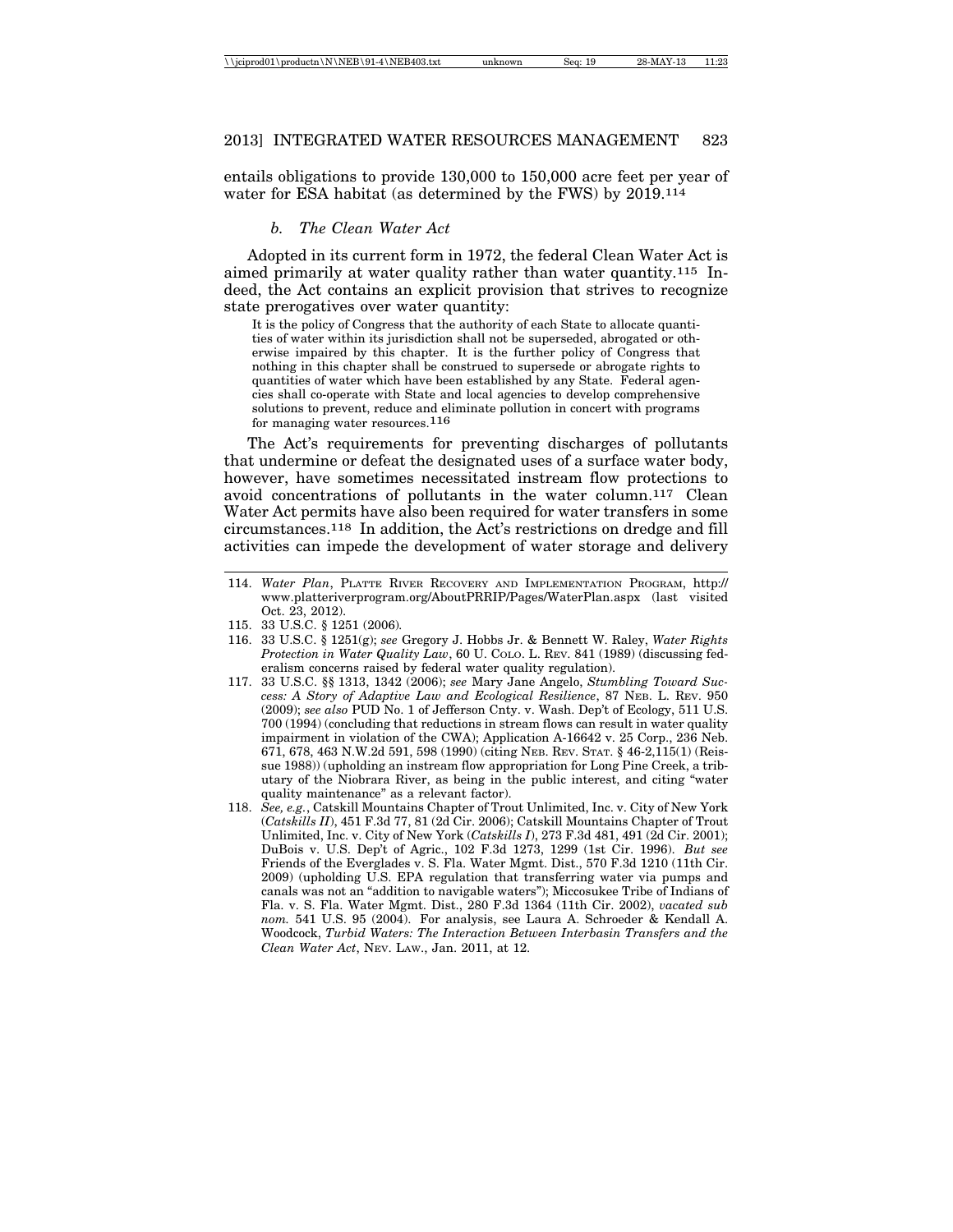entails obligations to provide 130,000 to 150,000 acre feet per year of water for ESA habitat (as determined by the FWS) by 2019.[114]

#### *b. The Clean Water Act*

Adopted in its current form in 1972, the federal Clean Water Act is aimed primarily at water quality rather than water quantity.[115] Indeed, the Act contains an explicit provision that strives to recognize state prerogatives over water quantity:

> It is the policy of Congress that the authority of each State to allocate quantities of water within its jurisdiction shall not be superseded, abrogated or otherwise impaired by this chapter. It is the further policy of Congress that nothing in this chapter shall be construed to supersede or abrogate rights to quantities of water which have been established by any State. Federal agencies shall co-operate with State and local agencies to develop comprehensive solutions to prevent, reduce and eliminate pollution in concert with programs for managing water resources.[116]

The Act's requirements for preventing discharges of pollutants that undermine or defeat the designated uses of a surface water body, however, have sometimes necessitated instream flow protections to avoid concentrations of pollutants in the water column.[117] Clean Water Act permits have also been required for water transfers in some circumstances.[118] In addition, the Act's restrictions on dredge and fill activities can impede the development of water storage and delivery

---

114. *Water Plan*, PLATTE RIVER RECOVERY AND IMPLEMENTATION PROGRAM, http://www.platteriverprogram.org/AboutPRRIP/Pages/WaterPlan.aspx (last visited Oct. 23, 2012).

115. 33 U.S.C. § 1251 (2006).

116. 33 U.S.C. § 1251(g); *see* Gregory J. Hobbs Jr. & Bennett W. Raley, *Water Rights Protection in Water Quality Law*, 60 U. COLO. L. REV. 841 (1989) (discussing federalism concerns raised by federal water quality regulation).

117. 33 U.S.C. §§ 1313, 1342 (2006); *see* Mary Jane Angelo, *Stumbling Toward Success: A Story of Adaptive Law and Ecological Resilience*, 87 NEB. L. REV. 950 (2009); *see also* PUD No. 1 of Jefferson Cnty. v. Wash. Dep't of Ecology, 511 U.S. 700 (1994) (concluding that reductions in stream flows can result in water quality impairment in violation of the CWA); Application A-16642 v. 25 Corp., 236 Neb. 671, 678, 463 N.W.2d 591, 598 (1990) (citing NEB. REV. STAT. § 46-2,115(1) (Reissue 1988)) (upholding an instream flow appropriation for Long Pine Creek, a tributary of the Niobrara River, as being in the public interest, and citing "water quality maintenance" as a relevant factor).

118. *See, e.g.*, Catskill Mountains Chapter of Trout Unlimited, Inc. v. City of New York (*Catskills II*), 451 F.3d 77, 81 (2d Cir. 2006); Catskill Mountains Chapter of Trout Unlimited, Inc. v. City of New York (*Catskills I*), 273 F.3d 481, 491 (2d Cir. 2001); DuBois v. U.S. Dep't of Agric., 102 F.3d 1273, 1299 (1st Cir. 1996). *But see* Friends of the Everglades v. S. Fla. Water Mgmt. Dist., 570 F.3d 1210 (11th Cir. 2009) (upholding U.S. EPA regulation that transferring water via pumps and canals was not an "addition to navigable waters"); Miccosukee Tribe of Indians of Fla. v. S. Fla. Water Mgmt. Dist., 280 F.3d 1364 (11th Cir. 2002), *vacated sub nom.* 541 U.S. 95 (2004). For analysis, see Laura A. Schroeder & Kendall A. Woodcock, *Turbid Waters: The Interaction Between Interbasin Transfers and the Clean Water Act*, NEV. LAW., Jan. 2011, at 12.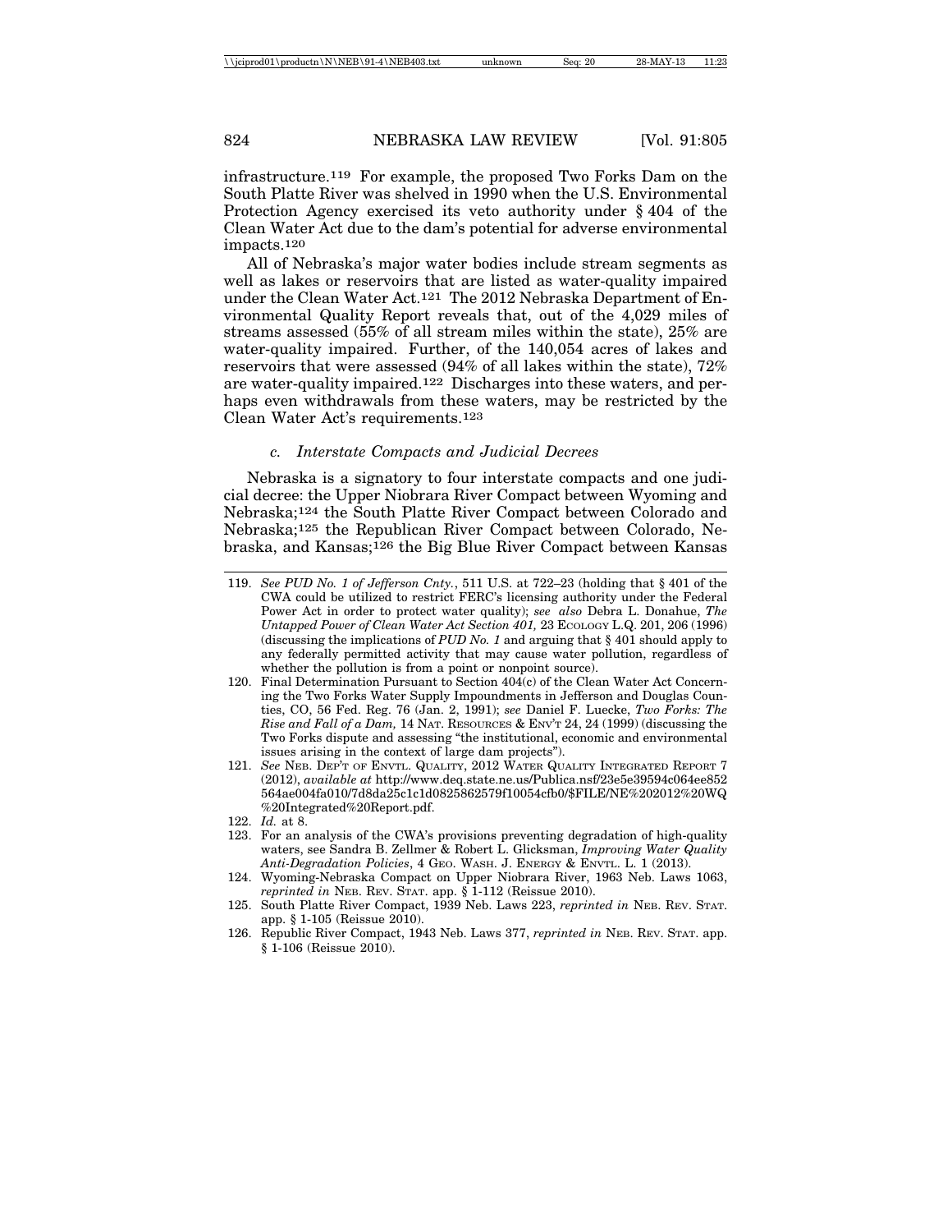infrastructure.[119] For example, the proposed Two Forks Dam on the South Platte River was shelved in 1990 when the U.S. Environmental Protection Agency exercised its veto authority under § 404 of the Clean Water Act due to the dam's potential for adverse environmental impacts.[120]

All of Nebraska's major water bodies include stream segments as well as lakes or reservoirs that are listed as water-quality impaired under the Clean Water Act.[121] The 2012 Nebraska Department of Environmental Quality Report reveals that, out of the 4,029 miles of streams assessed (55% of all stream miles within the state), 25% are water-quality impaired. Further, of the 140,054 acres of lakes and reservoirs that were assessed (94% of all lakes within the state), 72% are water-quality impaired.[122] Discharges into these waters, and perhaps even withdrawals from these waters, may be restricted by the Clean Water Act's requirements.[123]

#### *c. Interstate Compacts and Judicial Decrees*

Nebraska is a signatory to four interstate compacts and one judicial decree: the Upper Niobrara River Compact between Wyoming and Nebraska;[124] the South Platte River Compact between Colorado and Nebraska;[125] the Republican River Compact between Colorado, Nebraska, and Kansas;[126] the Big Blue River Compact between Kansas

---

119. *See PUD No. 1 of Jefferson Cnty.*, 511 U.S. at 722–23 (holding that § 401 of the CWA could be utilized to restrict FERC's licensing authority under the Federal Power Act in order to protect water quality); *see also* Debra L. Donahue, *The Untapped Power of Clean Water Act Section 401,* 23 ECOLOGY L.Q. 201, 206 (1996) (discussing the implications of *PUD No. 1* and arguing that § 401 should apply to any federally permitted activity that may cause water pollution, regardless of whether the pollution is from a point or nonpoint source).
120. Final Determination Pursuant to Section 404(c) of the Clean Water Act Concerning the Two Forks Water Supply Impoundments in Jefferson and Douglas Counties, CO, 56 Fed. Reg. 76 (Jan. 2, 1991); *see* Daniel F. Luecke, *Two Forks: The Rise and Fall of a Dam,* 14 NAT. RESOURCES & ENV'T 24, 24 (1999) (discussing the Two Forks dispute and assessing "the institutional, economic and environmental issues arising in the context of large dam projects").
121. *See* NEB. DEP'T OF ENVTL. QUALITY, 2012 WATER QUALITY INTEGRATED REPORT 7 (2012), *available at* http://www.deq.state.ne.us/Publica.nsf/23e5e39594c064ee852564ae004fa010/7d8da25c1c1d0825862579f10054cfb0/$FILE/NE%202012%20WQ%20Integrated%20Report.pdf.
122. *Id.* at 8.
123. For an analysis of the CWA's provisions preventing degradation of high-quality waters, see Sandra B. Zellmer & Robert L. Glicksman, *Improving Water Quality Anti-Degradation Policies*, 4 GEO. WASH. J. ENERGY & ENVTL. L. 1 (2013).
124. Wyoming-Nebraska Compact on Upper Niobrara River, 1963 Neb. Laws 1063, *reprinted in* NEB. REV. STAT. app. § 1-112 (Reissue 2010).
125. South Platte River Compact, 1939 Neb. Laws 223, *reprinted in* NEB. REV. STAT. app. § 1-105 (Reissue 2010).
126. Republic River Compact, 1943 Neb. Laws 377, *reprinted in* NEB. REV. STAT. app. § 1-106 (Reissue 2010).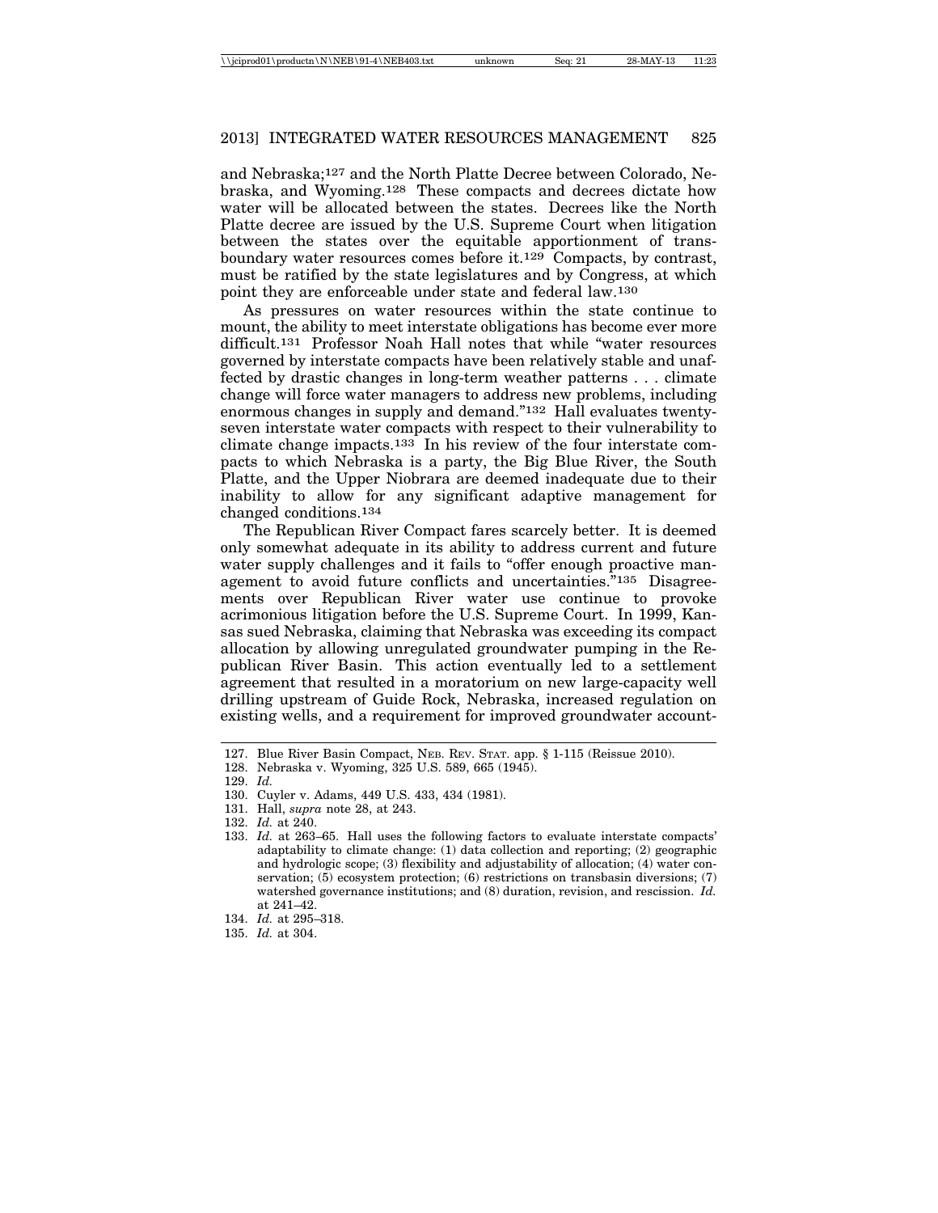and Nebraska;[127] and the North Platte Decree between Colorado, Nebraska, and Wyoming.[128] These compacts and decrees dictate how water will be allocated between the states. Decrees like the North Platte decree are issued by the U.S. Supreme Court when litigation between the states over the equitable apportionment of transboundary water resources comes before it.[129] Compacts, by contrast, must be ratified by the state legislatures and by Congress, at which point they are enforceable under state and federal law.[130]

As pressures on water resources within the state continue to mount, the ability to meet interstate obligations has become ever more difficult.[131] Professor Noah Hall notes that while "water resources governed by interstate compacts have been relatively stable and unaffected by drastic changes in long-term weather patterns . . . climate change will force water managers to address new problems, including enormous changes in supply and demand."[132] Hall evaluates twenty-seven interstate water compacts with respect to their vulnerability to climate change impacts.[133] In his review of the four interstate compacts to which Nebraska is a party, the Big Blue River, the South Platte, and the Upper Niobrara are deemed inadequate due to their inability to allow for any significant adaptive management for changed conditions.[134]

The Republican River Compact fares scarcely better. It is deemed only somewhat adequate in its ability to address current and future water supply challenges and it fails to "offer enough proactive management to avoid future conflicts and uncertainties."[135] Disagreements over Republican River water use continue to provoke acrimonious litigation before the U.S. Supreme Court. In 1999, Kansas sued Nebraska, claiming that Nebraska was exceeding its compact allocation by allowing unregulated groundwater pumping in the Republican River Basin. This action eventually led to a settlement agreement that resulted in a moratorium on new large-capacity well drilling upstream of Guide Rock, Nebraska, increased regulation on existing wells, and a requirement for improved groundwater account-

---

127. Blue River Basin Compact, NEB. REV. STAT. app. § 1-115 (Reissue 2010).

128. Nebraska v. Wyoming, 325 U.S. 589, 665 (1945).

129. *Id.*

130. Cuyler v. Adams, 449 U.S. 433, 434 (1981).

131. Hall, *supra* note 28, at 243.

132. *Id.* at 240.

133. *Id.* at 263–65. Hall uses the following factors to evaluate interstate compacts' adaptability to climate change: (1) data collection and reporting; (2) geographic and hydrologic scope; (3) flexibility and adjustability of allocation; (4) water conservation; (5) ecosystem protection; (6) restrictions on transbasin diversions; (7) watershed governance institutions; and (8) duration, revision, and rescission. *Id.* at 241–42.

134. *Id.* at 295–318.

135. *Id.* at 304.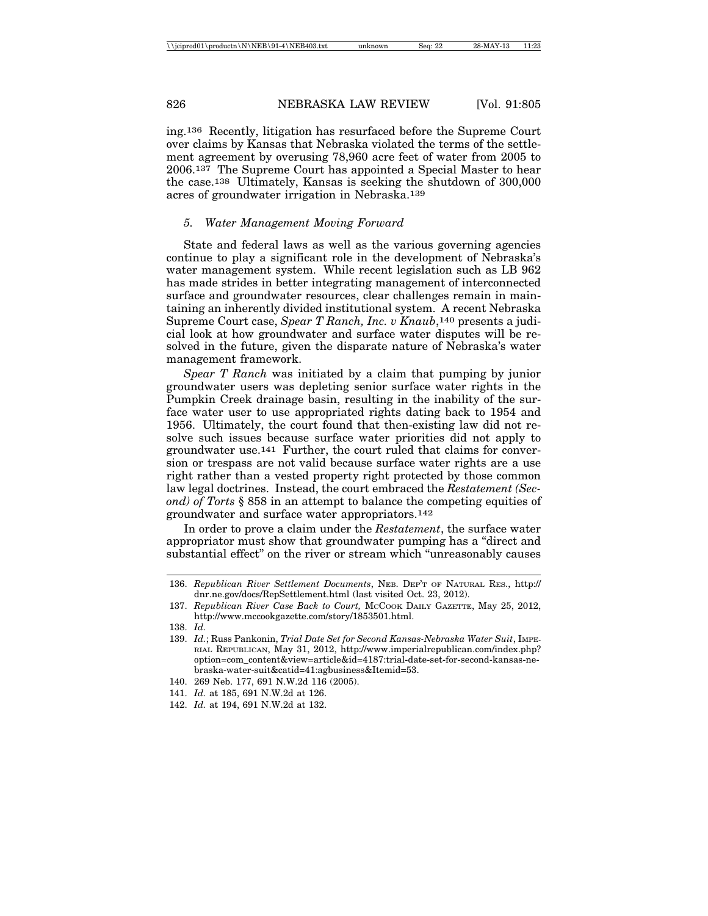ing.[136] Recently, litigation has resurfaced before the Supreme Court over claims by Kansas that Nebraska violated the terms of the settlement agreement by overusing 78,960 acre feet of water from 2005 to 2006.[137] The Supreme Court has appointed a Special Master to hear the case.[138] Ultimately, Kansas is seeking the shutdown of 300,000 acres of groundwater irrigation in Nebraska.[139]

### *5. Water Management Moving Forward*

State and federal laws as well as the various governing agencies continue to play a significant role in the development of Nebraska's water management system. While recent legislation such as LB 962 has made strides in better integrating management of interconnected surface and groundwater resources, clear challenges remain in maintaining an inherently divided institutional system. A recent Nebraska Supreme Court case, *Spear T Ranch, Inc. v Knaub*,[140] presents a judicial look at how groundwater and surface water disputes will be resolved in the future, given the disparate nature of Nebraska's water management framework.

*Spear T Ranch* was initiated by a claim that pumping by junior groundwater users was depleting senior surface water rights in the Pumpkin Creek drainage basin, resulting in the inability of the surface water user to use appropriated rights dating back to 1954 and 1956. Ultimately, the court found that then-existing law did not resolve such issues because surface water priorities did not apply to groundwater use.[141] Further, the court ruled that claims for conversion or trespass are not valid because surface water rights are a use right rather than a vested property right protected by those common law legal doctrines. Instead, the court embraced the *Restatement (Second) of Torts* § 858 in an attempt to balance the competing equities of groundwater and surface water appropriators.[142]

In order to prove a claim under the *Restatement*, the surface water appropriator must show that groundwater pumping has a "direct and substantial effect" on the river or stream which "unreasonably causes

---

136. *Republican River Settlement Documents*, NEB. DEP'T OF NATURAL RES., http://dnr.ne.gov/docs/RepSettlement.html (last visited Oct. 23, 2012).

137. *Republican River Case Back to Court,* MCCOOK DAILY GAZETTE, May 25, 2012, http://www.mccookgazette.com/story/1853501.html.

138. *Id.*

139. *Id.*; Russ Pankonin, *Trial Date Set for Second Kansas-Nebraska Water Suit*, IMPERIAL REPUBLICAN, May 31, 2012, http://www.imperialrepublican.com/index.php?option=com_content&view=article&id=4187:trial-date-set-for-second-kansas-nebraska-water-suit&catid=41:agbusiness&Itemid=53.

140. 269 Neb. 177, 691 N.W.2d 116 (2005).

141. *Id.* at 185, 691 N.W.2d at 126.

142. *Id.* at 194, 691 N.W.2d at 132.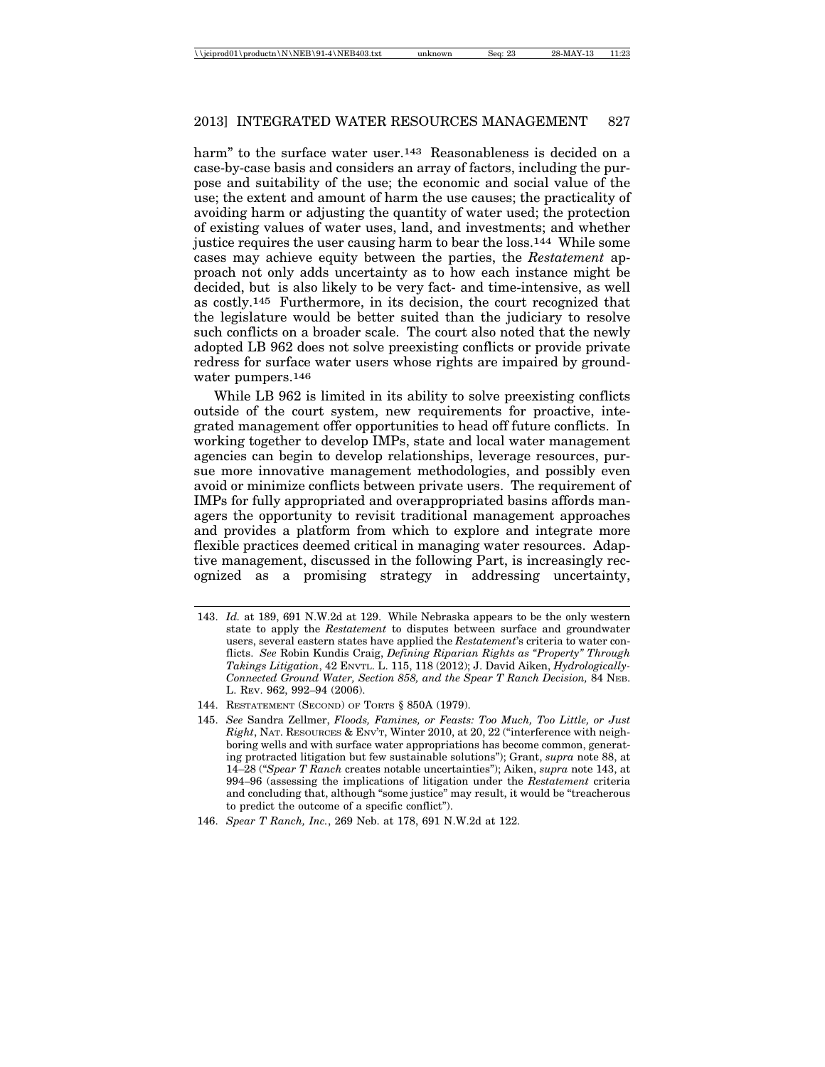harm" to the surface water user.[143] Reasonableness is decided on a case-by-case basis and considers an array of factors, including the purpose and suitability of the use; the economic and social value of the use; the extent and amount of harm the use causes; the practicality of avoiding harm or adjusting the quantity of water used; the protection of existing values of water uses, land, and investments; and whether justice requires the user causing harm to bear the loss.[144] While some cases may achieve equity between the parties, the *Restatement* approach not only adds uncertainty as to how each instance might be decided, but is also likely to be very fact- and time-intensive, as well as costly.[145] Furthermore, in its decision, the court recognized that the legislature would be better suited than the judiciary to resolve such conflicts on a broader scale. The court also noted that the newly adopted LB 962 does not solve preexisting conflicts or provide private redress for surface water users whose rights are impaired by groundwater pumpers.[146]

While LB 962 is limited in its ability to solve preexisting conflicts outside of the court system, new requirements for proactive, integrated management offer opportunities to head off future conflicts. In working together to develop IMPs, state and local water management agencies can begin to develop relationships, leverage resources, pursue more innovative management methodologies, and possibly even avoid or minimize conflicts between private users. The requirement of IMPs for fully appropriated and overappropriated basins affords managers the opportunity to revisit traditional management approaches and provides a platform from which to explore and integrate more flexible practices deemed critical in managing water resources. Adaptive management, discussed in the following Part, is increasingly recognized as a promising strategy in addressing uncertainty,

---

143. *Id.* at 189, 691 N.W.2d at 129. While Nebraska appears to be the only western state to apply the *Restatement* to disputes between surface and groundwater users, several eastern states have applied the *Restatement*'s criteria to water conflicts. *See* Robin Kundis Craig, *Defining Riparian Rights as "Property" Through Takings Litigation*, 42 ENVTL. L. 115, 118 (2012); J. David Aiken, *Hydrologically-Connected Ground Water, Section 858, and the Spear T Ranch Decision,* 84 NEB. L. REV. 962, 992–94 (2006).

144. RESTATEMENT (SECOND) OF TORTS § 850A (1979).

145. *See* Sandra Zellmer, *Floods, Famines, or Feasts: Too Much, Too Little, or Just Right*, NAT. RESOURCES & ENV'T, Winter 2010, at 20, 22 ("interference with neighboring wells and with surface water appropriations has become common, generating protracted litigation but few sustainable solutions"); Grant, *supra* note 88, at 14–28 ("*Spear T Ranch* creates notable uncertainties"); Aiken, *supra* note 143, at 994–96 (assessing the implications of litigation under the *Restatement* criteria and concluding that, although "some justice" may result, it would be "treacherous to predict the outcome of a specific conflict").

146. *Spear T Ranch, Inc.*, 269 Neb. at 178, 691 N.W.2d at 122.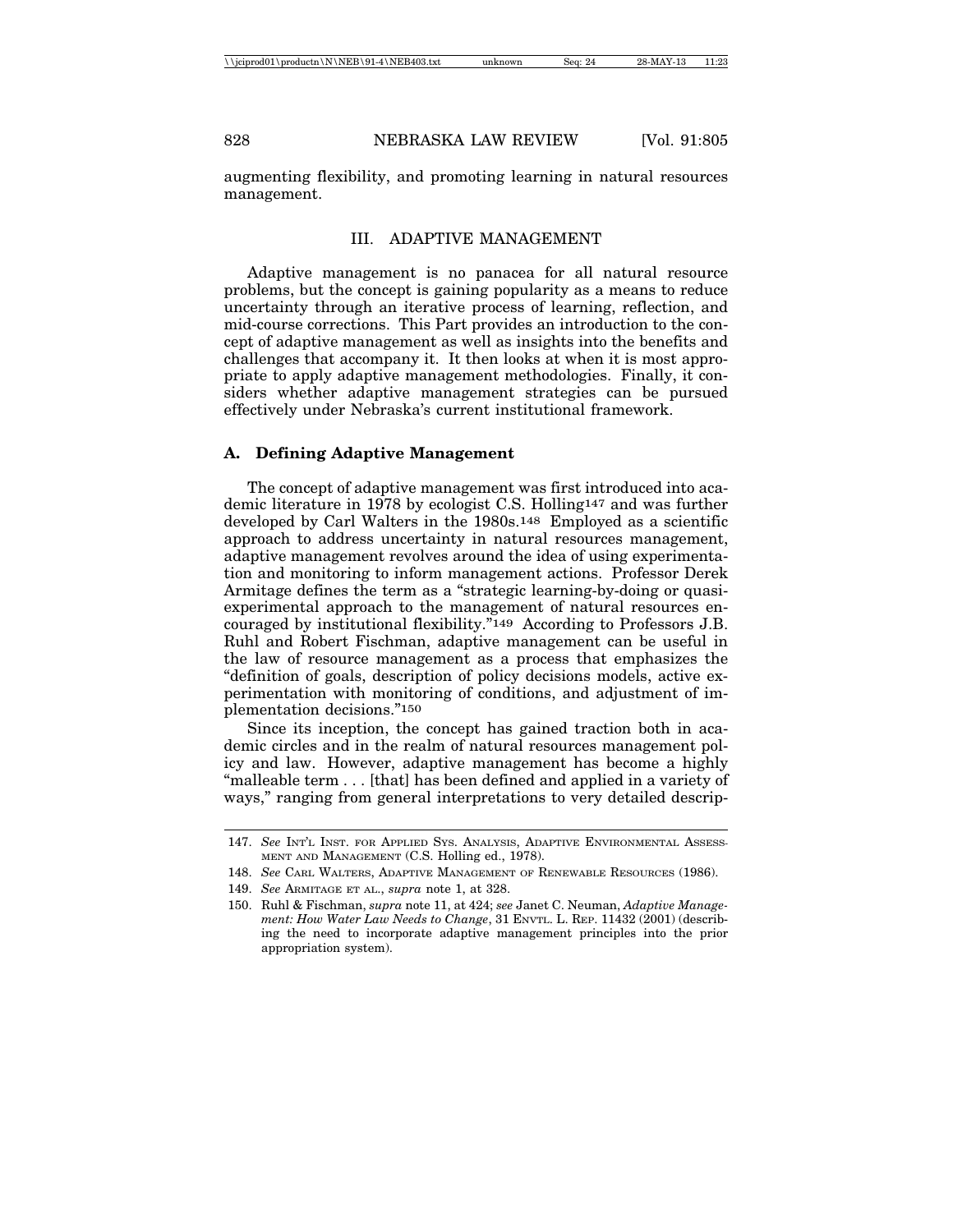augmenting flexibility, and promoting learning in natural resources management.

## III. ADAPTIVE MANAGEMENT

Adaptive management is no panacea for all natural resource problems, but the concept is gaining popularity as a means to reduce uncertainty through an iterative process of learning, reflection, and mid-course corrections. This Part provides an introduction to the concept of adaptive management as well as insights into the benefits and challenges that accompany it. It then looks at when it is most appropriate to apply adaptive management methodologies. Finally, it considers whether adaptive management strategies can be pursued effectively under Nebraska's current institutional framework.

### A. Defining Adaptive Management

The concept of adaptive management was first introduced into academic literature in 1978 by ecologist C.S. Holling[147] and was further developed by Carl Walters in the 1980s.[148] Employed as a scientific approach to address uncertainty in natural resources management, adaptive management revolves around the idea of using experimentation and monitoring to inform management actions. Professor Derek Armitage defines the term as a "strategic learning-by-doing or quasi-experimental approach to the management of natural resources encouraged by institutional flexibility."[149] According to Professors J.B. Ruhl and Robert Fischman, adaptive management can be useful in the law of resource management as a process that emphasizes the "definition of goals, description of policy decisions models, active experimentation with monitoring of conditions, and adjustment of implementation decisions."[150]

Since its inception, the concept has gained traction both in academic circles and in the realm of natural resources management policy and law. However, adaptive management has become a highly "malleable term . . . [that] has been defined and applied in a variety of ways," ranging from general interpretations to very detailed descrip-

---

147. *See* Int'l Inst. for Applied Sys. Analysis, Adaptive Environmental Assessment and Management (C.S. Holling ed., 1978).

148. *See* Carl Walters, Adaptive Management of Renewable Resources (1986).

149. *See* Armitage et al., *supra* note 1, at 328.

150. Ruhl & Fischman, *supra* note 11, at 424; *see* Janet C. Neuman, *Adaptive Management: How Water Law Needs to Change*, 31 Envtl. L. Rep. 11432 (2001) (describing the need to incorporate adaptive management principles into the prior appropriation system).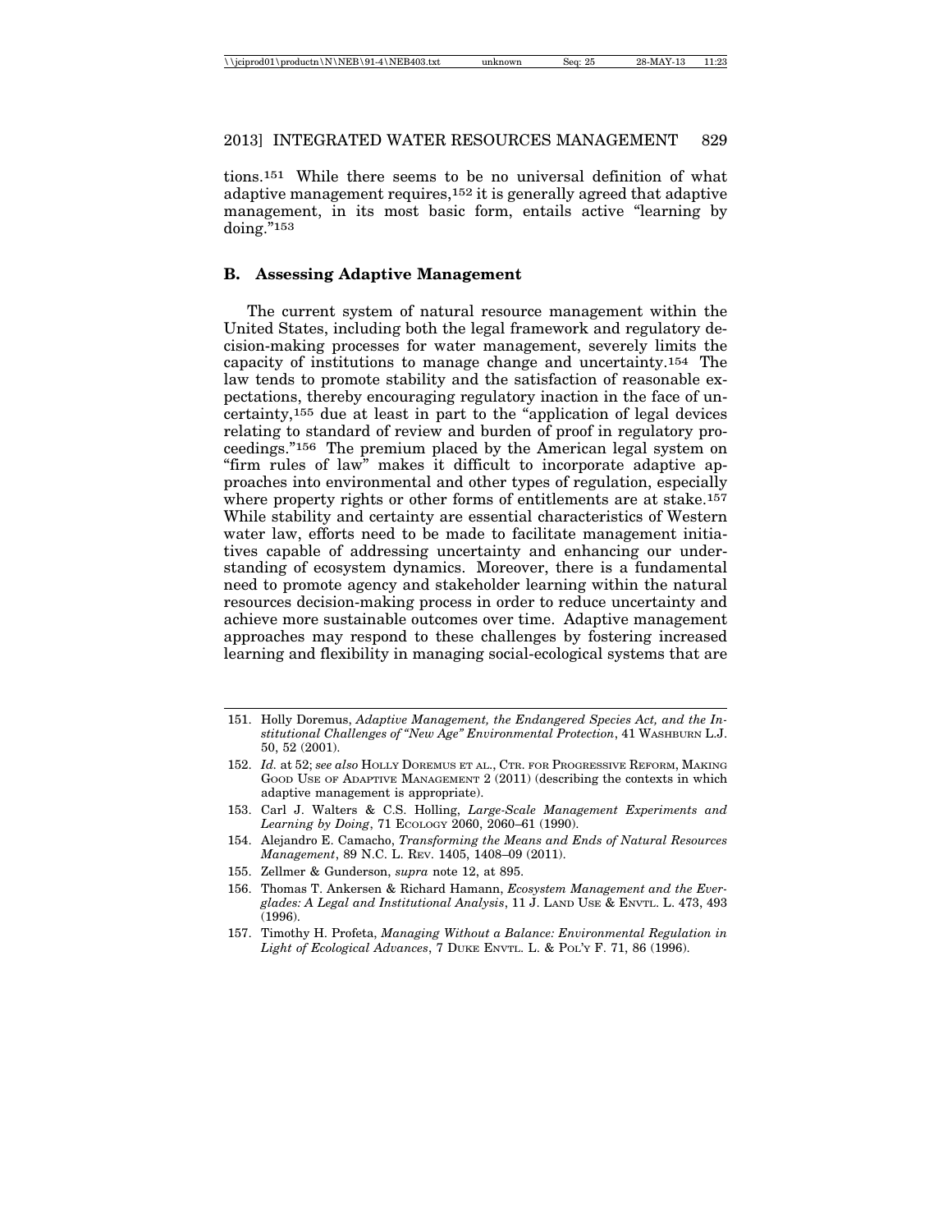tions.[151] While there seems to be no universal definition of what adaptive management requires,[152] it is generally agreed that adaptive management, in its most basic form, entails active "learning by doing."[153]

### B. Assessing Adaptive Management

The current system of natural resource management within the United States, including both the legal framework and regulatory decision-making processes for water management, severely limits the capacity of institutions to manage change and uncertainty.[154] The law tends to promote stability and the satisfaction of reasonable expectations, thereby encouraging regulatory inaction in the face of uncertainty,[155] due at least in part to the "application of legal devices relating to standard of review and burden of proof in regulatory proceedings."[156] The premium placed by the American legal system on "firm rules of law" makes it difficult to incorporate adaptive approaches into environmental and other types of regulation, especially where property rights or other forms of entitlements are at stake.[157] While stability and certainty are essential characteristics of Western water law, efforts need to be made to facilitate management initiatives capable of addressing uncertainty and enhancing our understanding of ecosystem dynamics. Moreover, there is a fundamental need to promote agency and stakeholder learning within the natural resources decision-making process in order to reduce uncertainty and achieve more sustainable outcomes over time. Adaptive management approaches may respond to these challenges by fostering increased learning and flexibility in managing social-ecological systems that are

---

151. Holly Doremus, *Adaptive Management, the Endangered Species Act, and the Institutional Challenges of "New Age" Environmental Protection*, 41 Washburn L.J. 50, 52 (2001).

152. *Id.* at 52; *see also* Holly Doremus et al., Ctr. for Progressive Reform, Making Good Use of Adaptive Management 2 (2011) (describing the contexts in which adaptive management is appropriate).

153. Carl J. Walters & C.S. Holling, *Large-Scale Management Experiments and Learning by Doing*, 71 Ecology 2060, 2060–61 (1990).

154. Alejandro E. Camacho, *Transforming the Means and Ends of Natural Resources Management*, 89 N.C. L. Rev. 1405, 1408–09 (2011).

155. Zellmer & Gunderson, *supra* note 12, at 895.

156. Thomas T. Ankersen & Richard Hamann, *Ecosystem Management and the Everglades: A Legal and Institutional Analysis*, 11 J. Land Use & Envtl. L. 473, 493 (1996).

157. Timothy H. Profeta, *Managing Without a Balance: Environmental Regulation in Light of Ecological Advances*, 7 Duke Envtl. L. & Pol'y F. 71, 86 (1996).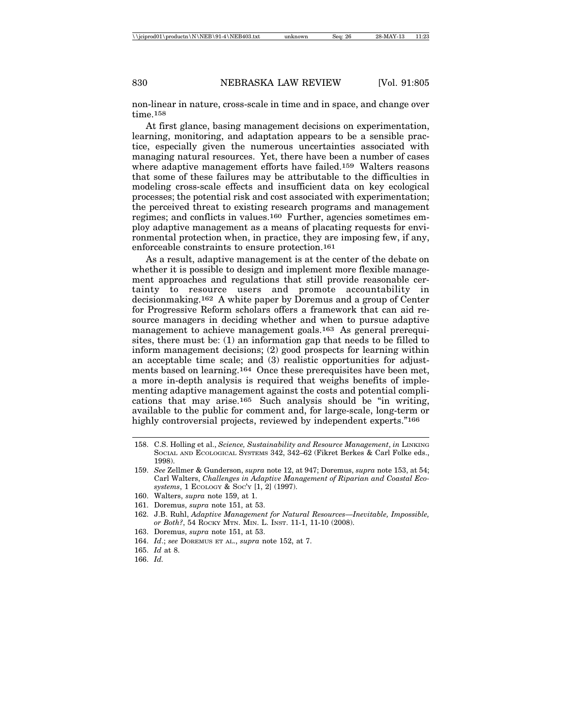non-linear in nature, cross-scale in time and in space, and change over time.[158]

At first glance, basing management decisions on experimentation, learning, monitoring, and adaptation appears to be a sensible practice, especially given the numerous uncertainties associated with managing natural resources. Yet, there have been a number of cases where adaptive management efforts have failed.[159] Walters reasons that some of these failures may be attributable to the difficulties in modeling cross-scale effects and insufficient data on key ecological processes; the potential risk and cost associated with experimentation; the perceived threat to existing research programs and management regimes; and conflicts in values.[160] Further, agencies sometimes employ adaptive management as a means of placating requests for environmental protection when, in practice, they are imposing few, if any, enforceable constraints to ensure protection.[161]

As a result, adaptive management is at the center of the debate on whether it is possible to design and implement more flexible management approaches and regulations that still provide reasonable certainty to resource users and promote accountability in decisionmaking.[162] A white paper by Doremus and a group of Center for Progressive Reform scholars offers a framework that can aid resource managers in deciding whether and when to pursue adaptive management to achieve management goals.[163] As general prerequisites, there must be: (1) an information gap that needs to be filled to inform management decisions; (2) good prospects for learning within an acceptable time scale; and (3) realistic opportunities for adjustments based on learning.[164] Once these prerequisites have been met, a more in-depth analysis is required that weighs benefits of implementing adaptive management against the costs and potential complications that may arise.[165] Such analysis should be "in writing, available to the public for comment and, for large-scale, long-term or highly controversial projects, reviewed by independent experts."[166]

---

158. C.S. Holling et al., *Science, Sustainability and Resource Management*, *in* LINKING SOCIAL AND ECOLOGICAL SYSTEMS 342, 342–62 (Fikret Berkes & Carl Folke eds., 1998).

159. *See* Zellmer & Gunderson, *supra* note 12, at 947; Doremus, *supra* note 153, at 54; Carl Walters, *Challenges in Adaptive Management of Riparian and Coastal Ecosystems*, 1 ECOLOGY & SOC'Y [1, 2] (1997).

160. Walters, *supra* note 159, at 1.

161. Doremus, *supra* note 151, at 53.

162. J.B. Ruhl, *Adaptive Management for Natural Resources—Inevitable, Impossible, or Both?*, 54 ROCKY MTN. MIN. L. INST. 11-1, 11-10 (2008).

163. Doremus, *supra* note 151, at 53.

164. *Id*.; *see* DOREMUS ET AL., *supra* note 152, at 7.

165. *Id* at 8.

166. *Id.*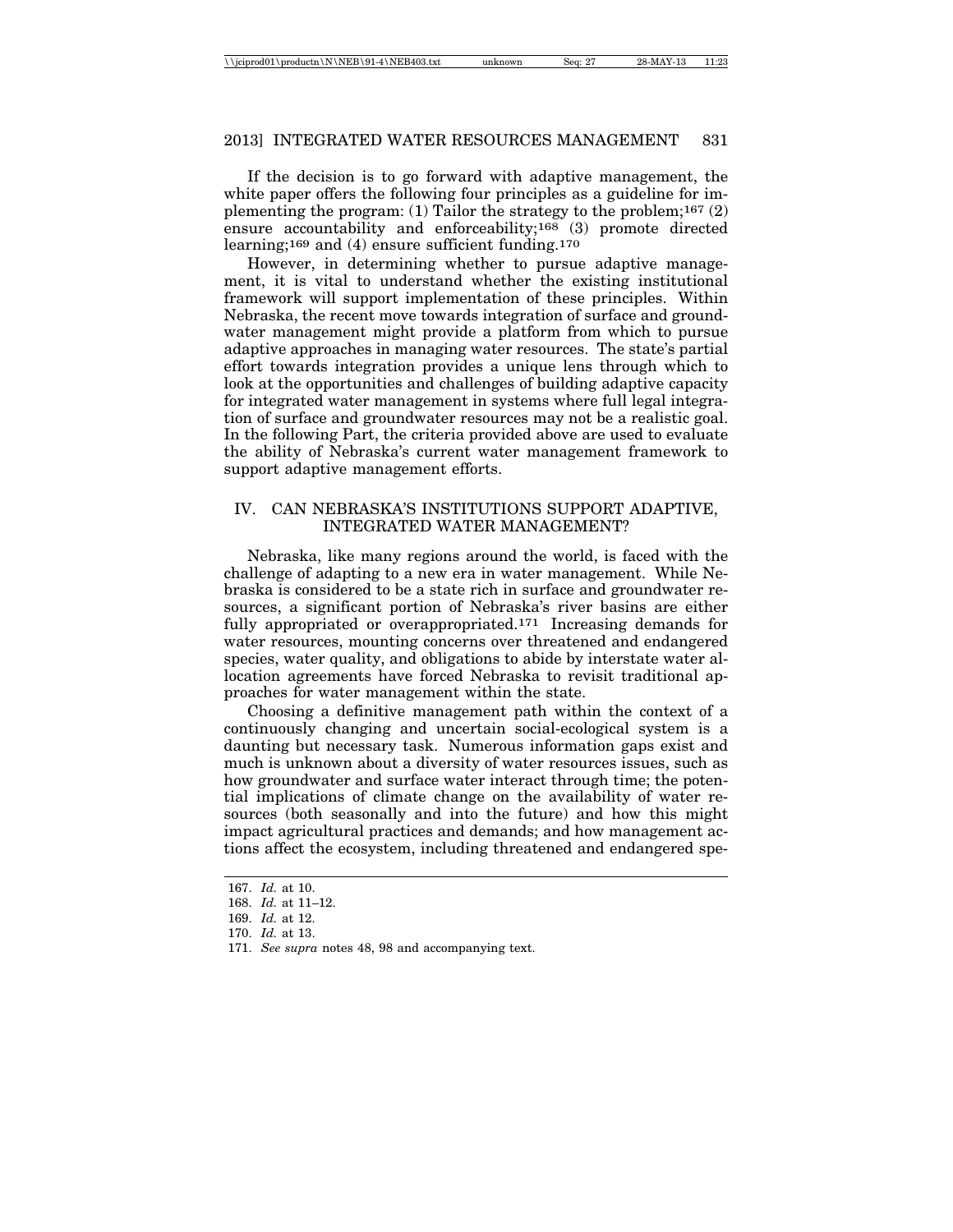If the decision is to go forward with adaptive management, the white paper offers the following four principles as a guideline for implementing the program: (1) Tailor the strategy to the problem;[167] (2) ensure accountability and enforceability;[168] (3) promote directed learning;[169] and (4) ensure sufficient funding.[170]

However, in determining whether to pursue adaptive management, it is vital to understand whether the existing institutional framework will support implementation of these principles. Within Nebraska, the recent move towards integration of surface and groundwater management might provide a platform from which to pursue adaptive approaches in managing water resources. The state's partial effort towards integration provides a unique lens through which to look at the opportunities and challenges of building adaptive capacity for integrated water management in systems where full legal integration of surface and groundwater resources may not be a realistic goal. In the following Part, the criteria provided above are used to evaluate the ability of Nebraska's current water management framework to support adaptive management efforts.

## IV. CAN NEBRASKA'S INSTITUTIONS SUPPORT ADAPTIVE, INTEGRATED WATER MANAGEMENT?

Nebraska, like many regions around the world, is faced with the challenge of adapting to a new era in water management. While Nebraska is considered to be a state rich in surface and groundwater resources, a significant portion of Nebraska's river basins are either fully appropriated or overappropriated.[171] Increasing demands for water resources, mounting concerns over threatened and endangered species, water quality, and obligations to abide by interstate water allocation agreements have forced Nebraska to revisit traditional approaches for water management within the state.

Choosing a definitive management path within the context of a continuously changing and uncertain social-ecological system is a daunting but necessary task. Numerous information gaps exist and much is unknown about a diversity of water resources issues, such as how groundwater and surface water interact through time; the potential implications of climate change on the availability of water resources (both seasonally and into the future) and how this might impact agricultural practices and demands; and how management actions affect the ecosystem, including threatened and endangered spe-

---

167. *Id.* at 10.

168. *Id.* at 11–12.

169. *Id.* at 12.

170. *Id.* at 13.

171. *See supra* notes 48, 98 and accompanying text.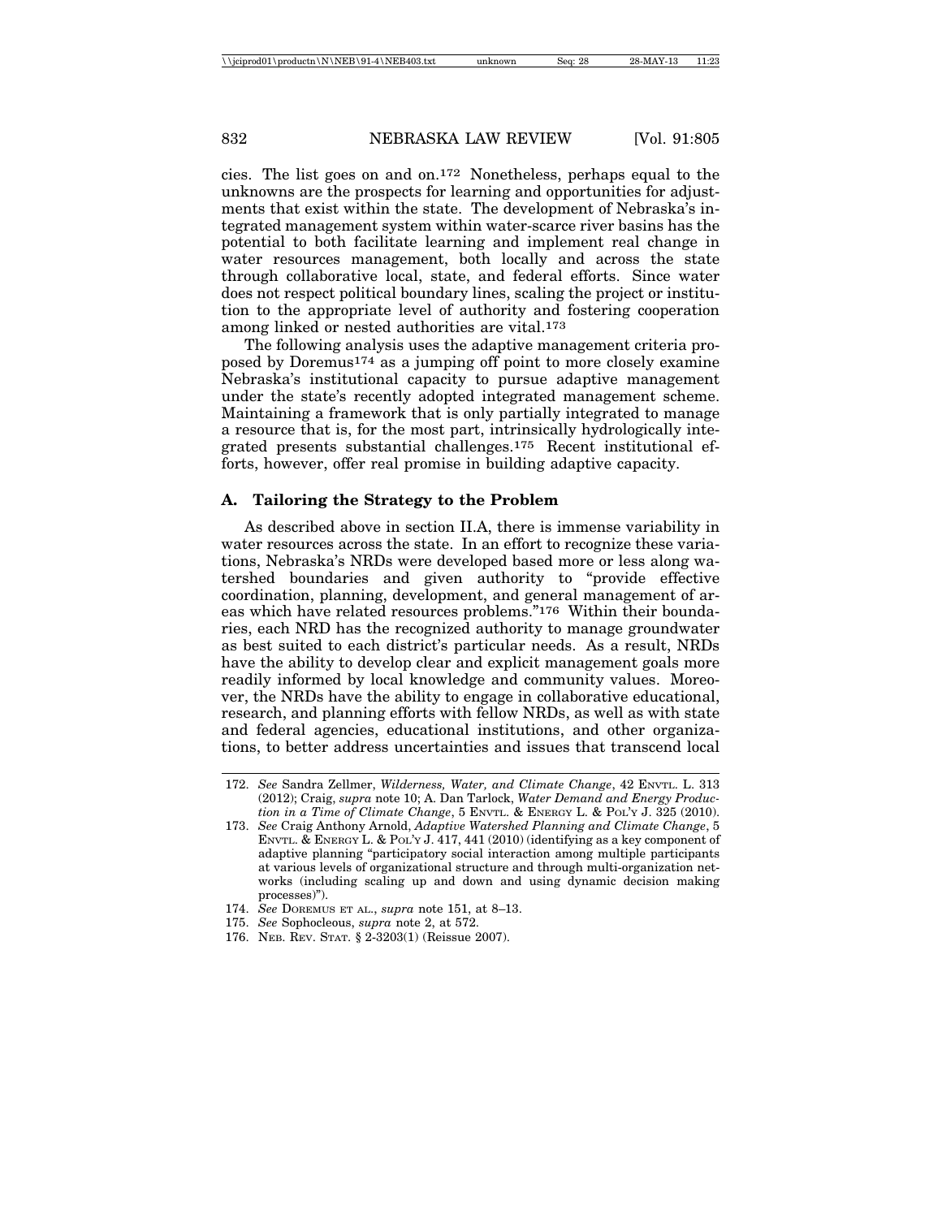cies. The list goes on and on.[172] Nonetheless, perhaps equal to the unknowns are the prospects for learning and opportunities for adjustments that exist within the state. The development of Nebraska's integrated management system within water-scarce river basins has the potential to both facilitate learning and implement real change in water resources management, both locally and across the state through collaborative local, state, and federal efforts. Since water does not respect political boundary lines, scaling the project or institution to the appropriate level of authority and fostering cooperation among linked or nested authorities are vital.[173]

The following analysis uses the adaptive management criteria proposed by Doremus[174] as a jumping off point to more closely examine Nebraska's institutional capacity to pursue adaptive management under the state's recently adopted integrated management scheme. Maintaining a framework that is only partially integrated to manage a resource that is, for the most part, intrinsically hydrologically integrated presents substantial challenges.[175] Recent institutional efforts, however, offer real promise in building adaptive capacity.

### A. Tailoring the Strategy to the Problem

As described above in section II.A, there is immense variability in water resources across the state. In an effort to recognize these variations, Nebraska's NRDs were developed based more or less along watershed boundaries and given authority to "provide effective coordination, planning, development, and general management of areas which have related resources problems."[176] Within their boundaries, each NRD has the recognized authority to manage groundwater as best suited to each district's particular needs. As a result, NRDs have the ability to develop clear and explicit management goals more readily informed by local knowledge and community values. Moreover, the NRDs have the ability to engage in collaborative educational, research, and planning efforts with fellow NRDs, as well as with state and federal agencies, educational institutions, and other organizations, to better address uncertainties and issues that transcend local

---

172. *See* Sandra Zellmer, *Wilderness, Water, and Climate Change*, 42 ENVTL. L. 313 (2012); Craig, *supra* note 10; A. Dan Tarlock, *Water Demand and Energy Production in a Time of Climate Change*, 5 ENVTL. & ENERGY L. & POL'Y J. 325 (2010).

173. *See* Craig Anthony Arnold, *Adaptive Watershed Planning and Climate Change*, 5 ENVTL. & ENERGY L. & POL'Y J. 417, 441 (2010) (identifying as a key component of adaptive planning "participatory social interaction among multiple participants at various levels of organizational structure and through multi-organization networks (including scaling up and down and using dynamic decision making processes)").

174. *See* DOREMUS ET AL., *supra* note 151, at 8–13.

175. *See* Sophocleous, *supra* note 2, at 572.

176. NEB. REV. STAT. § 2-3203(1) (Reissue 2007).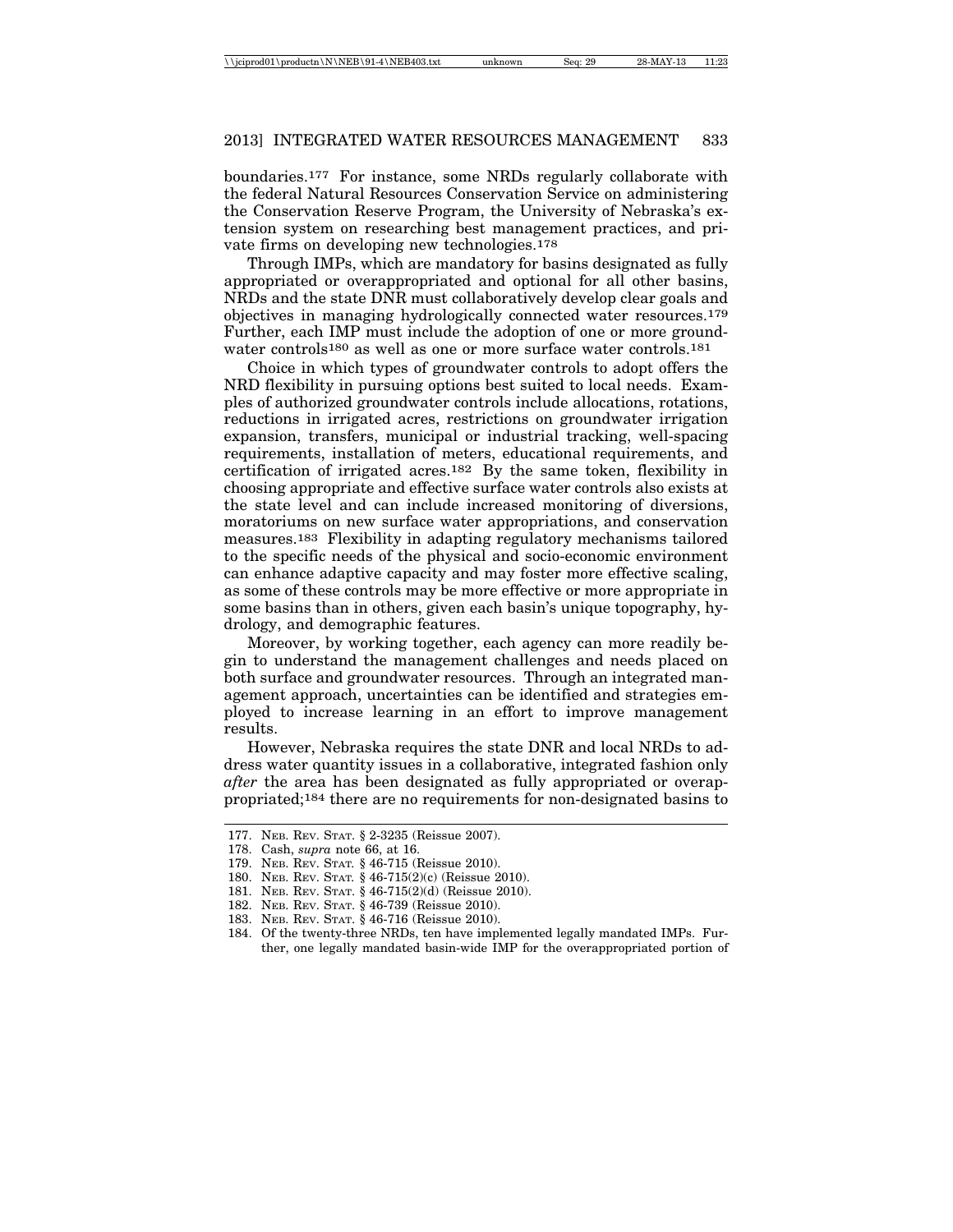boundaries.[177] For instance, some NRDs regularly collaborate with the federal Natural Resources Conservation Service on administering the Conservation Reserve Program, the University of Nebraska's extension system on researching best management practices, and private firms on developing new technologies.[178]

Through IMPs, which are mandatory for basins designated as fully appropriated or overappropriated and optional for all other basins, NRDs and the state DNR must collaboratively develop clear goals and objectives in managing hydrologically connected water resources.[179] Further, each IMP must include the adoption of one or more groundwater controls[180] as well as one or more surface water controls.[181]

Choice in which types of groundwater controls to adopt offers the NRD flexibility in pursuing options best suited to local needs. Examples of authorized groundwater controls include allocations, rotations, reductions in irrigated acres, restrictions on groundwater irrigation expansion, transfers, municipal or industrial tracking, well-spacing requirements, installation of meters, educational requirements, and certification of irrigated acres.[182] By the same token, flexibility in choosing appropriate and effective surface water controls also exists at the state level and can include increased monitoring of diversions, moratoriums on new surface water appropriations, and conservation measures.[183] Flexibility in adapting regulatory mechanisms tailored to the specific needs of the physical and socio-economic environment can enhance adaptive capacity and may foster more effective scaling, as some of these controls may be more effective or more appropriate in some basins than in others, given each basin's unique topography, hydrology, and demographic features.

Moreover, by working together, each agency can more readily begin to understand the management challenges and needs placed on both surface and groundwater resources. Through an integrated management approach, uncertainties can be identified and strategies employed to increase learning in an effort to improve management results.

However, Nebraska requires the state DNR and local NRDs to address water quantity issues in a collaborative, integrated fashion only *after* the area has been designated as fully appropriated or overappropriated;[184] there are no requirements for non-designated basins to

---

177. Neb. Rev. Stat. § 2-3235 (Reissue 2007).
178. Cash, *supra* note 66, at 16.
179. Neb. Rev. Stat. § 46-715 (Reissue 2010).
180. Neb. Rev. Stat. § 46-715(2)(c) (Reissue 2010).
181. Neb. Rev. Stat. § 46-715(2)(d) (Reissue 2010).
182. Neb. Rev. Stat. § 46-739 (Reissue 2010).
183. Neb. Rev. Stat. § 46-716 (Reissue 2010).
184. Of the twenty-three NRDs, ten have implemented legally mandated IMPs. Further, one legally mandated basin-wide IMP for the overappropriated portion of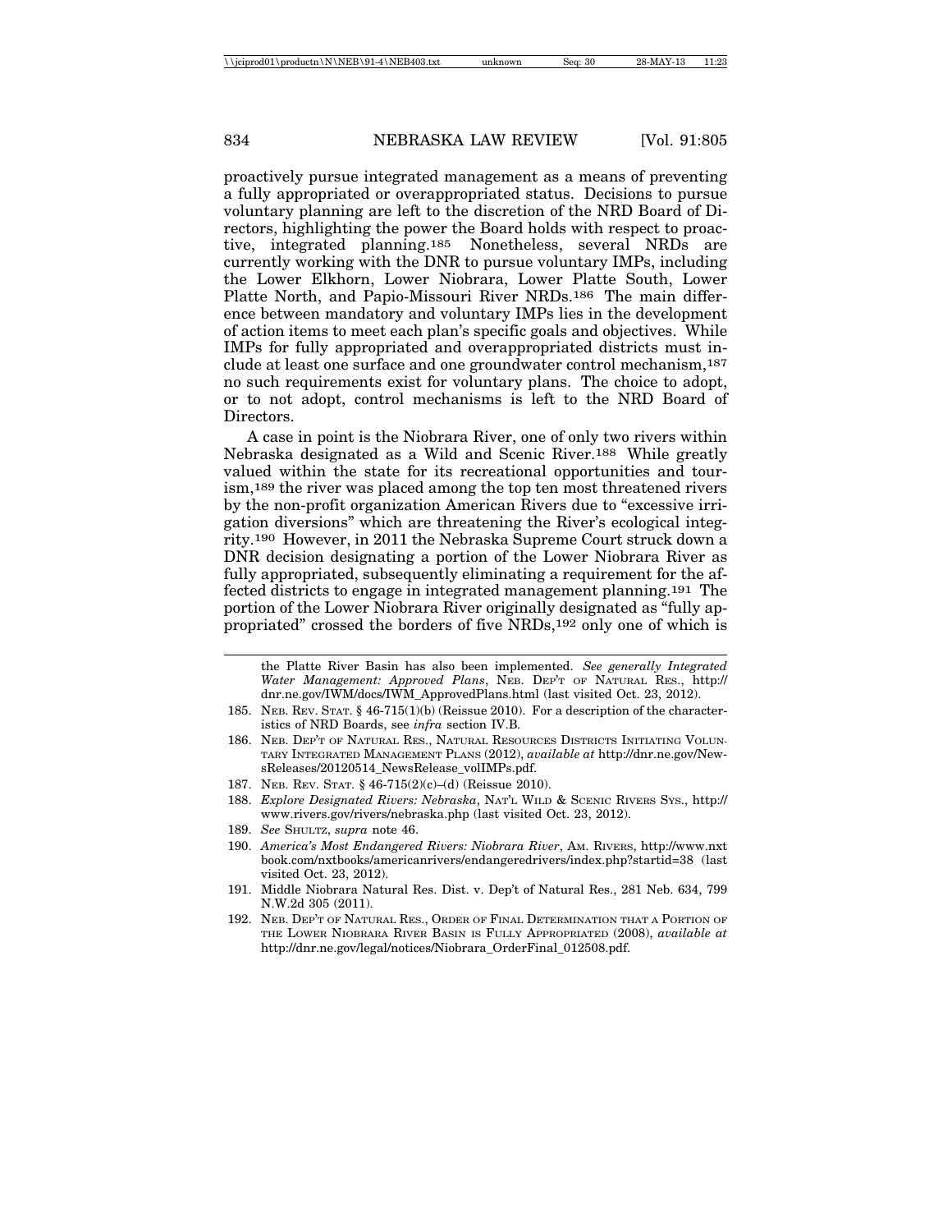proactively pursue integrated management as a means of preventing a fully appropriated or overappropriated status. Decisions to pursue voluntary planning are left to the discretion of the NRD Board of Directors, highlighting the power the Board holds with respect to proactive, integrated planning.[185] Nonetheless, several NRDs are currently working with the DNR to pursue voluntary IMPs, including the Lower Elkhorn, Lower Niobrara, Lower Platte South, Lower Platte North, and Papio-Missouri River NRDs.[186] The main difference between mandatory and voluntary IMPs lies in the development of action items to meet each plan's specific goals and objectives. While IMPs for fully appropriated and overappropriated districts must include at least one surface and one groundwater control mechanism,[187] no such requirements exist for voluntary plans. The choice to adopt, or to not adopt, control mechanisms is left to the NRD Board of Directors.

A case in point is the Niobrara River, one of only two rivers within Nebraska designated as a Wild and Scenic River.[188] While greatly valued within the state for its recreational opportunities and tourism,[189] the river was placed among the top ten most threatened rivers by the non-profit organization American Rivers due to "excessive irrigation diversions" which are threatening the River's ecological integrity.[190] However, in 2011 the Nebraska Supreme Court struck down a DNR decision designating a portion of the Lower Niobrara River as fully appropriated, subsequently eliminating a requirement for the affected districts to engage in integrated management planning.[191] The portion of the Lower Niobrara River originally designated as "fully appropriated" crossed the borders of five NRDs,[192] only one of which is

---

the Platte River Basin has also been implemented. *See generally Integrated Water Management: Approved Plans*, NEB. DEP'T OF NATURAL RES., http://dnr.ne.gov/IWM/docs/IWM_ApprovedPlans.html (last visited Oct. 23, 2012).

185. NEB. REV. STAT. § 46-715(1)(b) (Reissue 2010). For a description of the characteristics of NRD Boards, see *infra* section IV.B.

186. NEB. DEP'T OF NATURAL RES., NATURAL RESOURCES DISTRICTS INITIATING VOLUNTARY INTEGRATED MANAGEMENT PLANS (2012), *available at* http://dnr.ne.gov/NewsReleases/20120514_NewsRelease_volIMPs.pdf.

187. NEB. REV. STAT. § 46-715(2)(c)–(d) (Reissue 2010).

188. *Explore Designated Rivers: Nebraska*, NAT'L WILD & SCENIC RIVERS SYS., http://www.rivers.gov/rivers/nebraska.php (last visited Oct. 23, 2012).

189. *See* SHULTZ, *supra* note 46.

190. *America's Most Endangered Rivers: Niobrara River*, AM. RIVERS, http://www.nxtbook.com/nxtbooks/americanrivers/endangeredrivers/index.php?startid=38 (last visited Oct. 23, 2012).

191. Middle Niobrara Natural Res. Dist. v. Dep't of Natural Res., 281 Neb. 634, 799 N.W.2d 305 (2011).

192. NEB. DEP'T OF NATURAL RES., ORDER OF FINAL DETERMINATION THAT A PORTION OF THE LOWER NIOBRARA RIVER BASIN IS FULLY APPROPRIATED (2008), *available at* http://dnr.ne.gov/legal/notices/Niobrara_OrderFinal_012508.pdf.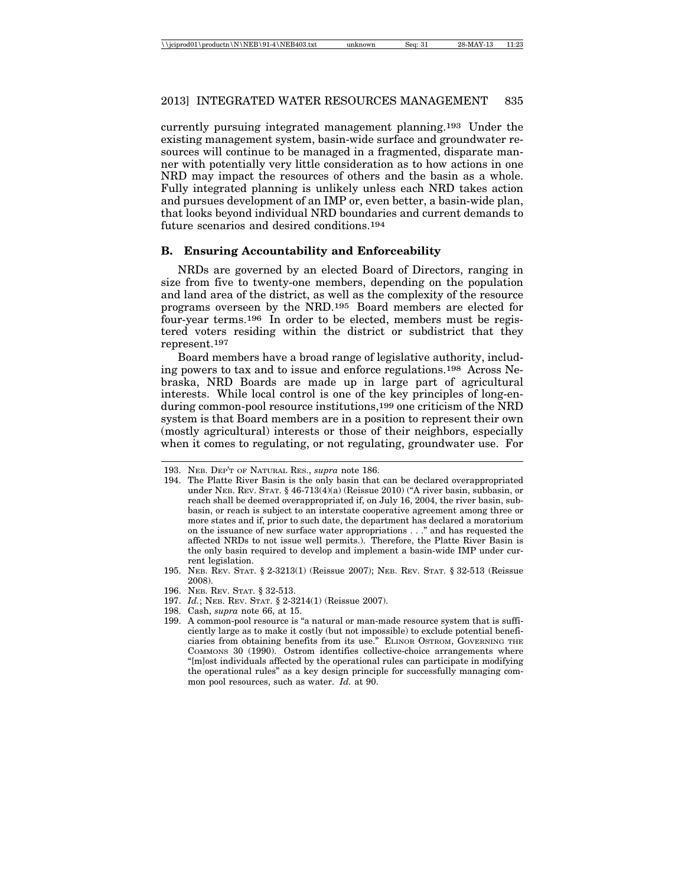currently pursuing integrated management planning.[193] Under the existing management system, basin-wide surface and groundwater resources will continue to be managed in a fragmented, disparate manner with potentially very little consideration as to how actions in one NRD may impact the resources of others and the basin as a whole. Fully integrated planning is unlikely unless each NRD takes action and pursues development of an IMP or, even better, a basin-wide plan, that looks beyond individual NRD boundaries and current demands to future scenarios and desired conditions.[194]

### B. Ensuring Accountability and Enforceability

NRDs are governed by an elected Board of Directors, ranging in size from five to twenty-one members, depending on the population and land area of the district, as well as the complexity of the resource programs overseen by the NRD.[195] Board members are elected for four-year terms.[196] In order to be elected, members must be registered voters residing within the district or subdistrict that they represent.[197]

Board members have a broad range of legislative authority, including powers to tax and to issue and enforce regulations.[198] Across Nebraska, NRD Boards are made up in large part of agricultural interests. While local control is one of the key principles of long-enduring common-pool resource institutions,[199] one criticism of the NRD system is that Board members are in a position to represent their own (mostly agricultural) interests or those of their neighbors, especially when it comes to regulating, or not regulating, groundwater use. For

---

193. NEB. DEP'T OF NATURAL RES., *supra* note 186.

194. The Platte River Basin is the only basin that can be declared overappropriated under NEB. REV. STAT. § 46-713(4)(a) (Reissue 2010) ("A river basin, subbasin, or reach shall be deemed overappropriated if, on July 16, 2004, the river basin, subbasin, or reach is subject to an interstate cooperative agreement among three or more states and if, prior to such date, the department has declared a moratorium on the issuance of new surface water appropriations . . ." and has requested the affected NRDs to not issue well permits.). Therefore, the Platte River Basin is the only basin required to develop and implement a basin-wide IMP under current legislation.

195. NEB. REV. STAT. § 2-3213(1) (Reissue 2007); NEB. REV. STAT. § 32-513 (Reissue 2008).

196. NEB. REV. STAT. § 32-513.

197. *Id.*; NEB. REV. STAT. § 2-3214(1) (Reissue 2007).

198. Cash, *supra* note 66, at 15.

199. A common-pool resource is "a natural or man-made resource system that is sufficiently large as to make it costly (but not impossible) to exclude potential beneficiaries from obtaining benefits from its use." ELINOR OSTROM, GOVERNING THE COMMONS 30 (1990). Ostrom identifies collective-choice arrangements where "[m]ost individuals affected by the operational rules can participate in modifying the operational rules" as a key design principle for successfully managing common pool resources, such as water. *Id.* at 90.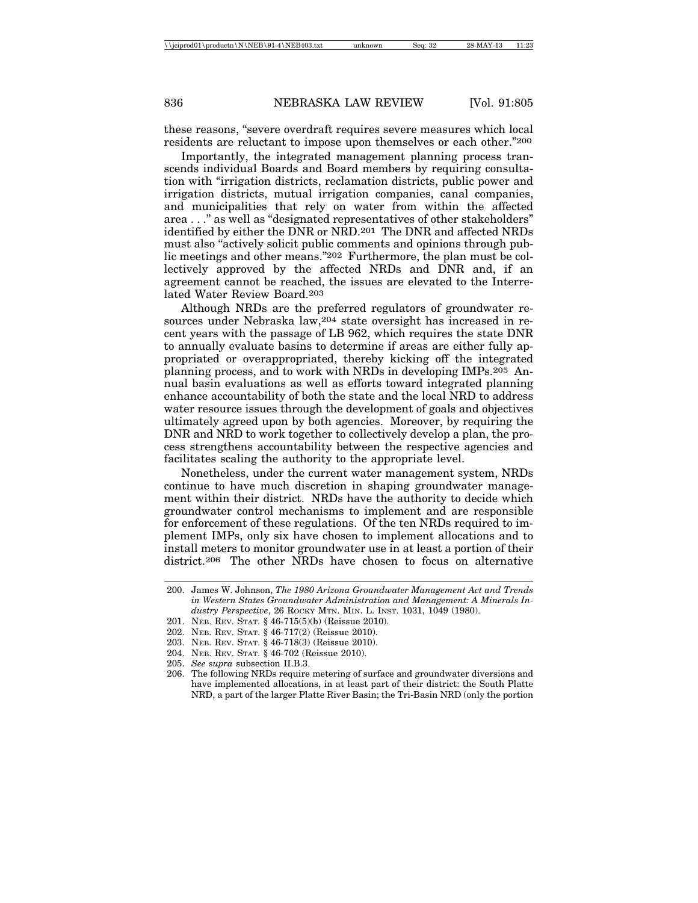these reasons, "severe overdraft requires severe measures which local residents are reluctant to impose upon themselves or each other."[200]

Importantly, the integrated management planning process transcends individual Boards and Board members by requiring consultation with "irrigation districts, reclamation districts, public power and irrigation districts, mutual irrigation companies, canal companies, and municipalities that rely on water from within the affected area . . ." as well as "designated representatives of other stakeholders" identified by either the DNR or NRD.[201] The DNR and affected NRDs must also "actively solicit public comments and opinions through public meetings and other means."[202] Furthermore, the plan must be collectively approved by the affected NRDs and DNR and, if an agreement cannot be reached, the issues are elevated to the Interrelated Water Review Board.[203]

Although NRDs are the preferred regulators of groundwater resources under Nebraska law,[204] state oversight has increased in recent years with the passage of LB 962, which requires the state DNR to annually evaluate basins to determine if areas are either fully appropriated or overappropriated, thereby kicking off the integrated planning process, and to work with NRDs in developing IMPs.[205] Annual basin evaluations as well as efforts toward integrated planning enhance accountability of both the state and the local NRD to address water resource issues through the development of goals and objectives ultimately agreed upon by both agencies. Moreover, by requiring the DNR and NRD to work together to collectively develop a plan, the process strengthens accountability between the respective agencies and facilitates scaling the authority to the appropriate level.

Nonetheless, under the current water management system, NRDs continue to have much discretion in shaping groundwater management within their district. NRDs have the authority to decide which groundwater control mechanisms to implement and are responsible for enforcement of these regulations. Of the ten NRDs required to implement IMPs, only six have chosen to implement allocations and to install meters to monitor groundwater use in at least a portion of their district.[206] The other NRDs have chosen to focus on alternative

---

200. James W. Johnson, *The 1980 Arizona Groundwater Management Act and Trends in Western States Groundwater Administration and Management: A Minerals Industry Perspective*, 26 Rocky Mtn. Min. L. Inst. 1031, 1049 (1980).
201. Neb. Rev. Stat. § 46-715(5)(b) (Reissue 2010).
202. Neb. Rev. Stat. § 46-717(2) (Reissue 2010).
203. Neb. Rev. Stat. § 46-718(3) (Reissue 2010).
204. Neb. Rev. Stat. § 46-702 (Reissue 2010).
205. *See supra* subsection II.B.3.
206. The following NRDs require metering of surface and groundwater diversions and have implemented allocations, in at least part of their district: the South Platte NRD, a part of the larger Platte River Basin; the Tri-Basin NRD (only the portion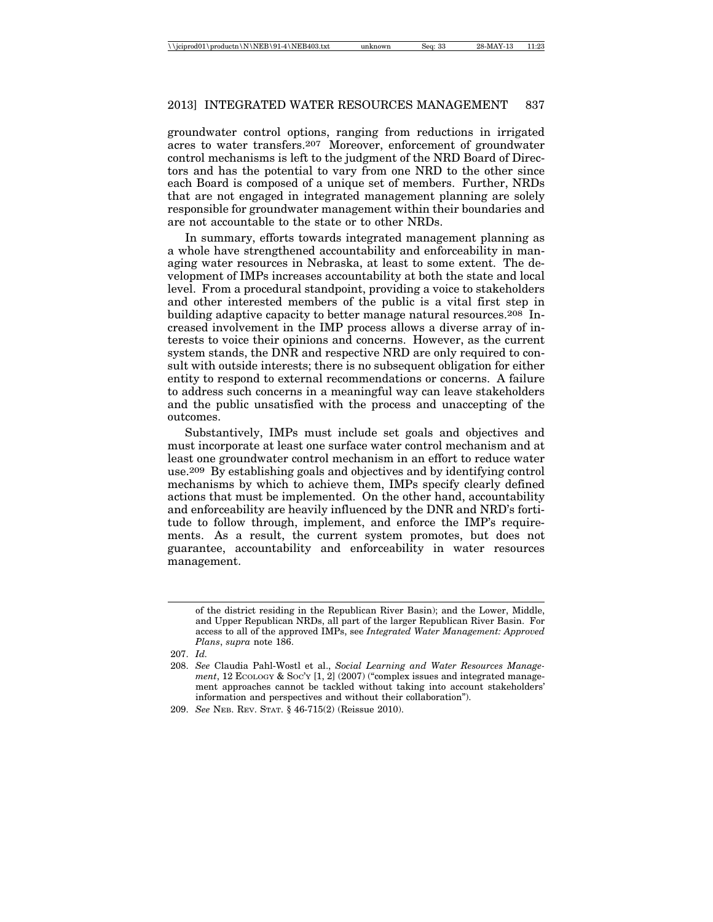groundwater control options, ranging from reductions in irrigated acres to water transfers.[207] Moreover, enforcement of groundwater control mechanisms is left to the judgment of the NRD Board of Directors and has the potential to vary from one NRD to the other since each Board is composed of a unique set of members. Further, NRDs that are not engaged in integrated management planning are solely responsible for groundwater management within their boundaries and are not accountable to the state or to other NRDs.

In summary, efforts towards integrated management planning as a whole have strengthened accountability and enforceability in managing water resources in Nebraska, at least to some extent. The development of IMPs increases accountability at both the state and local level. From a procedural standpoint, providing a voice to stakeholders and other interested members of the public is a vital first step in building adaptive capacity to better manage natural resources.[208] Increased involvement in the IMP process allows a diverse array of interests to voice their opinions and concerns. However, as the current system stands, the DNR and respective NRD are only required to consult with outside interests; there is no subsequent obligation for either entity to respond to external recommendations or concerns. A failure to address such concerns in a meaningful way can leave stakeholders and the public unsatisfied with the process and unaccepting of the outcomes.

Substantively, IMPs must include set goals and objectives and must incorporate at least one surface water control mechanism and at least one groundwater control mechanism in an effort to reduce water use.[209] By establishing goals and objectives and by identifying control mechanisms by which to achieve them, IMPs specify clearly defined actions that must be implemented. On the other hand, accountability and enforceability are heavily influenced by the DNR and NRD's fortitude to follow through, implement, and enforce the IMP's requirements. As a result, the current system promotes, but does not guarantee, accountability and enforceability in water resources management.

---

of the district residing in the Republican River Basin); and the Lower, Middle, and Upper Republican NRDs, all part of the larger Republican River Basin. For access to all of the approved IMPs, see *Integrated Water Management: Approved Plans*, *supra* note 186.

207. *Id.*

208. *See* Claudia Pahl-Wostl et al., *Social Learning and Water Resources Management*, 12 ECOLOGY & SOC'Y [1, 2] (2007) ("complex issues and integrated management approaches cannot be tackled without taking into account stakeholders' information and perspectives and without their collaboration").

209. *See* NEB. REV. STAT. § 46-715(2) (Reissue 2010).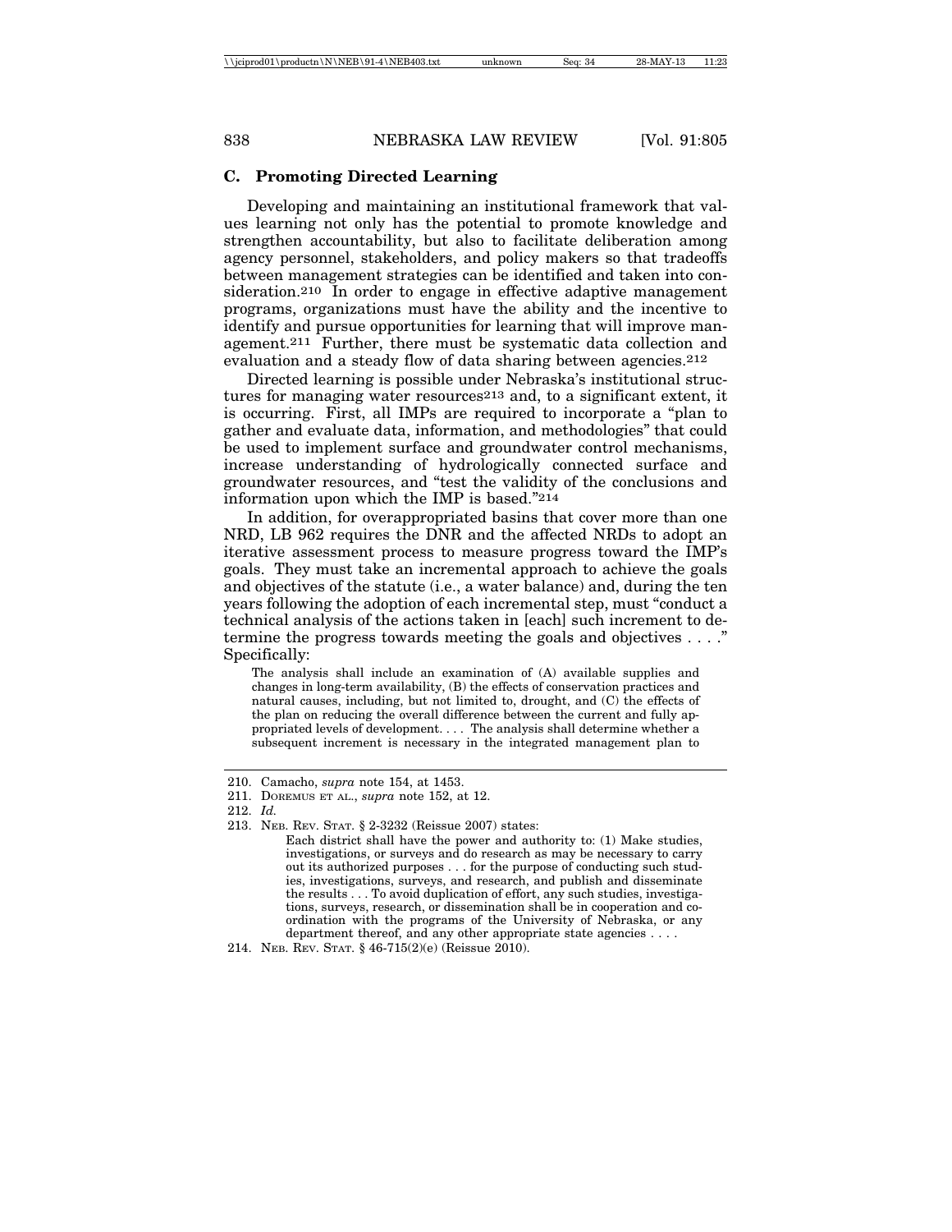### C. Promoting Directed Learning

Developing and maintaining an institutional framework that values learning not only has the potential to promote knowledge and strengthen accountability, but also to facilitate deliberation among agency personnel, stakeholders, and policy makers so that tradeoffs between management strategies can be identified and taken into consideration.[210] In order to engage in effective adaptive management programs, organizations must have the ability and the incentive to identify and pursue opportunities for learning that will improve management.[211] Further, there must be systematic data collection and evaluation and a steady flow of data sharing between agencies.[212]

Directed learning is possible under Nebraska's institutional structures for managing water resources[213] and, to a significant extent, it is occurring. First, all IMPs are required to incorporate a "plan to gather and evaluate data, information, and methodologies" that could be used to implement surface and groundwater control mechanisms, increase understanding of hydrologically connected surface and groundwater resources, and "test the validity of the conclusions and information upon which the IMP is based."[214]

In addition, for overappropriated basins that cover more than one NRD, LB 962 requires the DNR and the affected NRDs to adopt an iterative assessment process to measure progress toward the IMP's goals. They must take an incremental approach to achieve the goals and objectives of the statute (i.e., a water balance) and, during the ten years following the adoption of each incremental step, must "conduct a technical analysis of the actions taken in [each] such increment to determine the progress towards meeting the goals and objectives . . . ." Specifically:

> The analysis shall include an examination of (A) available supplies and changes in long-term availability, (B) the effects of conservation practices and natural causes, including, but not limited to, drought, and (C) the effects of the plan on reducing the overall difference between the current and fully appropriated levels of development. . . . The analysis shall determine whether a subsequent increment is necessary in the integrated management plan to

---

210. Camacho, *supra* note 154, at 1453.

211. DOREMUS ET AL., *supra* note 152, at 12.

212. *Id.*

213. NEB. REV. STAT. § 2-3232 (Reissue 2007) states:

> Each district shall have the power and authority to: (1) Make studies, investigations, or surveys and do research as may be necessary to carry out its authorized purposes . . . for the purpose of conducting such studies, investigations, surveys, and research, and publish and disseminate the results . . . To avoid duplication of effort, any such studies, investigations, surveys, research, or dissemination shall be in cooperation and coordination with the programs of the University of Nebraska, or any department thereof, and any other appropriate state agencies . . . .

214. NEB. REV. STAT. § 46-715(2)(e) (Reissue 2010).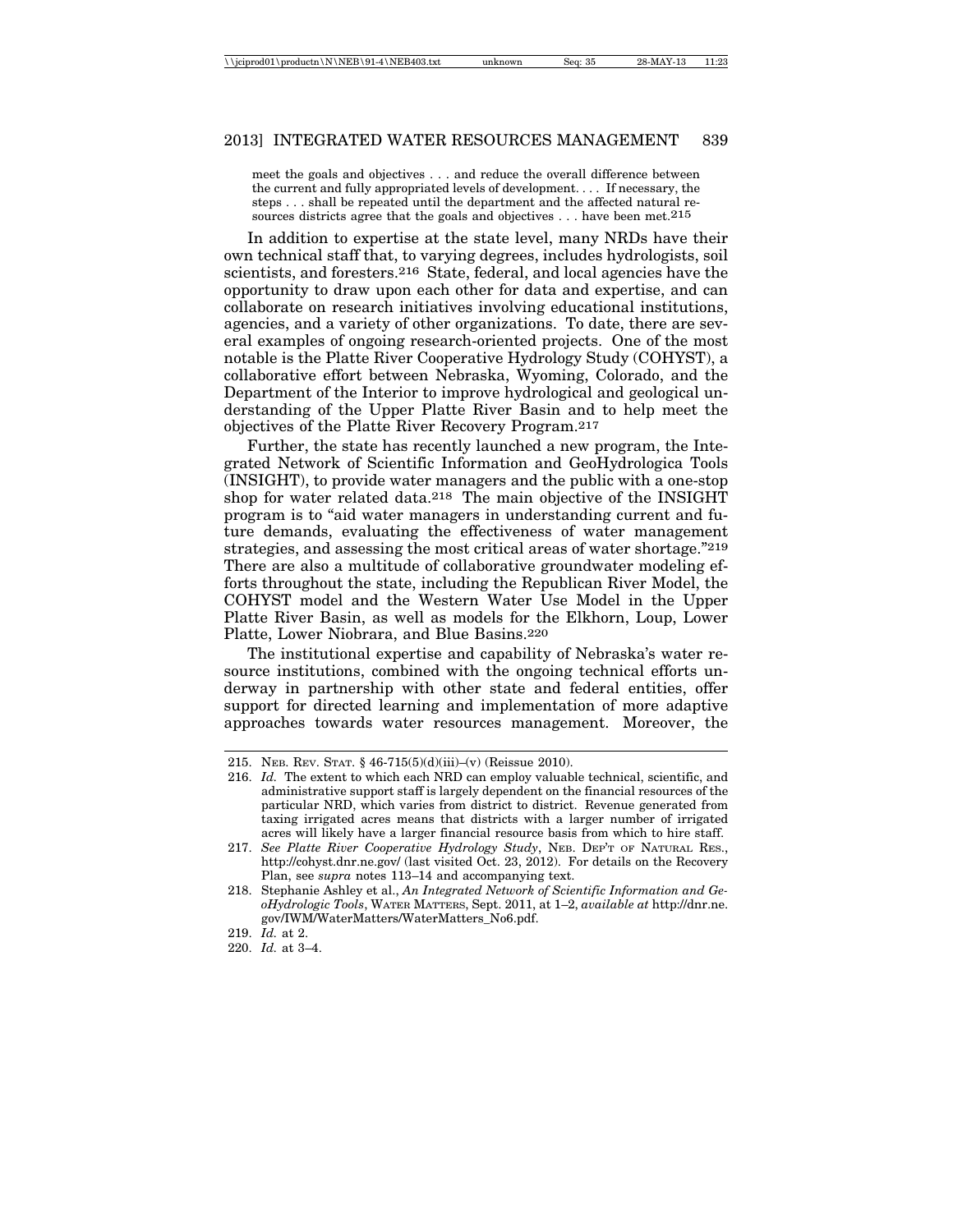> meet the goals and objectives . . . and reduce the overall difference between the current and fully appropriated levels of development. . . . If necessary, the steps . . . shall be repeated until the department and the affected natural resources districts agree that the goals and objectives . . . have been met.[215]

In addition to expertise at the state level, many NRDs have their own technical staff that, to varying degrees, includes hydrologists, soil scientists, and foresters.[216] State, federal, and local agencies have the opportunity to draw upon each other for data and expertise, and can collaborate on research initiatives involving educational institutions, agencies, and a variety of other organizations. To date, there are several examples of ongoing research-oriented projects. One of the most notable is the Platte River Cooperative Hydrology Study (COHYST), a collaborative effort between Nebraska, Wyoming, Colorado, and the Department of the Interior to improve hydrological and geological understanding of the Upper Platte River Basin and to help meet the objectives of the Platte River Recovery Program.[217]

Further, the state has recently launched a new program, the Integrated Network of Scientific Information and GeoHydrologica Tools (INSIGHT), to provide water managers and the public with a one-stop shop for water related data.[218] The main objective of the INSIGHT program is to "aid water managers in understanding current and future demands, evaluating the effectiveness of water management strategies, and assessing the most critical areas of water shortage."[219] There are also a multitude of collaborative groundwater modeling efforts throughout the state, including the Republican River Model, the COHYST model and the Western Water Use Model in the Upper Platte River Basin, as well as models for the Elkhorn, Loup, Lower Platte, Lower Niobrara, and Blue Basins.[220]

The institutional expertise and capability of Nebraska's water resource institutions, combined with the ongoing technical efforts underway in partnership with other state and federal entities, offer support for directed learning and implementation of more adaptive approaches towards water resources management. Moreover, the

---

215. NEB. REV. STAT. § 46-715(5)(d)(iii)–(v) (Reissue 2010).

216. *Id.* The extent to which each NRD can employ valuable technical, scientific, and administrative support staff is largely dependent on the financial resources of the particular NRD, which varies from district to district. Revenue generated from taxing irrigated acres means that districts with a larger number of irrigated acres will likely have a larger financial resource basis from which to hire staff.

217. *See Platte River Cooperative Hydrology Study*, NEB. DEP'T OF NATURAL RES., http://cohyst.dnr.ne.gov/ (last visited Oct. 23, 2012). For details on the Recovery Plan, see *supra* notes 113–14 and accompanying text.

218. Stephanie Ashley et al., *An Integrated Network of Scientific Information and GeoHydrologic Tools*, WATER MATTERS, Sept. 2011, at 1–2, *available at* http://dnr.ne.gov/IWM/WaterMatters/WaterMatters_No6.pdf.

219. *Id.* at 2.

220. *Id.* at 3–4.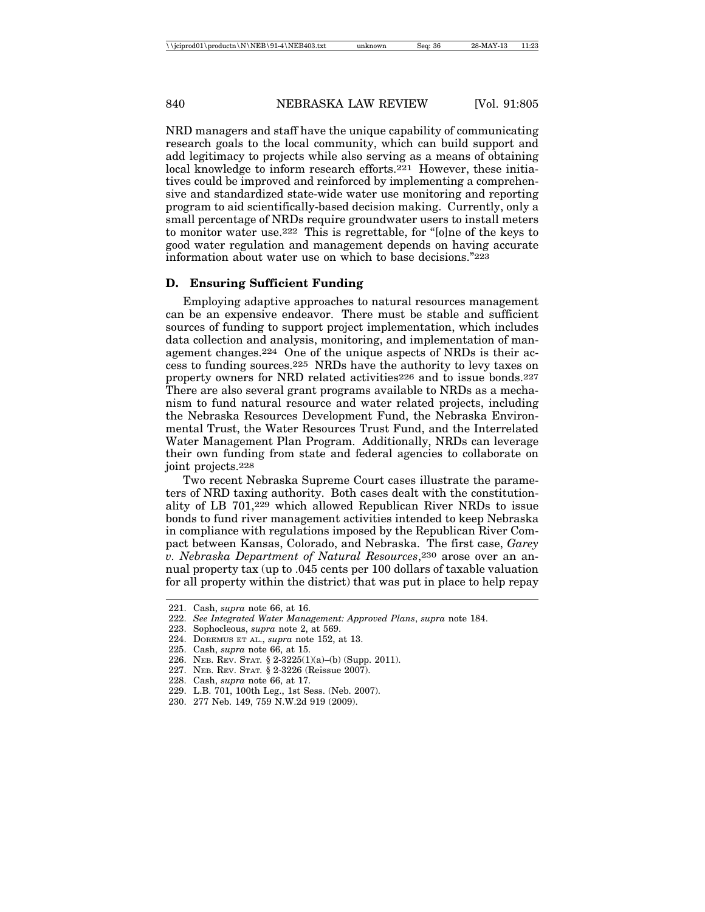NRD managers and staff have the unique capability of communicating research goals to the local community, which can build support and add legitimacy to projects while also serving as a means of obtaining local knowledge to inform research efforts.[221] However, these initiatives could be improved and reinforced by implementing a comprehensive and standardized state-wide water use monitoring and reporting program to aid scientifically-based decision making. Currently, only a small percentage of NRDs require groundwater users to install meters to monitor water use.[222] This is regrettable, for "[o]ne of the keys to good water regulation and management depends on having accurate information about water use on which to base decisions."[223]

### D. Ensuring Sufficient Funding

Employing adaptive approaches to natural resources management can be an expensive endeavor. There must be stable and sufficient sources of funding to support project implementation, which includes data collection and analysis, monitoring, and implementation of management changes.[224] One of the unique aspects of NRDs is their access to funding sources.[225] NRDs have the authority to levy taxes on property owners for NRD related activities[226] and to issue bonds.[227] There are also several grant programs available to NRDs as a mechanism to fund natural resource and water related projects, including the Nebraska Resources Development Fund, the Nebraska Environmental Trust, the Water Resources Trust Fund, and the Interrelated Water Management Plan Program. Additionally, NRDs can leverage their own funding from state and federal agencies to collaborate on joint projects.[228]

Two recent Nebraska Supreme Court cases illustrate the parameters of NRD taxing authority. Both cases dealt with the constitutionality of LB 701,[229] which allowed Republican River NRDs to issue bonds to fund river management activities intended to keep Nebraska in compliance with regulations imposed by the Republican River Compact between Kansas, Colorado, and Nebraska. The first case, *Garey v. Nebraska Department of Natural Resources*,[230] arose over an annual property tax (up to .045 cents per 100 dollars of taxable valuation for all property within the district) that was put in place to help repay

---

221. Cash, *supra* note 66, at 16.
222. *See Integrated Water Management: Approved Plans*, *supra* note 184.
223. Sophocleous, *supra* note 2, at 569.
224. DOREMUS ET AL., *supra* note 152, at 13.
225. Cash, *supra* note 66, at 15.
226. NEB. REV. STAT. § 2-3225(1)(a)–(b) (Supp. 2011).
227. NEB. REV. STAT. § 2-3226 (Reissue 2007).
228. Cash, *supra* note 66, at 17.
229. L.B. 701, 100th Leg., 1st Sess. (Neb. 2007).
230. 277 Neb. 149, 759 N.W.2d 919 (2009).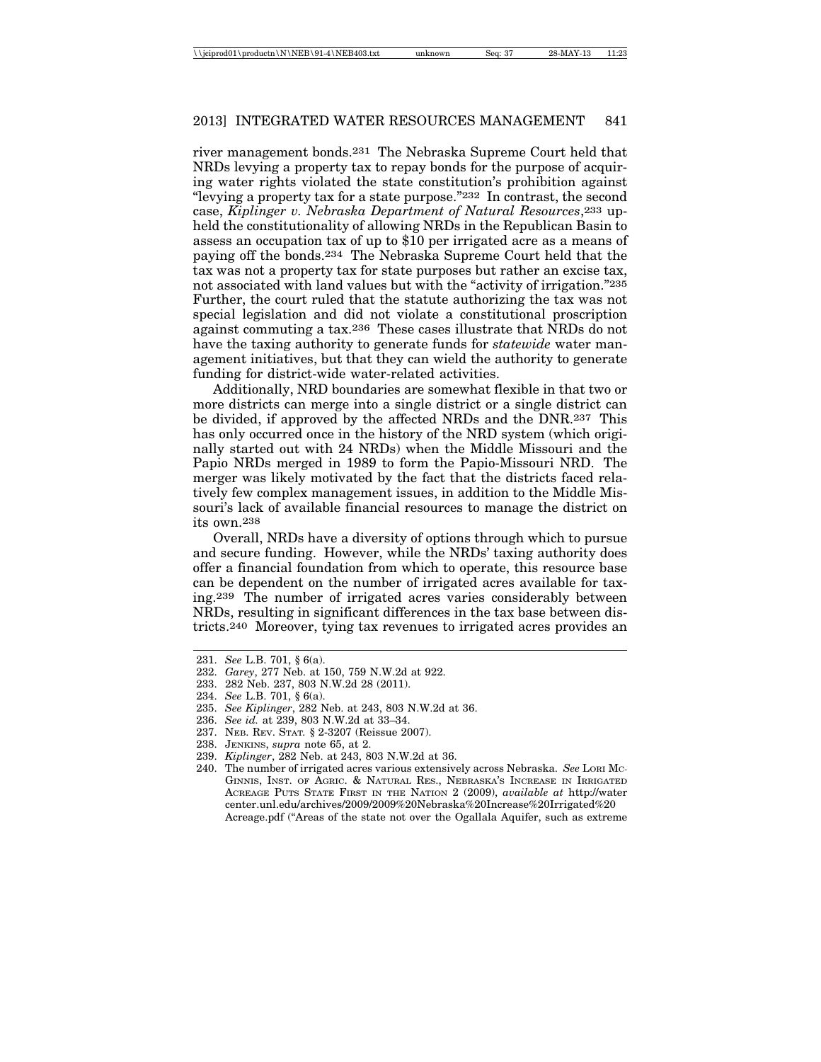river management bonds.[231] The Nebraska Supreme Court held that NRDs levying a property tax to repay bonds for the purpose of acquiring water rights violated the state constitution's prohibition against "levying a property tax for a state purpose."[232] In contrast, the second case, *Kiplinger v. Nebraska Department of Natural Resources*,[233] upheld the constitutionality of allowing NRDs in the Republican Basin to assess an occupation tax of up to $10 per irrigated acre as a means of paying off the bonds.[234] The Nebraska Supreme Court held that the tax was not a property tax for state purposes but rather an excise tax, not associated with land values but with the "activity of irrigation."[235] Further, the court ruled that the statute authorizing the tax was not special legislation and did not violate a constitutional proscription against commuting a tax.[236] These cases illustrate that NRDs do not have the taxing authority to generate funds for *statewide* water management initiatives, but that they can wield the authority to generate funding for district-wide water-related activities.

Additionally, NRD boundaries are somewhat flexible in that two or more districts can merge into a single district or a single district can be divided, if approved by the affected NRDs and the DNR.[237] This has only occurred once in the history of the NRD system (which originally started out with 24 NRDs) when the Middle Missouri and the Papio NRDs merged in 1989 to form the Papio-Missouri NRD. The merger was likely motivated by the fact that the districts faced relatively few complex management issues, in addition to the Middle Missouri's lack of available financial resources to manage the district on its own.[238]

Overall, NRDs have a diversity of options through which to pursue and secure funding. However, while the NRDs' taxing authority does offer a financial foundation from which to operate, this resource base can be dependent on the number of irrigated acres available for taxing.[239] The number of irrigated acres varies considerably between NRDs, resulting in significant differences in the tax base between districts.[240] Moreover, tying tax revenues to irrigated acres provides an

---

231. *See* L.B. 701, § 6(a).
232. *Garey*, 277 Neb. at 150, 759 N.W.2d at 922.
233. 282 Neb. 237, 803 N.W.2d 28 (2011).
234. *See* L.B. 701, § 6(a).
235. *See Kiplinger*, 282 Neb. at 243, 803 N.W.2d at 36.
236. *See id.* at 239, 803 N.W.2d at 33–34.
237. NEB. REV. STAT. § 2-3207 (Reissue 2007).
238. JENKINS, *supra* note 65, at 2.
239. *Kiplinger*, 282 Neb. at 243, 803 N.W.2d at 36.
240. The number of irrigated acres various extensively across Nebraska. *See* LORI MCGINNIS, INST. OF AGRIC. & NATURAL RES., NEBRASKA'S INCREASE IN IRRIGATED ACREAGE PUTS STATE FIRST IN THE NATION 2 (2009), *available at* http://watercenter.unl.edu/archives/2009/2009%20Nebraska%20Increase%20Irrigated%20Acreage.pdf ("Areas of the state not over the Ogallala Aquifer, such as extreme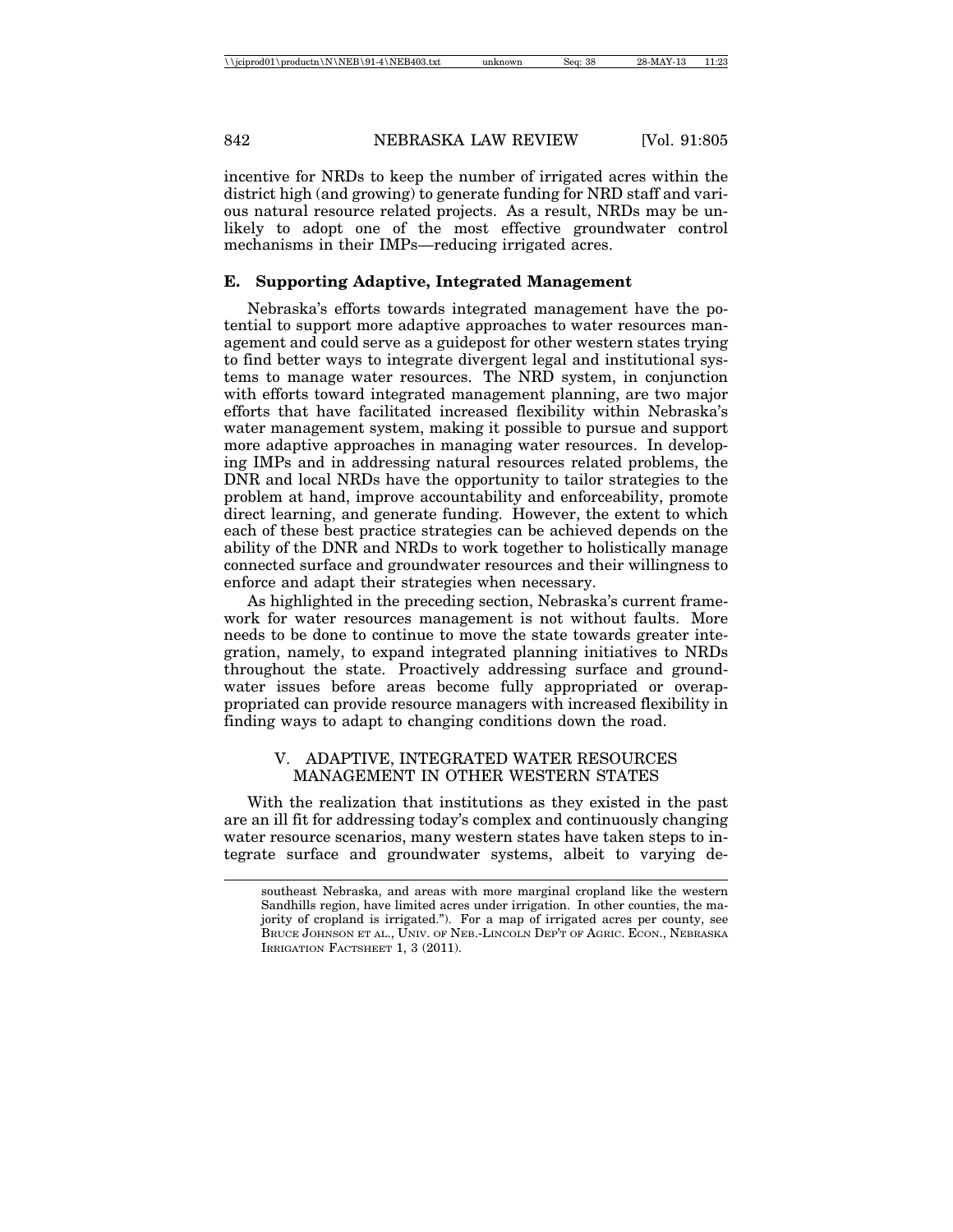incentive for NRDs to keep the number of irrigated acres within the district high (and growing) to generate funding for NRD staff and various natural resource related projects. As a result, NRDs may be unlikely to adopt one of the most effective groundwater control mechanisms in their IMPs—reducing irrigated acres.

### E. Supporting Adaptive, Integrated Management

Nebraska's efforts towards integrated management have the potential to support more adaptive approaches to water resources management and could serve as a guidepost for other western states trying to find better ways to integrate divergent legal and institutional systems to manage water resources. The NRD system, in conjunction with efforts toward integrated management planning, are two major efforts that have facilitated increased flexibility within Nebraska's water management system, making it possible to pursue and support more adaptive approaches in managing water resources. In developing IMPs and in addressing natural resources related problems, the DNR and local NRDs have the opportunity to tailor strategies to the problem at hand, improve accountability and enforceability, promote direct learning, and generate funding. However, the extent to which each of these best practice strategies can be achieved depends on the ability of the DNR and NRDs to work together to holistically manage connected surface and groundwater resources and their willingness to enforce and adapt their strategies when necessary.

As highlighted in the preceding section, Nebraska's current framework for water resources management is not without faults. More needs to be done to continue to move the state towards greater integration, namely, to expand integrated planning initiatives to NRDs throughout the state. Proactively addressing surface and groundwater issues before areas become fully appropriated or overappropriated can provide resource managers with increased flexibility in finding ways to adapt to changing conditions down the road.

## V. ADAPTIVE, INTEGRATED WATER RESOURCES MANAGEMENT IN OTHER WESTERN STATES

With the realization that institutions as they existed in the past are an ill fit for addressing today's complex and continuously changing water resource scenarios, many western states have taken steps to integrate surface and groundwater systems, albeit to varying de-

---

southeast Nebraska, and areas with more marginal cropland like the western Sandhills region, have limited acres under irrigation. In other counties, the majority of cropland is irrigated."). For a map of irrigated acres per county, see BRUCE JOHNSON ET AL., UNIV. OF NEB.-LINCOLN DEP'T OF AGRIC. ECON., NEBRASKA IRRIGATION FACTSHEET 1, 3 (2011).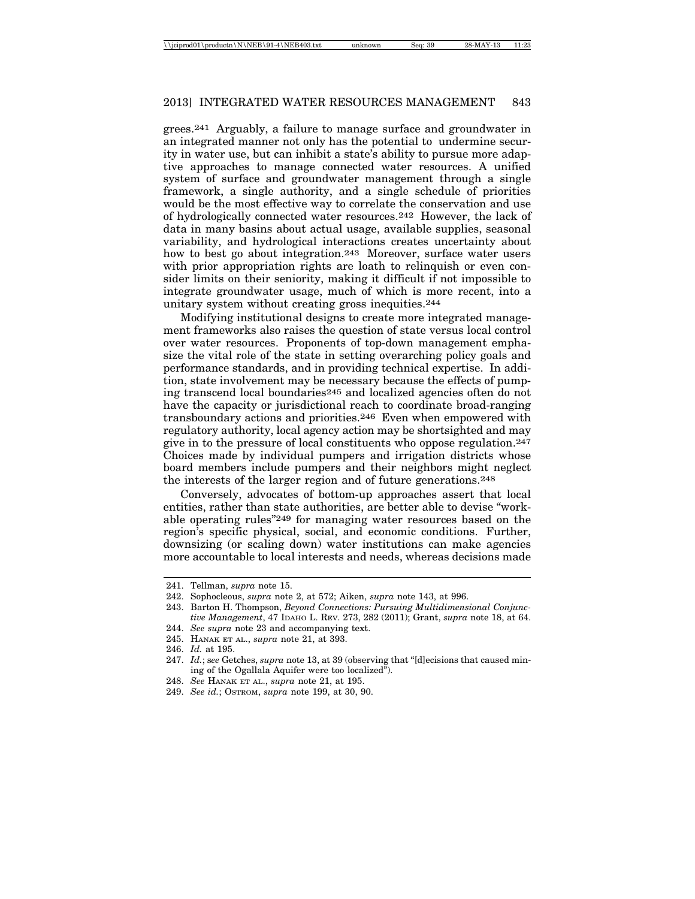grees.[241] Arguably, a failure to manage surface and groundwater in an integrated manner not only has the potential to undermine security in water use, but can inhibit a state's ability to pursue more adaptive approaches to manage connected water resources. A unified system of surface and groundwater management through a single framework, a single authority, and a single schedule of priorities would be the most effective way to correlate the conservation and use of hydrologically connected water resources.[242] However, the lack of data in many basins about actual usage, available supplies, seasonal variability, and hydrological interactions creates uncertainty about how to best go about integration.[243] Moreover, surface water users with prior appropriation rights are loath to relinquish or even consider limits on their seniority, making it difficult if not impossible to integrate groundwater usage, much of which is more recent, into a unitary system without creating gross inequities.[244]

Modifying institutional designs to create more integrated management frameworks also raises the question of state versus local control over water resources. Proponents of top-down management emphasize the vital role of the state in setting overarching policy goals and performance standards, and in providing technical expertise. In addition, state involvement may be necessary because the effects of pumping transcend local boundaries[245] and localized agencies often do not have the capacity or jurisdictional reach to coordinate broad-ranging transboundary actions and priorities.[246] Even when empowered with regulatory authority, local agency action may be shortsighted and may give in to the pressure of local constituents who oppose regulation.[247] Choices made by individual pumpers and irrigation districts whose board members include pumpers and their neighbors might neglect the interests of the larger region and of future generations.[248]

Conversely, advocates of bottom-up approaches assert that local entities, rather than state authorities, are better able to devise "workable operating rules"[249] for managing water resources based on the region's specific physical, social, and economic conditions. Further, downsizing (or scaling down) water institutions can make agencies more accountable to local interests and needs, whereas decisions made

---

241. Tellman, *supra* note 15.
242. Sophocleous, *supra* note 2, at 572; Aiken, *supra* note 143, at 996.
243. Barton H. Thompson, *Beyond Connections: Pursuing Multidimensional Conjunctive Management*, 47 IDAHO L. REV. 273, 282 (2011); Grant, *supra* note 18, at 64.
244. *See supra* note 23 and accompanying text.
245. HANAK ET AL., *supra* note 21, at 393.
246. *Id.* at 195.
247. *Id.*; *see* Getches, *supra* note 13, at 39 (observing that "[d]ecisions that caused mining of the Ogallala Aquifer were too localized").
248. *See* HANAK ET AL., *supra* note 21, at 195.
249. *See id.*; OSTROM, *supra* note 199, at 30, 90.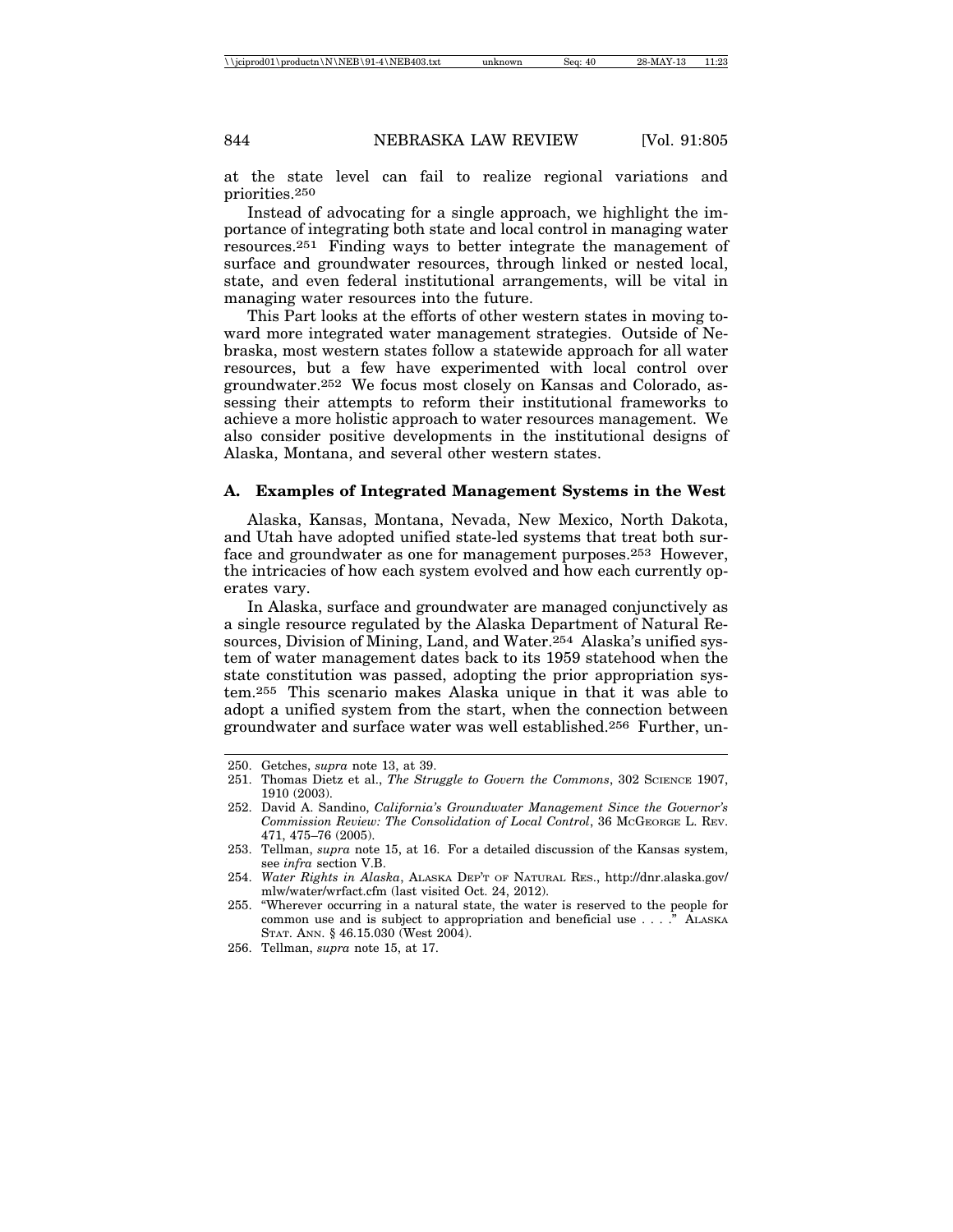at the state level can fail to realize regional variations and priorities.[250]

Instead of advocating for a single approach, we highlight the importance of integrating both state and local control in managing water resources.[251] Finding ways to better integrate the management of surface and groundwater resources, through linked or nested local, state, and even federal institutional arrangements, will be vital in managing water resources into the future.

This Part looks at the efforts of other western states in moving toward more integrated water management strategies. Outside of Nebraska, most western states follow a statewide approach for all water resources, but a few have experimented with local control over groundwater.[252] We focus most closely on Kansas and Colorado, assessing their attempts to reform their institutional frameworks to achieve a more holistic approach to water resources management. We also consider positive developments in the institutional designs of Alaska, Montana, and several other western states.

### A. Examples of Integrated Management Systems in the West

Alaska, Kansas, Montana, Nevada, New Mexico, North Dakota, and Utah have adopted unified state-led systems that treat both surface and groundwater as one for management purposes.[253] However, the intricacies of how each system evolved and how each currently operates vary.

In Alaska, surface and groundwater are managed conjunctively as a single resource regulated by the Alaska Department of Natural Resources, Division of Mining, Land, and Water.[254] Alaska's unified system of water management dates back to its 1959 statehood when the state constitution was passed, adopting the prior appropriation system.[255] This scenario makes Alaska unique in that it was able to adopt a unified system from the start, when the connection between groundwater and surface water was well established.[256] Further, un-

---

250. Getches, *supra* note 13, at 39.

251. Thomas Dietz et al., *The Struggle to Govern the Commons*, 302 SCIENCE 1907, 1910 (2003).

252. David A. Sandino, *California's Groundwater Management Since the Governor's Commission Review: The Consolidation of Local Control*, 36 MCGEORGE L. REV. 471, 475–76 (2005).

253. Tellman, *supra* note 15, at 16. For a detailed discussion of the Kansas system, see *infra* section V.B.

254. *Water Rights in Alaska*, ALASKA DEP'T OF NATURAL RES., http://dnr.alaska.gov/mlw/water/wrfact.cfm (last visited Oct. 24, 2012).

255. "Wherever occurring in a natural state, the water is reserved to the people for common use and is subject to appropriation and beneficial use . . . ." ALASKA STAT. ANN. § 46.15.030 (West 2004).

256. Tellman, *supra* note 15, at 17.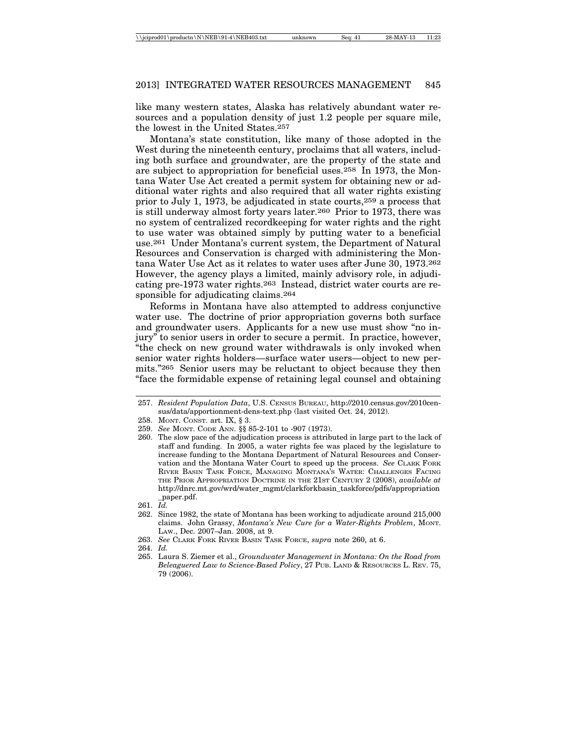like many western states, Alaska has relatively abundant water resources and a population density of just 1.2 people per square mile, the lowest in the United States.[257]

Montana's state constitution, like many of those adopted in the West during the nineteenth century, proclaims that all waters, including both surface and groundwater, are the property of the state and are subject to appropriation for beneficial uses.[258] In 1973, the Montana Water Use Act created a permit system for obtaining new or additional water rights and also required that all water rights existing prior to July 1, 1973, be adjudicated in state courts,[259] a process that is still underway almost forty years later.[260] Prior to 1973, there was no system of centralized recordkeeping for water rights and the right to use water was obtained simply by putting water to a beneficial use.[261] Under Montana's current system, the Department of Natural Resources and Conservation is charged with administering the Montana Water Use Act as it relates to water uses after June 30, 1973.[262] However, the agency plays a limited, mainly advisory role, in adjudicating pre-1973 water rights.[263] Instead, district water courts are responsible for adjudicating claims.[264]

Reforms in Montana have also attempted to address conjunctive water use. The doctrine of prior appropriation governs both surface and groundwater users. Applicants for a new use must show "no injury" to senior users in order to secure a permit. In practice, however, "the check on new ground water withdrawals is only invoked when senior water rights holders—surface water users—object to new permits."[265] Senior users may be reluctant to object because they then "face the formidable expense of retaining legal counsel and obtaining

---

257. *Resident Population Data*, U.S. CENSUS BUREAU, http://2010.census.gov/2010census/data/apportionment-dens-text.php (last visited Oct. 24, 2012).

258. MONT. CONST. art. IX, § 3.

259. *See* MONT. CODE ANN. §§ 85-2-101 to -907 (1973).

260. The slow pace of the adjudication process is attributed in large part to the lack of staff and funding. In 2005, a water rights fee was placed by the legislature to increase funding to the Montana Department of Natural Resources and Conservation and the Montana Water Court to speed up the process. *See* CLARK FORK RIVER BASIN TASK FORCE, MANAGING MONTANA'S WATER: CHALLENGES FACING THE PRIOR APPROPRIATION DOCTRINE IN THE 21ST CENTURY 2 (2008), *available at* http://dnrc.mt.gov/wrd/water_mgmt/clarkforkbasin_taskforce/pdfs/appropriation_paper.pdf.

261. *Id.*

262. Since 1982, the state of Montana has been working to adjudicate around 215,000 claims. John Grassy, *Montana's New Cure for a Water-Rights Problem*, MONT. LAW., Dec. 2007–Jan. 2008, at 9.

263. *See* CLARK FORK RIVER BASIN TASK FORCE, *supra* note 260, at 6.

264. *Id.*

265. Laura S. Ziemer et al., *Groundwater Management in Montana: On the Road from Beleaguered Law to Science-Based Policy*, 27 PUB. LAND & RESOURCES L. REV. 75, 79 (2006).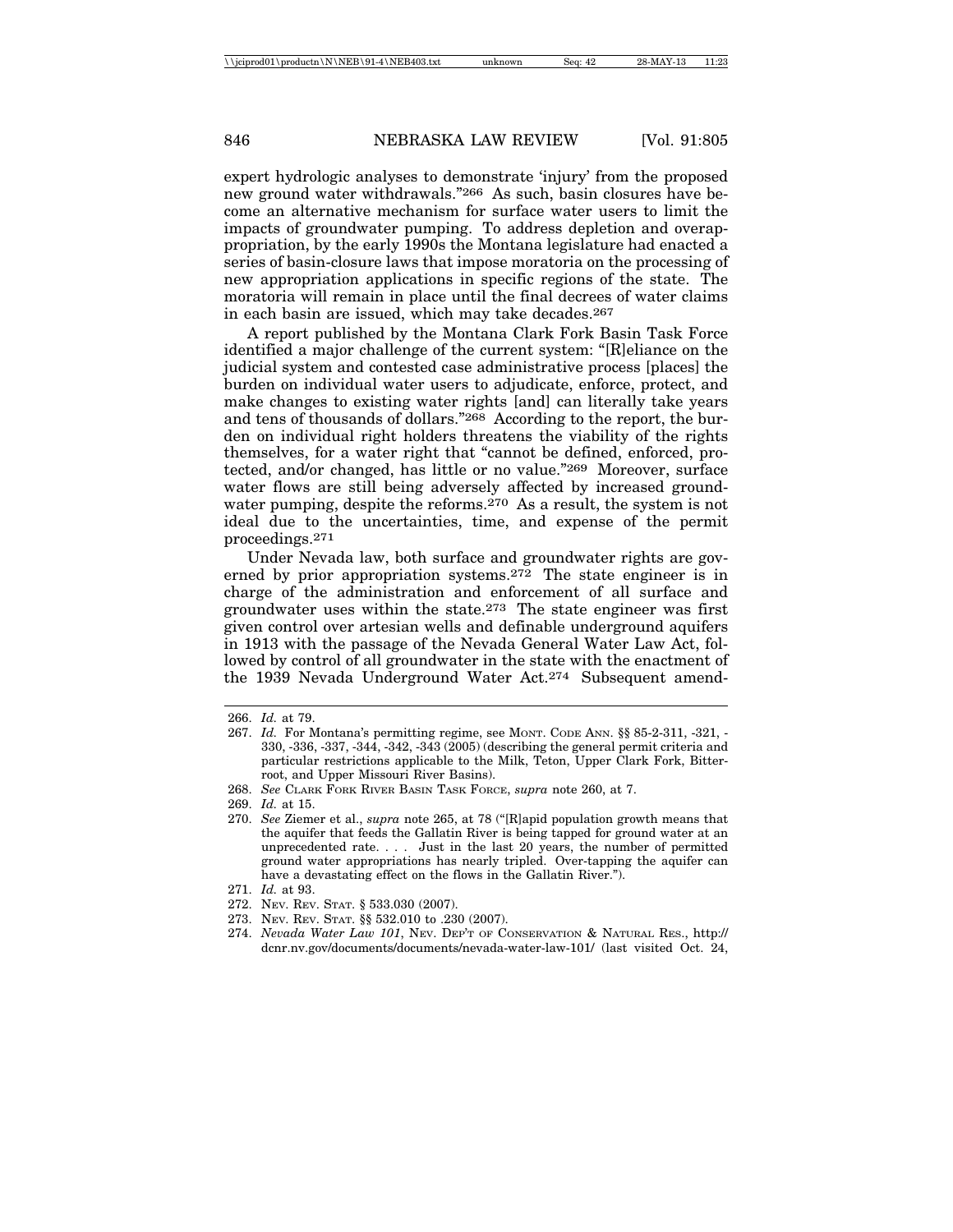expert hydrologic analyses to demonstrate 'injury' from the proposed new ground water withdrawals."[266] As such, basin closures have become an alternative mechanism for surface water users to limit the impacts of groundwater pumping. To address depletion and overappropriation, by the early 1990s the Montana legislature had enacted a series of basin-closure laws that impose moratoria on the processing of new appropriation applications in specific regions of the state. The moratoria will remain in place until the final decrees of water claims in each basin are issued, which may take decades.[267]

A report published by the Montana Clark Fork Basin Task Force identified a major challenge of the current system: "[R]eliance on the judicial system and contested case administrative process [places] the burden on individual water users to adjudicate, enforce, protect, and make changes to existing water rights [and] can literally take years and tens of thousands of dollars."[268] According to the report, the burden on individual right holders threatens the viability of the rights themselves, for a water right that "cannot be defined, enforced, protected, and/or changed, has little or no value."[269] Moreover, surface water flows are still being adversely affected by increased groundwater pumping, despite the reforms.[270] As a result, the system is not ideal due to the uncertainties, time, and expense of the permit proceedings.[271]

Under Nevada law, both surface and groundwater rights are governed by prior appropriation systems.[272] The state engineer is in charge of the administration and enforcement of all surface and groundwater uses within the state.[273] The state engineer was first given control over artesian wells and definable underground aquifers in 1913 with the passage of the Nevada General Water Law Act, followed by control of all groundwater in the state with the enactment of the 1939 Nevada Underground Water Act.[274] Subsequent amend-

---

266. *Id.* at 79.

267. *Id.* For Montana's permitting regime, see MONT. CODE ANN. §§ 85-2-311, -321, -330, -336, -337, -344, -342, -343 (2005) (describing the general permit criteria and particular restrictions applicable to the Milk, Teton, Upper Clark Fork, Bitterroot, and Upper Missouri River Basins).

268. *See* CLARK FORK RIVER BASIN TASK FORCE, *supra* note 260, at 7.

269. *Id.* at 15.

270. *See* Ziemer et al., *supra* note 265, at 78 ("[R]apid population growth means that the aquifer that feeds the Gallatin River is being tapped for ground water at an unprecedented rate. . . . Just in the last 20 years, the number of permitted ground water appropriations has nearly tripled. Over-tapping the aquifer can have a devastating effect on the flows in the Gallatin River.").

271. *Id.* at 93.

272. NEV. REV. STAT. § 533.030 (2007).

273. NEV. REV. STAT. §§ 532.010 to .230 (2007).

274. *Nevada Water Law 101*, NEV. DEP'T OF CONSERVATION & NATURAL RES., http://dcnr.nv.gov/documents/documents/nevada-water-law-101/ (last visited Oct. 24,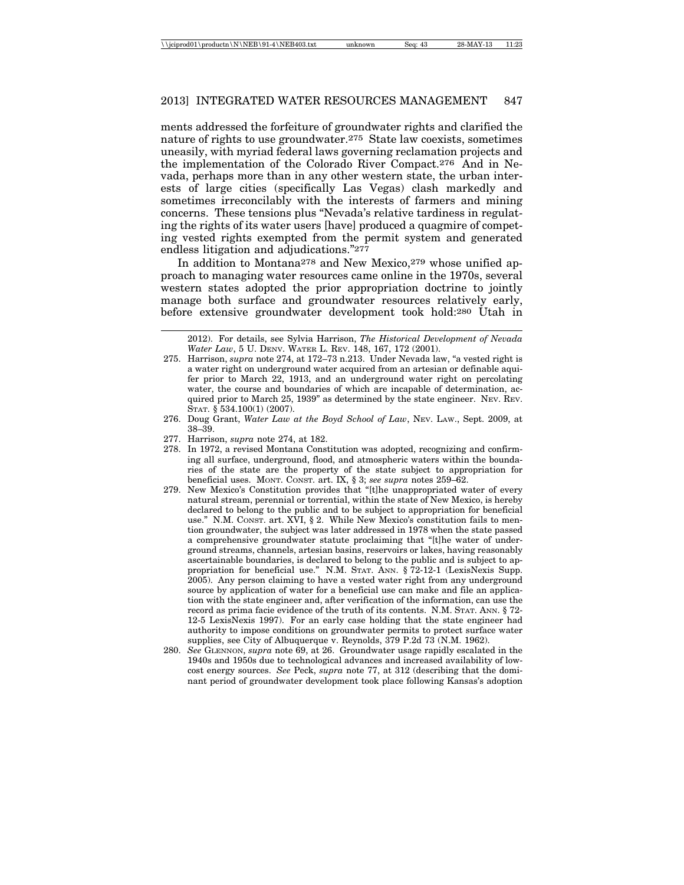ments addressed the forfeiture of groundwater rights and clarified the nature of rights to use groundwater.[275] State law coexists, sometimes uneasily, with myriad federal laws governing reclamation projects and the implementation of the Colorado River Compact.[276] And in Nevada, perhaps more than in any other western state, the urban interests of large cities (specifically Las Vegas) clash markedly and sometimes irreconcilably with the interests of farmers and mining concerns. These tensions plus "Nevada's relative tardiness in regulating the rights of its water users [have] produced a quagmire of competing vested rights exempted from the permit system and generated endless litigation and adjudications."[277]

In addition to Montana[278] and New Mexico,[279] whose unified approach to managing water resources came online in the 1970s, several western states adopted the prior appropriation doctrine to jointly manage both surface and groundwater resources relatively early, before extensive groundwater development took hold:[280] Utah in

---

2012). For details, see Sylvia Harrison, *The Historical Development of Nevada Water Law*, 5 U. DENV. WATER L. REV. 148, 167, 172 (2001).

275. Harrison, *supra* note 274, at 172–73 n.213. Under Nevada law, "a vested right is a water right on underground water acquired from an artesian or definable aquifer prior to March 22, 1913, and an underground water right on percolating water, the course and boundaries of which are incapable of determination, acquired prior to March 25, 1939" as determined by the state engineer. NEV. REV. STAT. § 534.100(1) (2007).

276. Doug Grant, *Water Law at the Boyd School of Law*, NEV. LAW., Sept. 2009, at 38–39.

277. Harrison, *supra* note 274, at 182.

278. In 1972, a revised Montana Constitution was adopted, recognizing and confirming all surface, underground, flood, and atmospheric waters within the boundaries of the state are the property of the state subject to appropriation for beneficial uses. MONT. CONST. art. IX, § 3; *see supra* notes 259–62.

279. New Mexico's Constitution provides that "[t]he unappropriated water of every natural stream, perennial or torrential, within the state of New Mexico, is hereby declared to belong to the public and to be subject to appropriation for beneficial use." N.M. CONST. art. XVI, § 2. While New Mexico's constitution fails to mention groundwater, the subject was later addressed in 1978 when the state passed a comprehensive groundwater statute proclaiming that "[t]he water of underground streams, channels, artesian basins, reservoirs or lakes, having reasonably ascertainable boundaries, is declared to belong to the public and is subject to appropriation for beneficial use." N.M. STAT. ANN. § 72-12-1 (LexisNexis Supp. 2005). Any person claiming to have a vested water right from any underground source by application of water for a beneficial use can make and file an application with the state engineer and, after verification of the information, can use the record as prima facie evidence of the truth of its contents. N.M. STAT. ANN. § 72-12-5 LexisNexis 1997). For an early case holding that the state engineer had authority to impose conditions on groundwater permits to protect surface water supplies, see City of Albuquerque v. Reynolds, 379 P.2d 73 (N.M. 1962).

280. *See* GLENNON, *supra* note 69, at 26. Groundwater usage rapidly escalated in the 1940s and 1950s due to technological advances and increased availability of low-cost energy sources. *See* Peck, *supra* note 77, at 312 (describing that the dominant period of groundwater development took place following Kansas's adoption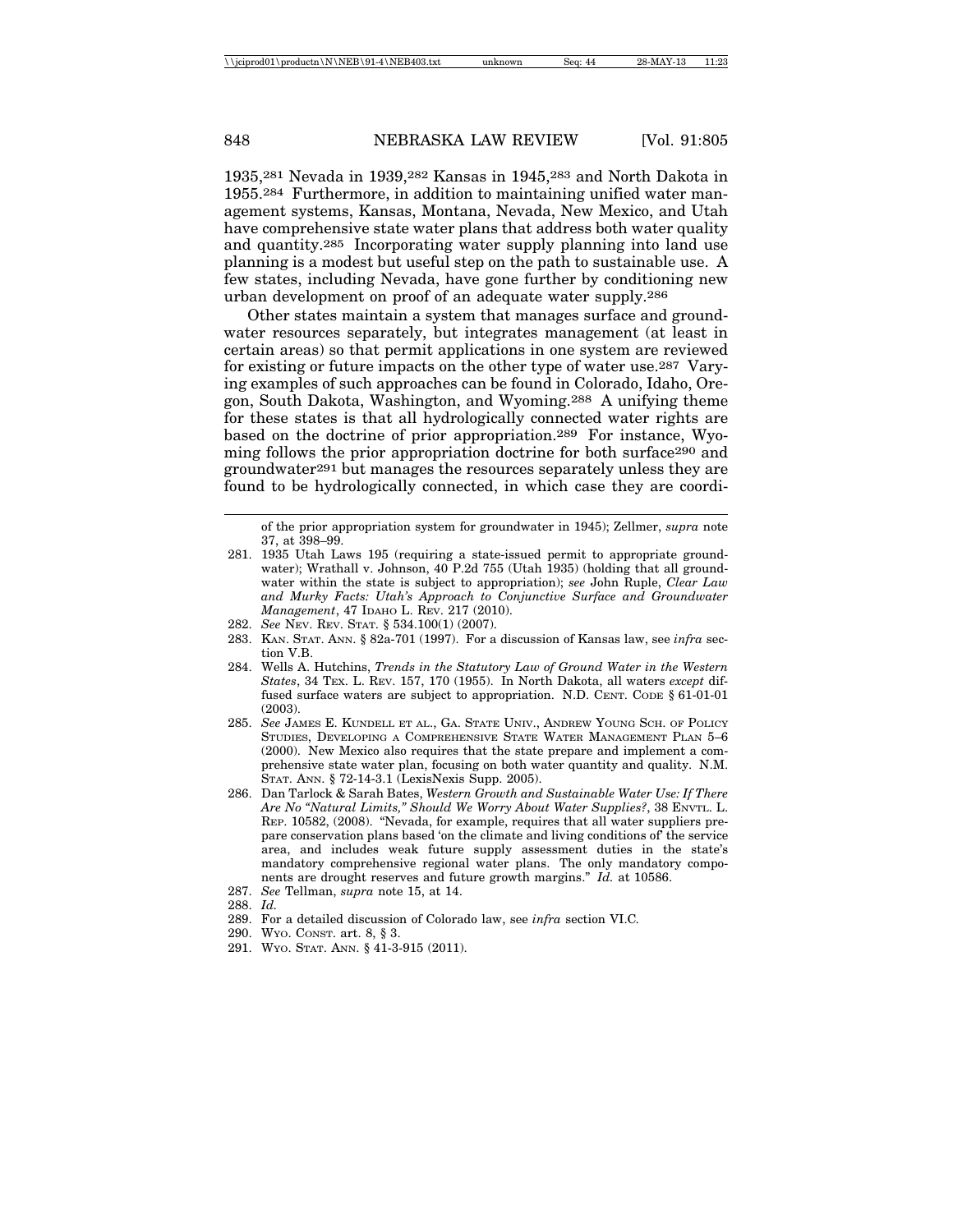1935,[281] Nevada in 1939,[282] Kansas in 1945,[283] and North Dakota in 1955.[284] Furthermore, in addition to maintaining unified water management systems, Kansas, Montana, Nevada, New Mexico, and Utah have comprehensive state water plans that address both water quality and quantity.[285] Incorporating water supply planning into land use planning is a modest but useful step on the path to sustainable use. A few states, including Nevada, have gone further by conditioning new urban development on proof of an adequate water supply.[286]

Other states maintain a system that manages surface and groundwater resources separately, but integrates management (at least in certain areas) so that permit applications in one system are reviewed for existing or future impacts on the other type of water use.[287] Varying examples of such approaches can be found in Colorado, Idaho, Oregon, South Dakota, Washington, and Wyoming.[288] A unifying theme for these states is that all hydrologically connected water rights are based on the doctrine of prior appropriation.[289] For instance, Wyoming follows the prior appropriation doctrine for both surface[290] and groundwater[291] but manages the resources separately unless they are found to be hydrologically connected, in which case they are coordi-

---

of the prior appropriation system for groundwater in 1945); Zellmer, *supra* note 37, at 398–99.

281. 1935 Utah Laws 195 (requiring a state-issued permit to appropriate groundwater); Wrathall v. Johnson, 40 P.2d 755 (Utah 1935) (holding that all groundwater within the state is subject to appropriation); *see* John Ruple, *Clear Law and Murky Facts: Utah's Approach to Conjunctive Surface and Groundwater Management*, 47 IDAHO L. REV. 217 (2010).

282. *See* NEV. REV. STAT. § 534.100(1) (2007).

283. KAN. STAT. ANN. § 82a-701 (1997). For a discussion of Kansas law, see *infra* section V.B.

284. Wells A. Hutchins, *Trends in the Statutory Law of Ground Water in the Western States*, 34 TEX. L. REV. 157, 170 (1955). In North Dakota, all waters *except* diffused surface waters are subject to appropriation. N.D. CENT. CODE § 61-01-01 (2003).

285. *See* JAMES E. KUNDELL ET AL., GA. STATE UNIV., ANDREW YOUNG SCH. OF POLICY STUDIES, DEVELOPING A COMPREHENSIVE STATE WATER MANAGEMENT PLAN 5–6 (2000). New Mexico also requires that the state prepare and implement a comprehensive state water plan, focusing on both water quantity and quality. N.M. STAT. ANN. § 72-14-3.1 (LexisNexis Supp. 2005).

286. Dan Tarlock & Sarah Bates, *Western Growth and Sustainable Water Use: If There Are No "Natural Limits," Should We Worry About Water Supplies?*, 38 ENVTL. L. REP. 10582, (2008). "Nevada, for example, requires that all water suppliers prepare conservation plans based 'on the climate and living conditions of' the service area, and includes weak future supply assessment duties in the state's mandatory comprehensive regional water plans. The only mandatory components are drought reserves and future growth margins." *Id.* at 10586.

287. *See* Tellman, *supra* note 15, at 14.

288. *Id.*

289. For a detailed discussion of Colorado law, see *infra* section VI.C.

290. WYO. CONST. art. 8, § 3.

291. WYO. STAT. ANN. § 41-3-915 (2011).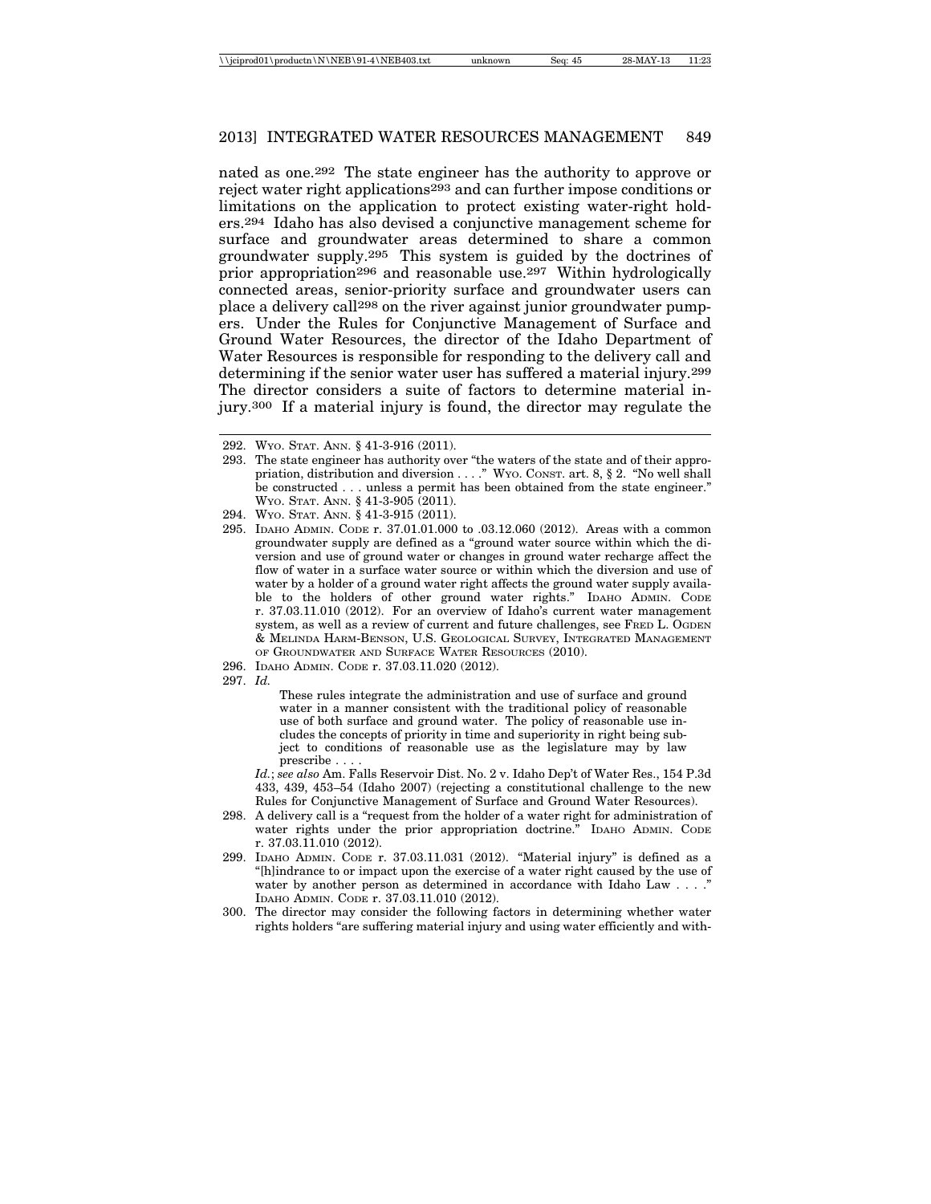nated as one.[292] The state engineer has the authority to approve or reject water right applications[293] and can further impose conditions or limitations on the application to protect existing water-right holders.[294] Idaho has also devised a conjunctive management scheme for surface and groundwater areas determined to share a common groundwater supply.[295] This system is guided by the doctrines of prior appropriation[296] and reasonable use.[297] Within hydrologically connected areas, senior-priority surface and groundwater users can place a delivery call[298] on the river against junior groundwater pumpers. Under the Rules for Conjunctive Management of Surface and Ground Water Resources, the director of the Idaho Department of Water Resources is responsible for responding to the delivery call and determining if the senior water user has suffered a material injury.[299] The director considers a suite of factors to determine material injury.[300] If a material injury is found, the director may regulate the

---

292. WYO. STAT. ANN. § 41-3-916 (2011).

293. The state engineer has authority over "the waters of the state and of their appropriation, distribution and diversion . . . ." WYO. CONST. art. 8, § 2. "No well shall be constructed . . . unless a permit has been obtained from the state engineer." WYO. STAT. ANN. § 41-3-905 (2011).

294. WYO. STAT. ANN. § 41-3-915 (2011).

295. IDAHO ADMIN. CODE r. 37.01.01.000 to .03.12.060 (2012). Areas with a common groundwater supply are defined as a "ground water source within which the diversion and use of ground water or changes in ground water recharge affect the flow of water in a surface water source or within which the diversion and use of water by a holder of a ground water right affects the ground water supply available to the holders of other ground water rights." IDAHO ADMIN. CODE r. 37.03.11.010 (2012). For an overview of Idaho's current water management system, as well as a review of current and future challenges, see FRED L. OGDEN & MELINDA HARM-BENSON, U.S. GEOLOGICAL SURVEY, INTEGRATED MANAGEMENT OF GROUNDWATER AND SURFACE WATER RESOURCES (2010).

296. IDAHO ADMIN. CODE r. 37.03.11.020 (2012).

297. *Id.*

> These rules integrate the administration and use of surface and ground water in a manner consistent with the traditional policy of reasonable use of both surface and ground water. The policy of reasonable use includes the concepts of priority in time and superiority in right being subject to conditions of reasonable use as the legislature may by law prescribe . . . .

*Id.*; *see also* Am. Falls Reservoir Dist. No. 2 v. Idaho Dep't of Water Res., 154 P.3d 433, 439, 453–54 (Idaho 2007) (rejecting a constitutional challenge to the new Rules for Conjunctive Management of Surface and Ground Water Resources).

298. A delivery call is a "request from the holder of a water right for administration of water rights under the prior appropriation doctrine." IDAHO ADMIN. CODE r. 37.03.11.010 (2012).

299. IDAHO ADMIN. CODE r. 37.03.11.031 (2012). "Material injury" is defined as a "[h]indrance to or impact upon the exercise of a water right caused by the use of water by another person as determined in accordance with Idaho Law . . . ." IDAHO ADMIN. CODE r. 37.03.11.010 (2012).

300. The director may consider the following factors in determining whether water rights holders "are suffering material injury and using water efficiently and with-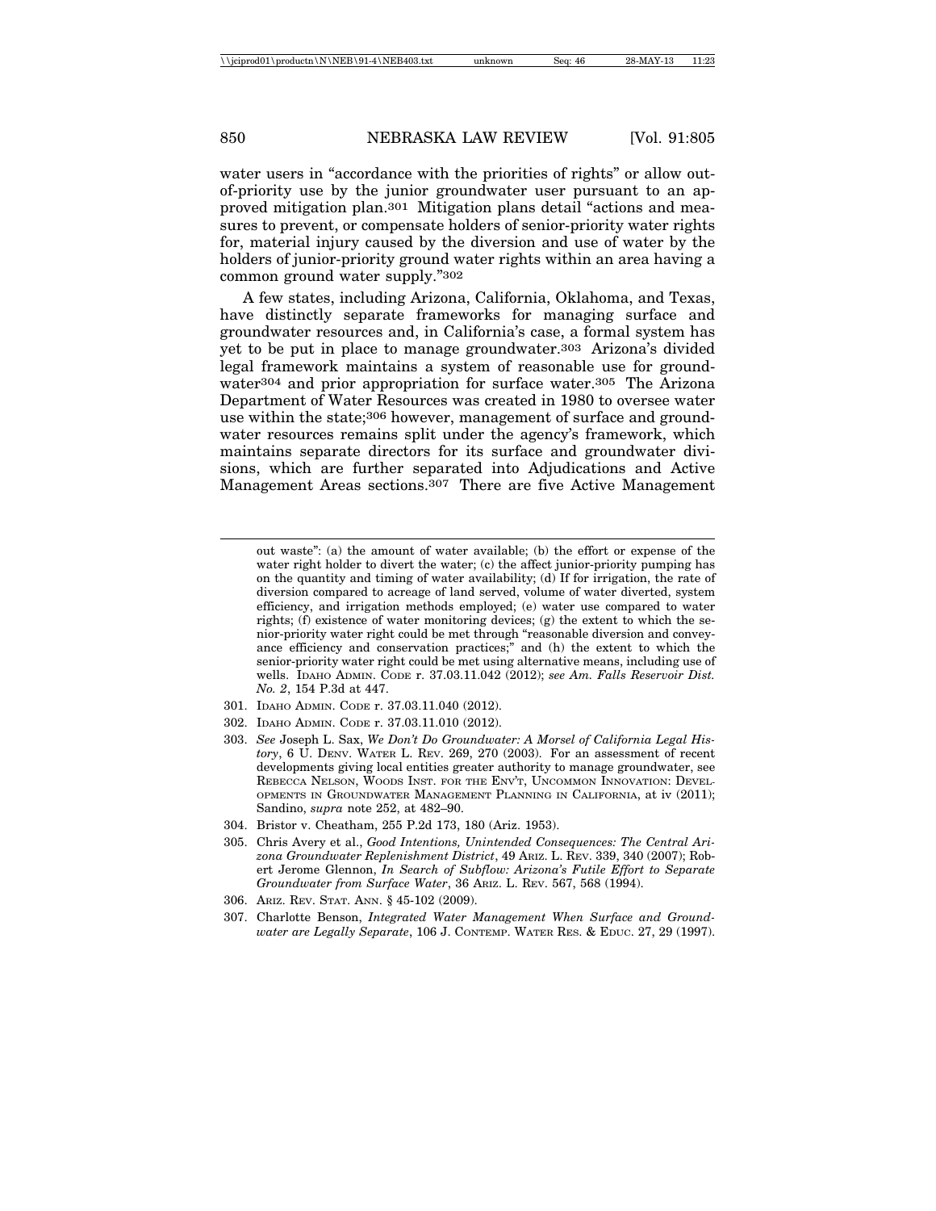water users in "accordance with the priorities of rights" or allow out-of-priority use by the junior groundwater user pursuant to an approved mitigation plan.[301] Mitigation plans detail "actions and measures to prevent, or compensate holders of senior-priority water rights for, material injury caused by the diversion and use of water by the holders of junior-priority ground water rights within an area having a common ground water supply."[302]

A few states, including Arizona, California, Oklahoma, and Texas, have distinctly separate frameworks for managing surface and groundwater resources and, in California's case, a formal system has yet to be put in place to manage groundwater.[303] Arizona's divided legal framework maintains a system of reasonable use for groundwater[304] and prior appropriation for surface water.[305] The Arizona Department of Water Resources was created in 1980 to oversee water use within the state;[306] however, management of surface and groundwater resources remains split under the agency's framework, which maintains separate directors for its surface and groundwater divisions, which are further separated into Adjudications and Active Management Areas sections.[307] There are five Active Management

---

out waste": (a) the amount of water available; (b) the effort or expense of the water right holder to divert the water; (c) the affect junior-priority pumping has on the quantity and timing of water availability; (d) If for irrigation, the rate of diversion compared to acreage of land served, volume of water diverted, system efficiency, and irrigation methods employed; (e) water use compared to water rights; (f) existence of water monitoring devices; (g) the extent to which the senior-priority water right could be met through "reasonable diversion and conveyance efficiency and conservation practices;" and (h) the extent to which the senior-priority water right could be met using alternative means, including use of wells. IDAHO ADMIN. CODE r. 37.03.11.042 (2012); *see Am. Falls Reservoir Dist. No. 2*, 154 P.3d at 447.

301. IDAHO ADMIN. CODE r. 37.03.11.040 (2012).

302. IDAHO ADMIN. CODE r. 37.03.11.010 (2012).

303. *See* Joseph L. Sax, *We Don't Do Groundwater: A Morsel of California Legal History*, 6 U. DENV. WATER L. REV. 269, 270 (2003). For an assessment of recent developments giving local entities greater authority to manage groundwater, see REBECCA NELSON, WOODS INST. FOR THE ENV'T, UNCOMMON INNOVATION: DEVELOPMENTS IN GROUNDWATER MANAGEMENT PLANNING IN CALIFORNIA, at iv (2011); Sandino, *supra* note 252, at 482–90.

304. Bristor v. Cheatham, 255 P.2d 173, 180 (Ariz. 1953).

305. Chris Avery et al., *Good Intentions, Unintended Consequences: The Central Arizona Groundwater Replenishment District*, 49 ARIZ. L. REV. 339, 340 (2007); Robert Jerome Glennon, *In Search of Subflow: Arizona's Futile Effort to Separate Groundwater from Surface Water*, 36 ARIZ. L. REV. 567, 568 (1994).

306. ARIZ. REV. STAT. ANN. § 45-102 (2009).

307. Charlotte Benson, *Integrated Water Management When Surface and Groundwater are Legally Separate*, 106 J. CONTEMP. WATER RES. & EDUC. 27, 29 (1997).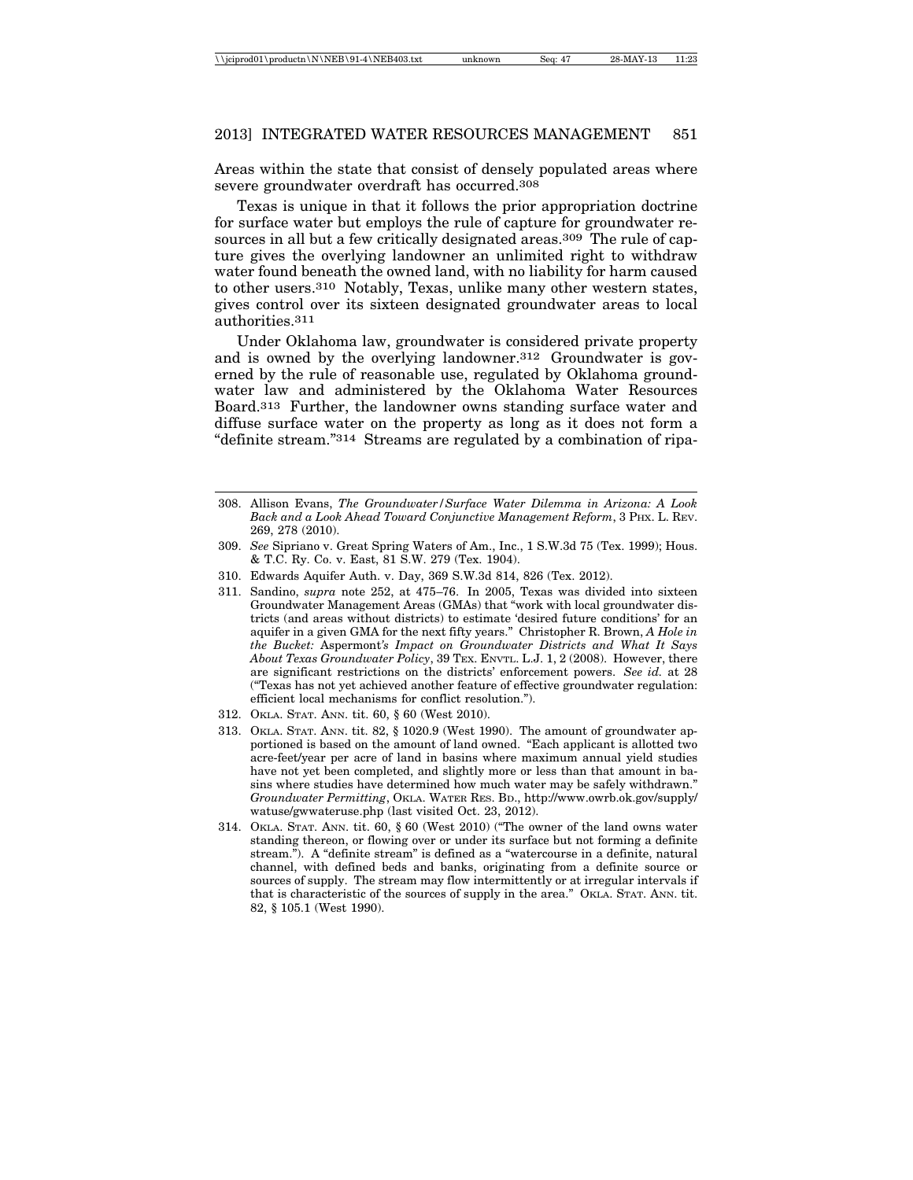Areas within the state that consist of densely populated areas where severe groundwater overdraft has occurred.[308]

Texas is unique in that it follows the prior appropriation doctrine for surface water but employs the rule of capture for groundwater resources in all but a few critically designated areas.[309] The rule of capture gives the overlying landowner an unlimited right to withdraw water found beneath the owned land, with no liability for harm caused to other users.[310] Notably, Texas, unlike many other western states, gives control over its sixteen designated groundwater areas to local authorities.[311]

Under Oklahoma law, groundwater is considered private property and is owned by the overlying landowner.[312] Groundwater is governed by the rule of reasonable use, regulated by Oklahoma groundwater law and administered by the Oklahoma Water Resources Board.[313] Further, the landowner owns standing surface water and diffuse surface water on the property as long as it does not form a "definite stream."[314] Streams are regulated by a combination of ripa-

---

308. Allison Evans, *The Groundwater/Surface Water Dilemma in Arizona: A Look Back and a Look Ahead Toward Conjunctive Management Reform*, 3 Phx. L. Rev. 269, 278 (2010).

309. *See* Sipriano v. Great Spring Waters of Am., Inc., 1 S.W.3d 75 (Tex. 1999); Hous. & T.C. Ry. Co. v. East, 81 S.W. 279 (Tex. 1904).

310. Edwards Aquifer Auth. v. Day, 369 S.W.3d 814, 826 (Tex. 2012).

311. Sandino, *supra* note 252, at 475–76. In 2005, Texas was divided into sixteen Groundwater Management Areas (GMAs) that "work with local groundwater districts (and areas without districts) to estimate 'desired future conditions' for an aquifer in a given GMA for the next fifty years." Christopher R. Brown, *A Hole in the Bucket:* Aspermont*'s Impact on Groundwater Districts and What It Says About Texas Groundwater Policy*, 39 Tex. Envtl. L.J. 1, 2 (2008). However, there are significant restrictions on the districts' enforcement powers. *See id.* at 28 ("Texas has not yet achieved another feature of effective groundwater regulation: efficient local mechanisms for conflict resolution.").

312. Okla. Stat. Ann. tit. 60, § 60 (West 2010).

313. Okla. Stat. Ann. tit. 82, § 1020.9 (West 1990). The amount of groundwater apportioned is based on the amount of land owned. "Each applicant is allotted two acre-feet/year per acre of land in basins where maximum annual yield studies have not yet been completed, and slightly more or less than that amount in basins where studies have determined how much water may be safely withdrawn." *Groundwater Permitting*, Okla. Water Res. Bd., http://www.owrb.ok.gov/supply/watuse/gwwateruse.php (last visited Oct. 23, 2012).

314. Okla. Stat. Ann. tit. 60, § 60 (West 2010) ("The owner of the land owns water standing thereon, or flowing over or under its surface but not forming a definite stream."). A "definite stream" is defined as a "watercourse in a definite, natural channel, with defined beds and banks, originating from a definite source or sources of supply. The stream may flow intermittently or at irregular intervals if that is characteristic of the sources of supply in the area." Okla. Stat. Ann. tit. 82, § 105.1 (West 1990).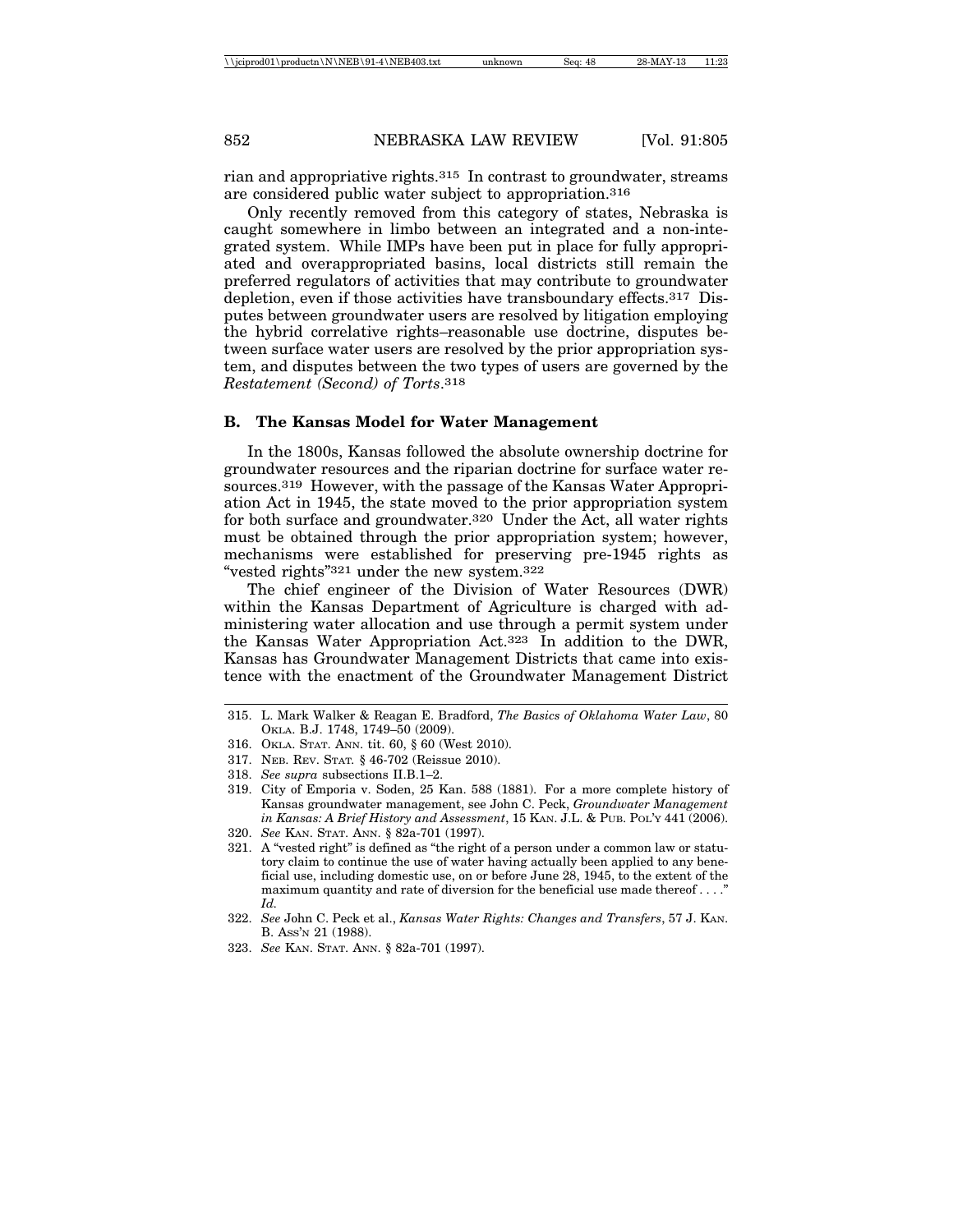rian and appropriative rights.[315] In contrast to groundwater, streams are considered public water subject to appropriation.[316]

Only recently removed from this category of states, Nebraska is caught somewhere in limbo between an integrated and a non-integrated system. While IMPs have been put in place for fully appropriated and overappropriated basins, local districts still remain the preferred regulators of activities that may contribute to groundwater depletion, even if those activities have transboundary effects.[317] Disputes between groundwater users are resolved by litigation employing the hybrid correlative rights–reasonable use doctrine, disputes between surface water users are resolved by the prior appropriation system, and disputes between the two types of users are governed by the *Restatement (Second) of Torts*.[318]

### B. The Kansas Model for Water Management

In the 1800s, Kansas followed the absolute ownership doctrine for groundwater resources and the riparian doctrine for surface water resources.[319] However, with the passage of the Kansas Water Appropriation Act in 1945, the state moved to the prior appropriation system for both surface and groundwater.[320] Under the Act, all water rights must be obtained through the prior appropriation system; however, mechanisms were established for preserving pre-1945 rights as "vested rights"[321] under the new system.[322]

The chief engineer of the Division of Water Resources (DWR) within the Kansas Department of Agriculture is charged with administering water allocation and use through a permit system under the Kansas Water Appropriation Act.[323] In addition to the DWR, Kansas has Groundwater Management Districts that came into existence with the enactment of the Groundwater Management District

---

315. L. Mark Walker & Reagan E. Bradford, *The Basics of Oklahoma Water Law*, 80 OKLA. B.J. 1748, 1749–50 (2009).

316. OKLA. STAT. ANN. tit. 60, § 60 (West 2010).

317. NEB. REV. STAT. § 46-702 (Reissue 2010).

318. *See supra* subsections II.B.1–2.

319. City of Emporia v. Soden, 25 Kan. 588 (1881). For a more complete history of Kansas groundwater management, see John C. Peck, *Groundwater Management in Kansas: A Brief History and Assessment*, 15 KAN. J.L. & PUB. POL'Y 441 (2006).

320. *See* KAN. STAT. ANN. § 82a-701 (1997).

321. A "vested right" is defined as "the right of a person under a common law or statutory claim to continue the use of water having actually been applied to any beneficial use, including domestic use, on or before June 28, 1945, to the extent of the maximum quantity and rate of diversion for the beneficial use made thereof . . . ." *Id.*

322. *See* John C. Peck et al., *Kansas Water Rights: Changes and Transfers*, 57 J. KAN. B. ASS'N 21 (1988).

323. *See* KAN. STAT. ANN. § 82a-701 (1997).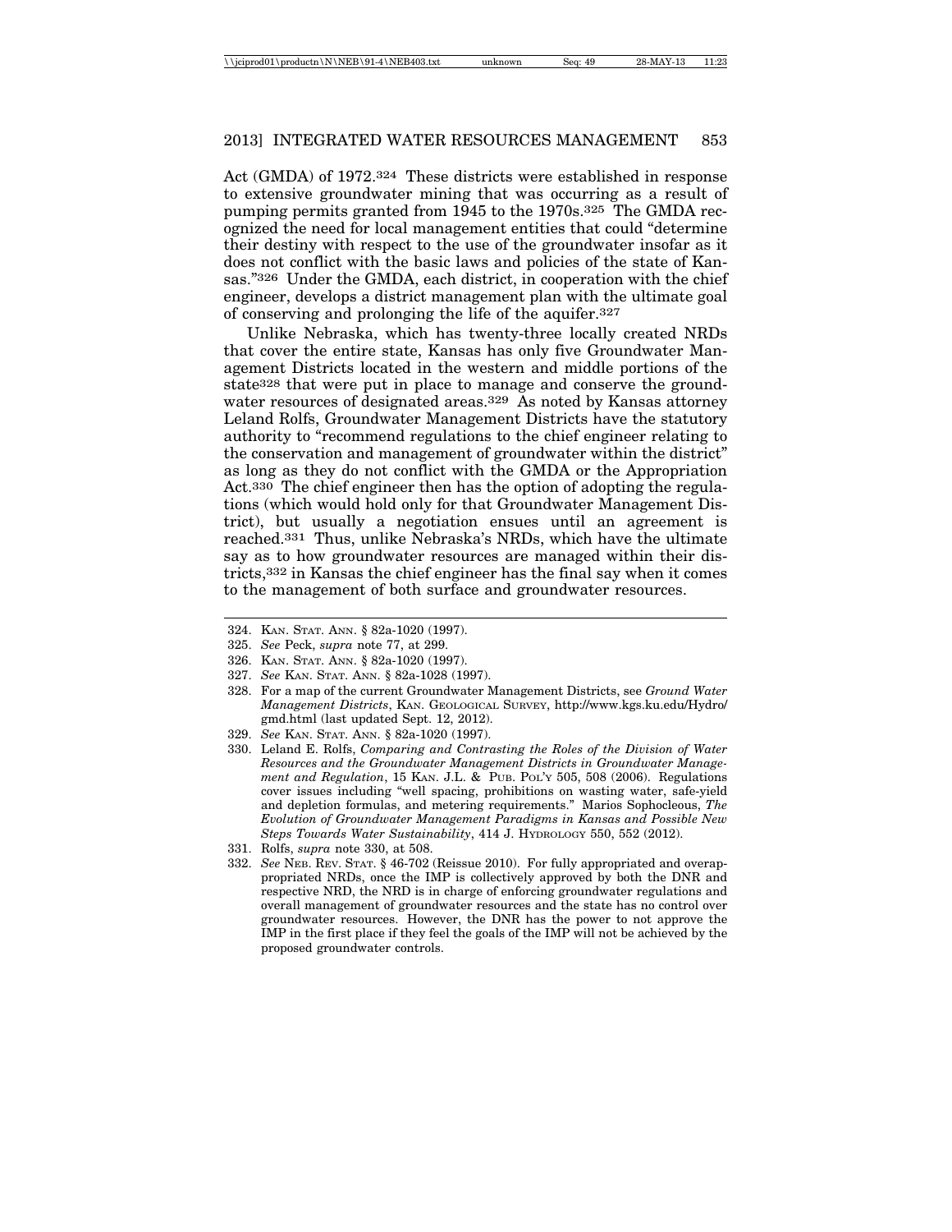Act (GMDA) of 1972.[324] These districts were established in response to extensive groundwater mining that was occurring as a result of pumping permits granted from 1945 to the 1970s.[325] The GMDA recognized the need for local management entities that could "determine their destiny with respect to the use of the groundwater insofar as it does not conflict with the basic laws and policies of the state of Kansas."[326] Under the GMDA, each district, in cooperation with the chief engineer, develops a district management plan with the ultimate goal of conserving and prolonging the life of the aquifer.[327]

Unlike Nebraska, which has twenty-three locally created NRDs that cover the entire state, Kansas has only five Groundwater Management Districts located in the western and middle portions of the state[328] that were put in place to manage and conserve the groundwater resources of designated areas.[329] As noted by Kansas attorney Leland Rolfs, Groundwater Management Districts have the statutory authority to "recommend regulations to the chief engineer relating to the conservation and management of groundwater within the district" as long as they do not conflict with the GMDA or the Appropriation Act.[330] The chief engineer then has the option of adopting the regulations (which would hold only for that Groundwater Management District), but usually a negotiation ensues until an agreement is reached.[331] Thus, unlike Nebraska's NRDs, which have the ultimate say as to how groundwater resources are managed within their districts,[332] in Kansas the chief engineer has the final say when it comes to the management of both surface and groundwater resources.

---

324. KAN. STAT. ANN. § 82a-1020 (1997).

325. *See* Peck, *supra* note 77, at 299.

326. KAN. STAT. ANN. § 82a-1020 (1997).

327. *See* KAN. STAT. ANN. § 82a-1028 (1997).

328. For a map of the current Groundwater Management Districts, see *Ground Water Management Districts*, KAN. GEOLOGICAL SURVEY, http://www.kgs.ku.edu/Hydro/gmd.html (last updated Sept. 12, 2012).

329. *See* KAN. STAT. ANN. § 82a-1020 (1997).

330. Leland E. Rolfs, *Comparing and Contrasting the Roles of the Division of Water Resources and the Groundwater Management Districts in Groundwater Management and Regulation*, 15 KAN. J.L. & PUB. POL'Y 505, 508 (2006). Regulations cover issues including "well spacing, prohibitions on wasting water, safe-yield and depletion formulas, and metering requirements." Marios Sophocleous, *The Evolution of Groundwater Management Paradigms in Kansas and Possible New Steps Towards Water Sustainability*, 414 J. HYDROLOGY 550, 552 (2012).

331. Rolfs, *supra* note 330, at 508.

332. *See* NEB. REV. STAT. § 46-702 (Reissue 2010). For fully appropriated and overappropriated NRDs, once the IMP is collectively approved by both the DNR and respective NRD, the NRD is in charge of enforcing groundwater regulations and overall management of groundwater resources and the state has no control over groundwater resources. However, the DNR has the power to not approve the IMP in the first place if they feel the goals of the IMP will not be achieved by the proposed groundwater controls.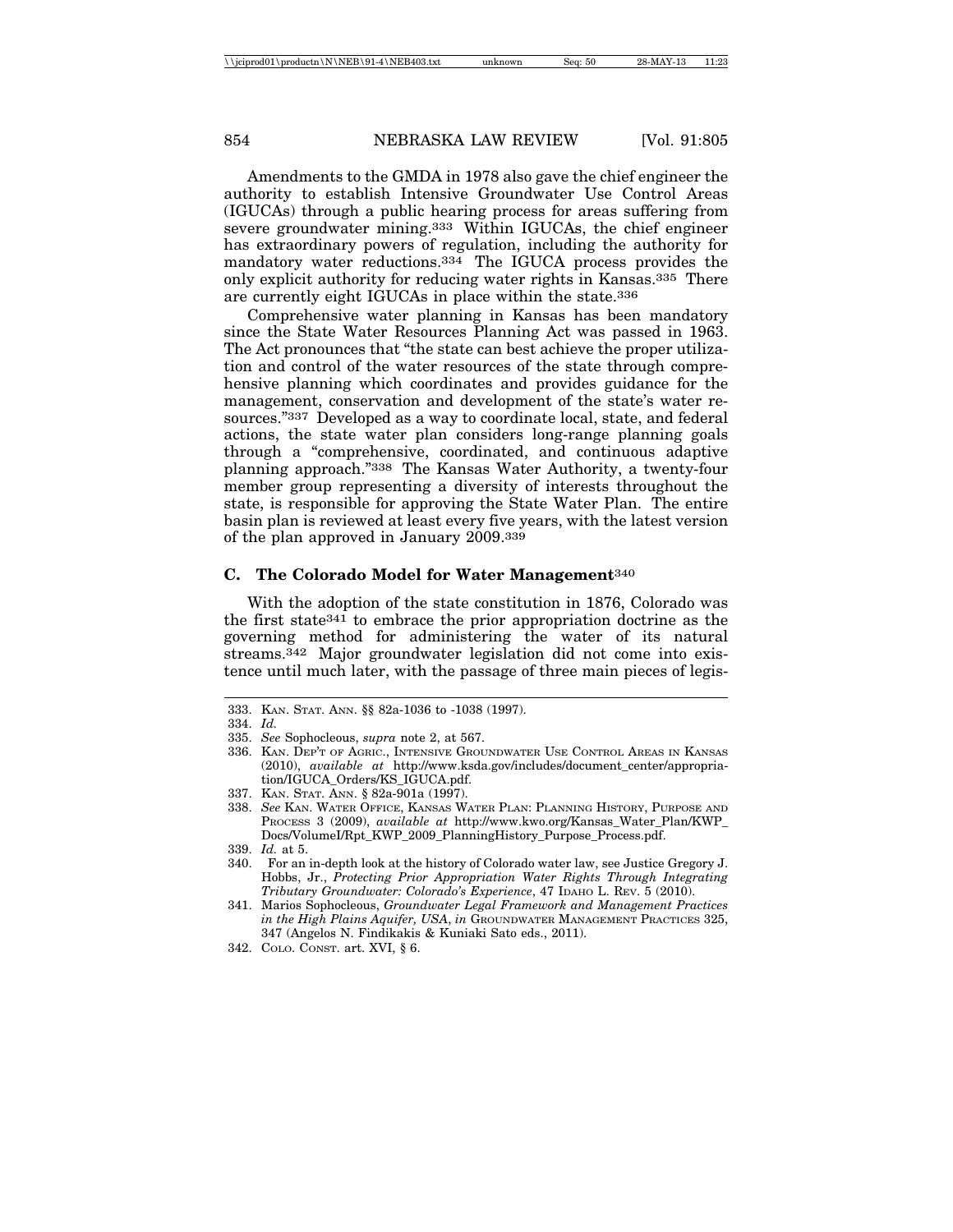Amendments to the GMDA in 1978 also gave the chief engineer the authority to establish Intensive Groundwater Use Control Areas (IGUCAs) through a public hearing process for areas suffering from severe groundwater mining.[333] Within IGUCAs, the chief engineer has extraordinary powers of regulation, including the authority for mandatory water reductions.[334] The IGUCA process provides the only explicit authority for reducing water rights in Kansas.[335] There are currently eight IGUCAs in place within the state.[336]

Comprehensive water planning in Kansas has been mandatory since the State Water Resources Planning Act was passed in 1963. The Act pronounces that "the state can best achieve the proper utilization and control of the water resources of the state through comprehensive planning which coordinates and provides guidance for the management, conservation and development of the state's water resources."[337] Developed as a way to coordinate local, state, and federal actions, the state water plan considers long-range planning goals through a "comprehensive, coordinated, and continuous adaptive planning approach."[338] The Kansas Water Authority, a twenty-four member group representing a diversity of interests throughout the state, is responsible for approving the State Water Plan. The entire basin plan is reviewed at least every five years, with the latest version of the plan approved in January 2009.[339]

### C. The Colorado Model for Water Management[340]

With the adoption of the state constitution in 1876, Colorado was the first state[341] to embrace the prior appropriation doctrine as the governing method for administering the water of its natural streams.[342] Major groundwater legislation did not come into existence until much later, with the passage of three main pieces of legis-

---

333. KAN. STAT. ANN. §§ 82a-1036 to -1038 (1997).

334. *Id.*

335. *See* Sophocleous, *supra* note 2, at 567.

336. KAN. DEP'T OF AGRIC., INTENSIVE GROUNDWATER USE CONTROL AREAS IN KANSAS (2010), *available at* http://www.ksda.gov/includes/document_center/appropriation/IGUCA_Orders/KS_IGUCA.pdf.

337. KAN. STAT. ANN. § 82a-901a (1997).

338. *See* KAN. WATER OFFICE, KANSAS WATER PLAN: PLANNING HISTORY, PURPOSE AND PROCESS 3 (2009), *available at* http://www.kwo.org/Kansas_Water_Plan/KWP_Docs/VolumeI/Rpt_KWP_2009_PlanningHistory_Purpose_Process.pdf.

339. *Id.* at 5.

340. For an in-depth look at the history of Colorado water law, see Justice Gregory J. Hobbs, Jr., *Protecting Prior Appropriation Water Rights Through Integrating Tributary Groundwater: Colorado's Experience*, 47 IDAHO L. REV. 5 (2010).

341. Marios Sophocleous, *Groundwater Legal Framework and Management Practices in the High Plains Aquifer, USA*, *in* GROUNDWATER MANAGEMENT PRACTICES 325, 347 (Angelos N. Findikakis & Kuniaki Sato eds., 2011).

342. COLO. CONST. art. XVI, § 6.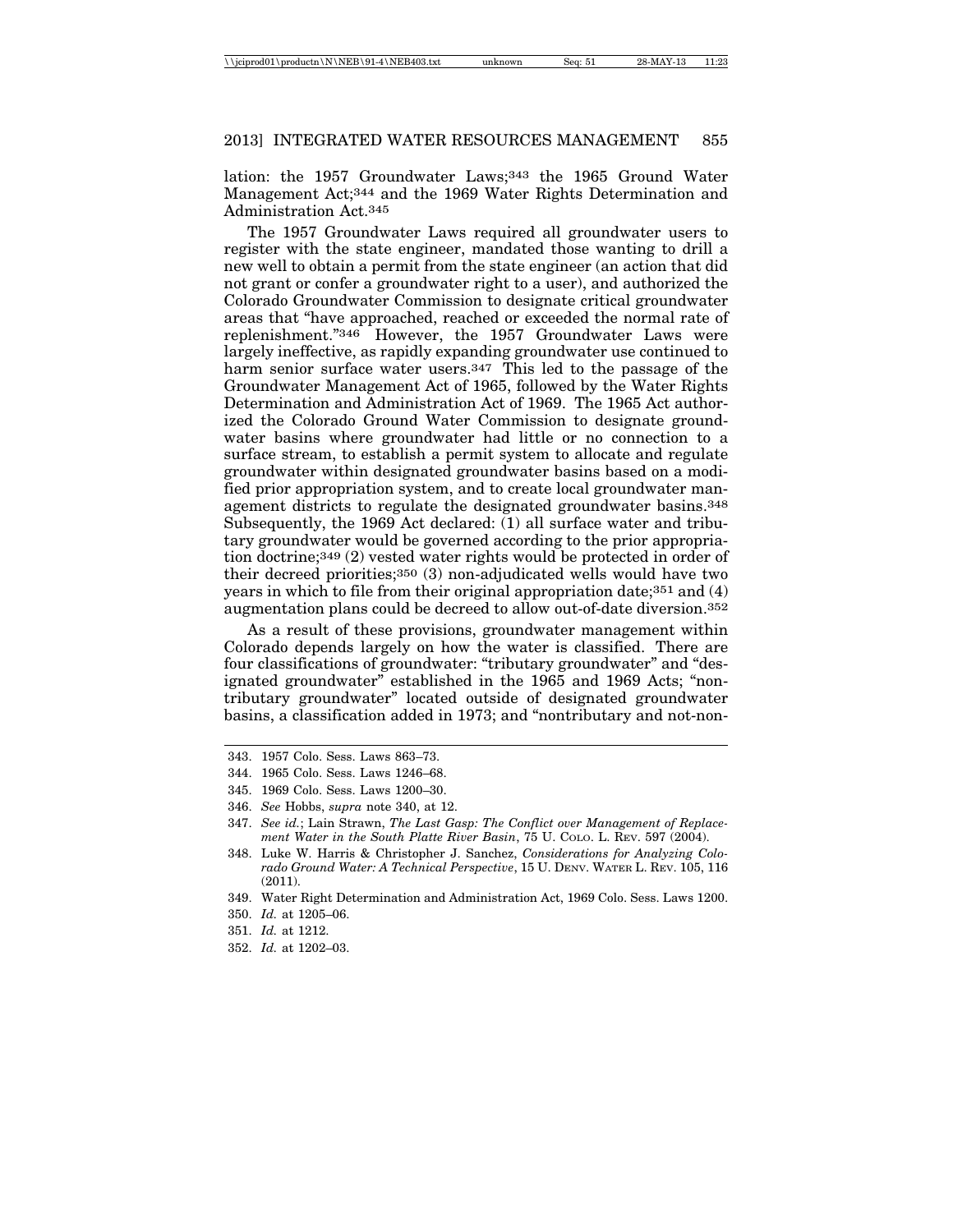lation: the 1957 Groundwater Laws;[343] the 1965 Ground Water Management Act;[344] and the 1969 Water Rights Determination and Administration Act.[345]

The 1957 Groundwater Laws required all groundwater users to register with the state engineer, mandated those wanting to drill a new well to obtain a permit from the state engineer (an action that did not grant or confer a groundwater right to a user), and authorized the Colorado Groundwater Commission to designate critical groundwater areas that "have approached, reached or exceeded the normal rate of replenishment."[346] However, the 1957 Groundwater Laws were largely ineffective, as rapidly expanding groundwater use continued to harm senior surface water users.[347] This led to the passage of the Groundwater Management Act of 1965, followed by the Water Rights Determination and Administration Act of 1969. The 1965 Act authorized the Colorado Ground Water Commission to designate groundwater basins where groundwater had little or no connection to a surface stream, to establish a permit system to allocate and regulate groundwater within designated groundwater basins based on a modified prior appropriation system, and to create local groundwater management districts to regulate the designated groundwater basins.[348] Subsequently, the 1969 Act declared: (1) all surface water and tributary groundwater would be governed according to the prior appropriation doctrine;[349] (2) vested water rights would be protected in order of their decreed priorities;[350] (3) non-adjudicated wells would have two years in which to file from their original appropriation date;[351] and (4) augmentation plans could be decreed to allow out-of-date diversion.[352]

As a result of these provisions, groundwater management within Colorado depends largely on how the water is classified. There are four classifications of groundwater: "tributary groundwater" and "designated groundwater" established in the 1965 and 1969 Acts; "nontributary groundwater" located outside of designated groundwater basins, a classification added in 1973; and "nontributary and not-non-

---

343. 1957 Colo. Sess. Laws 863–73.

344. 1965 Colo. Sess. Laws 1246–68.

345. 1969 Colo. Sess. Laws 1200–30.

346. *See* Hobbs, *supra* note 340, at 12.

347. *See id.*; Lain Strawn, *The Last Gasp: The Conflict over Management of Replacement Water in the South Platte River Basin*, 75 U. Colo. L. Rev. 597 (2004).

348. Luke W. Harris & Christopher J. Sanchez, *Considerations for Analyzing Colorado Ground Water: A Technical Perspective*, 15 U. Denv. Water L. Rev. 105, 116 (2011).

349. Water Right Determination and Administration Act, 1969 Colo. Sess. Laws 1200.

350. *Id.* at 1205–06.

351. *Id.* at 1212.

352. *Id.* at 1202–03.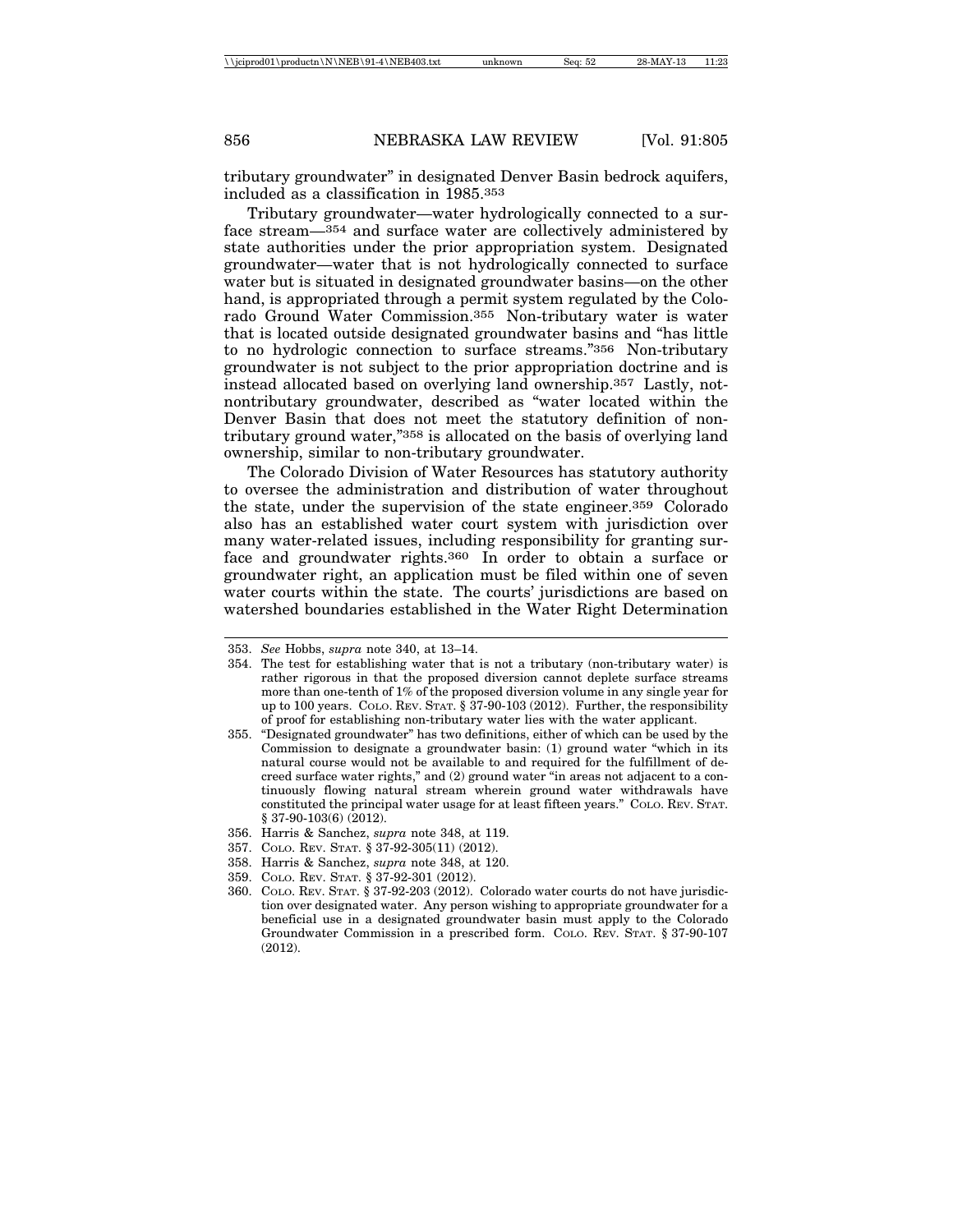tributary groundwater" in designated Denver Basin bedrock aquifers, included as a classification in 1985.[353]

Tributary groundwater—water hydrologically connected to a surface stream—[354] and surface water are collectively administered by state authorities under the prior appropriation system. Designated groundwater—water that is not hydrologically connected to surface water but is situated in designated groundwater basins—on the other hand, is appropriated through a permit system regulated by the Colorado Ground Water Commission.[355] Non-tributary water is water that is located outside designated groundwater basins and "has little to no hydrologic connection to surface streams."[356] Non-tributary groundwater is not subject to the prior appropriation doctrine and is instead allocated based on overlying land ownership.[357] Lastly, not-nontributary groundwater, described as "water located within the Denver Basin that does not meet the statutory definition of non-tributary ground water,"[358] is allocated on the basis of overlying land ownership, similar to non-tributary groundwater.

The Colorado Division of Water Resources has statutory authority to oversee the administration and distribution of water throughout the state, under the supervision of the state engineer.[359] Colorado also has an established water court system with jurisdiction over many water-related issues, including responsibility for granting surface and groundwater rights.[360] In order to obtain a surface or groundwater right, an application must be filed within one of seven water courts within the state. The courts' jurisdictions are based on watershed boundaries established in the Water Right Determination

---

353. *See* Hobbs, *supra* note 340, at 13–14.

354. The test for establishing water that is not a tributary (non-tributary water) is rather rigorous in that the proposed diversion cannot deplete surface streams more than one-tenth of 1% of the proposed diversion volume in any single year for up to 100 years. Colo. Rev. Stat. § 37-90-103 (2012). Further, the responsibility of proof for establishing non-tributary water lies with the water applicant.

355. "Designated groundwater" has two definitions, either of which can be used by the Commission to designate a groundwater basin: (1) ground water "which in its natural course would not be available to and required for the fulfillment of decreed surface water rights," and (2) ground water "in areas not adjacent to a continuously flowing natural stream wherein ground water withdrawals have constituted the principal water usage for at least fifteen years." Colo. Rev. Stat. § 37-90-103(6) (2012).

356. Harris & Sanchez, *supra* note 348, at 119.

357. Colo. Rev. Stat. § 37-92-305(11) (2012).

358. Harris & Sanchez, *supra* note 348, at 120.

359. Colo. Rev. Stat. § 37-92-301 (2012).

360. Colo. Rev. Stat. § 37-92-203 (2012). Colorado water courts do not have jurisdiction over designated water. Any person wishing to appropriate groundwater for a beneficial use in a designated groundwater basin must apply to the Colorado Groundwater Commission in a prescribed form. Colo. Rev. Stat. § 37-90-107 (2012).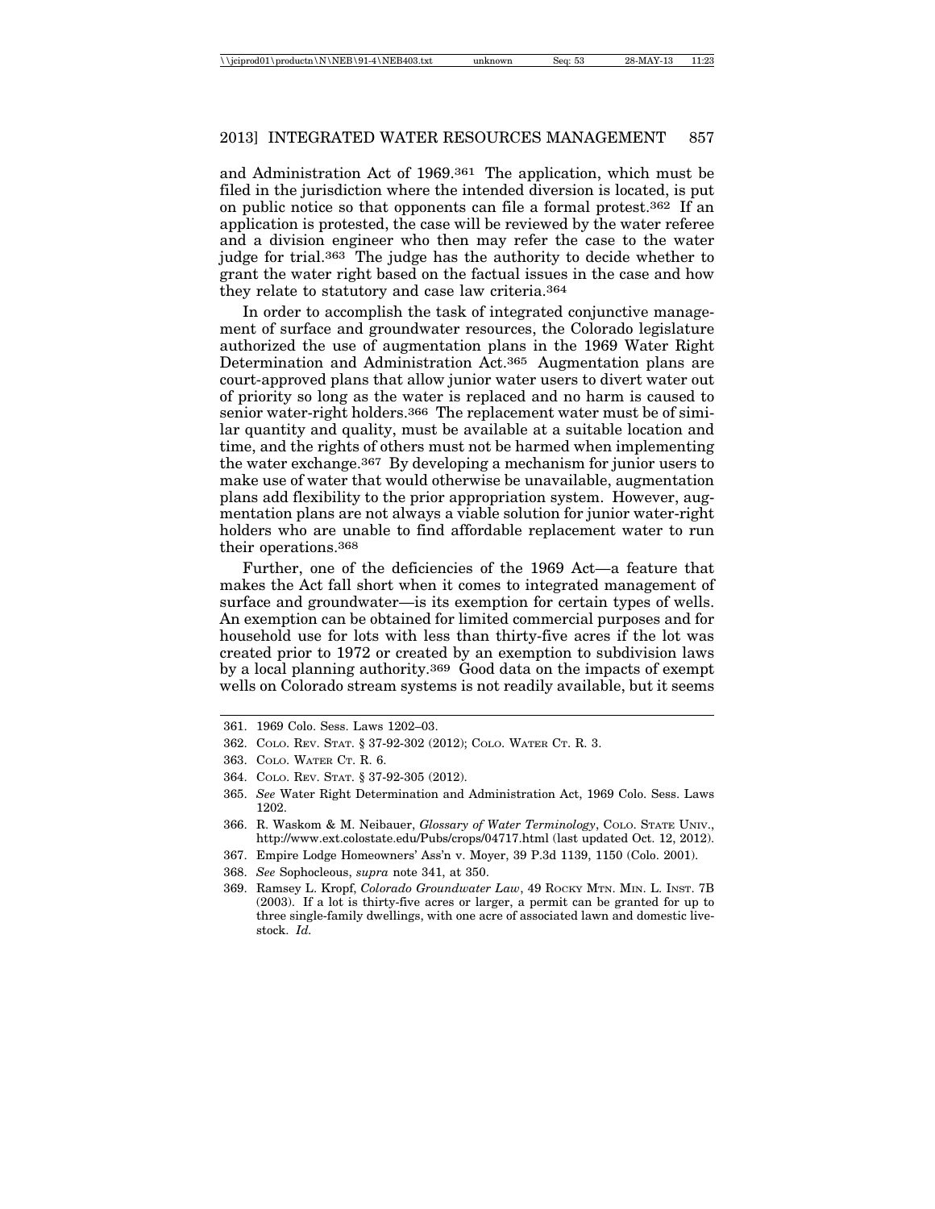and Administration Act of 1969.[361] The application, which must be filed in the jurisdiction where the intended diversion is located, is put on public notice so that opponents can file a formal protest.[362] If an application is protested, the case will be reviewed by the water referee and a division engineer who then may refer the case to the water judge for trial.[363] The judge has the authority to decide whether to grant the water right based on the factual issues in the case and how they relate to statutory and case law criteria.[364]

In order to accomplish the task of integrated conjunctive management of surface and groundwater resources, the Colorado legislature authorized the use of augmentation plans in the 1969 Water Right Determination and Administration Act.[365] Augmentation plans are court-approved plans that allow junior water users to divert water out of priority so long as the water is replaced and no harm is caused to senior water-right holders.[366] The replacement water must be of similar quantity and quality, must be available at a suitable location and time, and the rights of others must not be harmed when implementing the water exchange.[367] By developing a mechanism for junior users to make use of water that would otherwise be unavailable, augmentation plans add flexibility to the prior appropriation system. However, augmentation plans are not always a viable solution for junior water-right holders who are unable to find affordable replacement water to run their operations.[368]

Further, one of the deficiencies of the 1969 Act—a feature that makes the Act fall short when it comes to integrated management of surface and groundwater—is its exemption for certain types of wells. An exemption can be obtained for limited commercial purposes and for household use for lots with less than thirty-five acres if the lot was created prior to 1972 or created by an exemption to subdivision laws by a local planning authority.[369] Good data on the impacts of exempt wells on Colorado stream systems is not readily available, but it seems

---

361. 1969 Colo. Sess. Laws 1202–03.

362. COLO. REV. STAT. § 37-92-302 (2012); COLO. WATER CT. R. 3.

363. COLO. WATER CT. R. 6.

364. COLO. REV. STAT. § 37-92-305 (2012).

365. *See* Water Right Determination and Administration Act, 1969 Colo. Sess. Laws 1202.

366. R. Waskom & M. Neibauer, *Glossary of Water Terminology*, COLO. STATE UNIV., http://www.ext.colostate.edu/Pubs/crops/04717.html (last updated Oct. 12, 2012).

367. Empire Lodge Homeowners' Ass'n v. Moyer, 39 P.3d 1139, 1150 (Colo. 2001).

368. *See* Sophocleous, *supra* note 341, at 350.

369. Ramsey L. Kropf, *Colorado Groundwater Law*, 49 ROCKY MTN. MIN. L. INST. 7B (2003). If a lot is thirty-five acres or larger, a permit can be granted for up to three single-family dwellings, with one acre of associated lawn and domestic livestock. *Id.*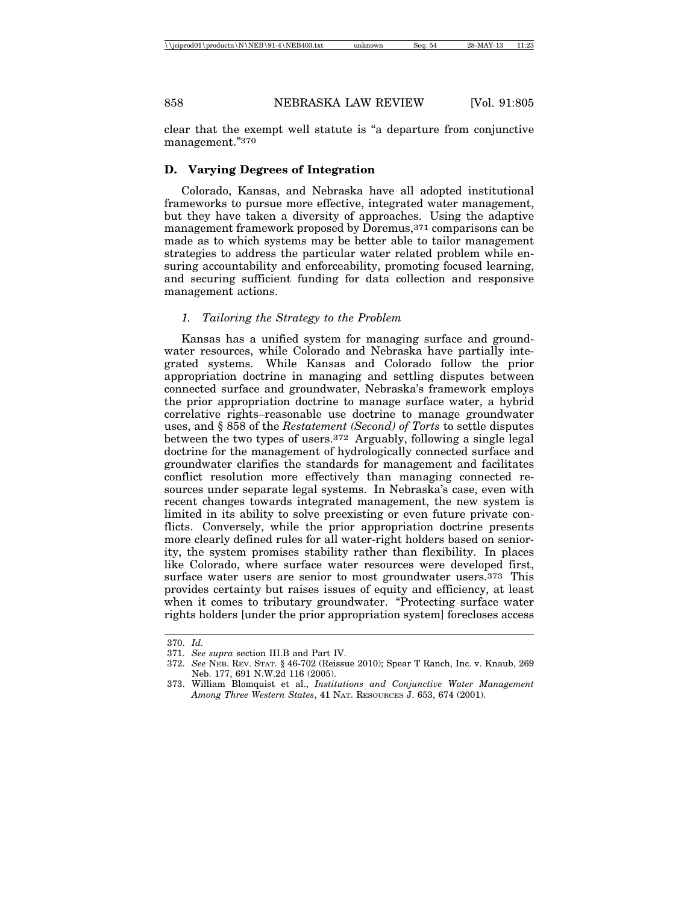clear that the exempt well statute is "a departure from conjunctive management."[370]

### D. Varying Degrees of Integration

Colorado, Kansas, and Nebraska have all adopted institutional frameworks to pursue more effective, integrated water management, but they have taken a diversity of approaches. Using the adaptive management framework proposed by Doremus,[371] comparisons can be made as to which systems may be better able to tailor management strategies to address the particular water related problem while ensuring accountability and enforceability, promoting focused learning, and securing sufficient funding for data collection and responsive management actions.

#### *1. Tailoring the Strategy to the Problem*

Kansas has a unified system for managing surface and groundwater resources, while Colorado and Nebraska have partially integrated systems. While Kansas and Colorado follow the prior appropriation doctrine in managing and settling disputes between connected surface and groundwater, Nebraska's framework employs the prior appropriation doctrine to manage surface water, a hybrid correlative rights–reasonable use doctrine to manage groundwater uses, and § 858 of the *Restatement (Second) of Torts* to settle disputes between the two types of users.[372] Arguably, following a single legal doctrine for the management of hydrologically connected surface and groundwater clarifies the standards for management and facilitates conflict resolution more effectively than managing connected resources under separate legal systems. In Nebraska's case, even with recent changes towards integrated management, the new system is limited in its ability to solve preexisting or even future private conflicts. Conversely, while the prior appropriation doctrine presents more clearly defined rules for all water-right holders based on seniority, the system promises stability rather than flexibility. In places like Colorado, where surface water resources were developed first, surface water users are senior to most groundwater users.[373] This provides certainty but raises issues of equity and efficiency, at least when it comes to tributary groundwater. "Protecting surface water rights holders [under the prior appropriation system] forecloses access

---

370. *Id.*

371. *See supra* section III.B and Part IV.

372. *See* NEB. REV. STAT. § 46-702 (Reissue 2010); Spear T Ranch, Inc. v. Knaub, 269 Neb. 177, 691 N.W.2d 116 (2005).

373. William Blomquist et al., *Institutions and Conjunctive Water Management Among Three Western States*, 41 NAT. RESOURCES J. 653, 674 (2001).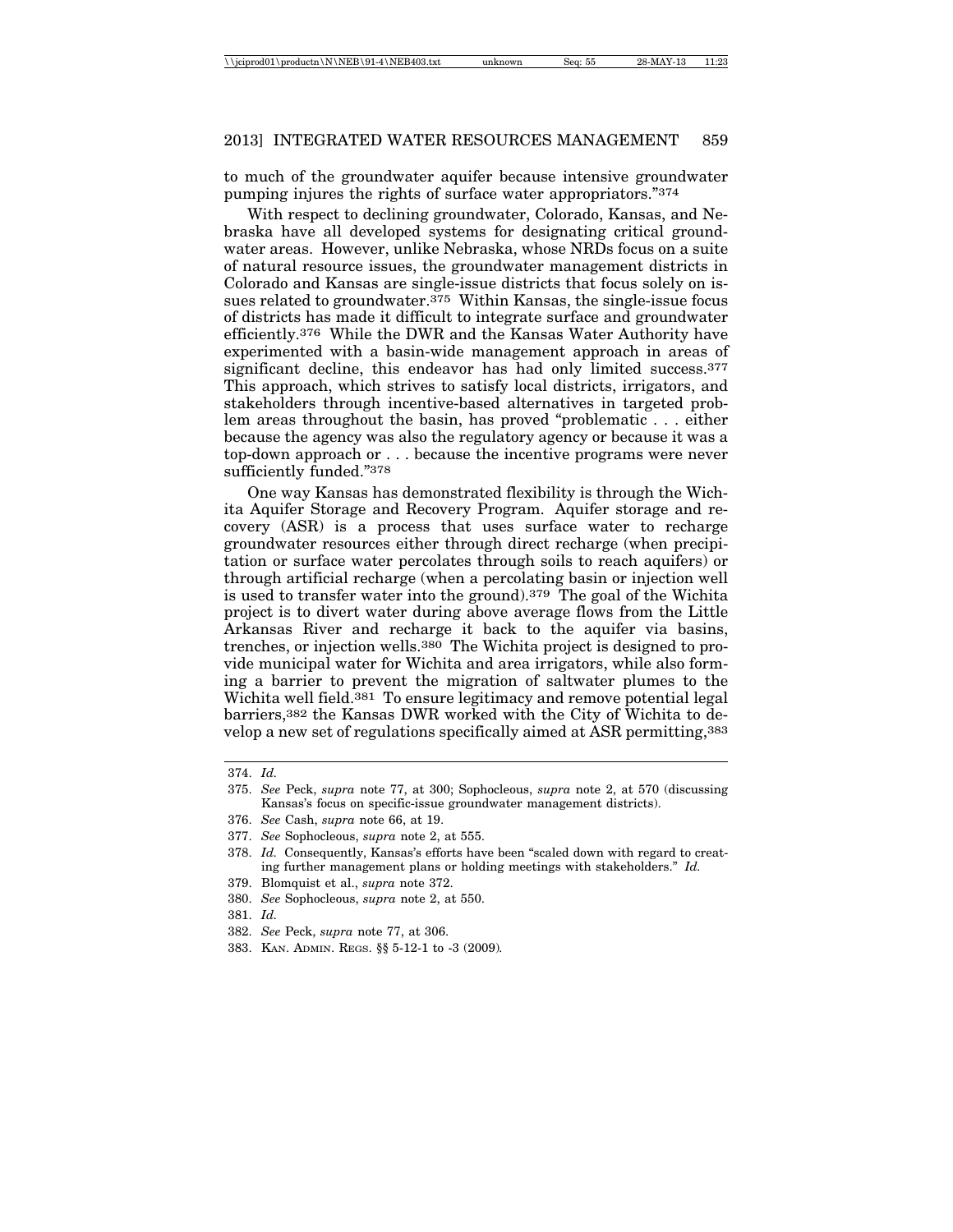to much of the groundwater aquifer because intensive groundwater pumping injures the rights of surface water appropriators."[374]

With respect to declining groundwater, Colorado, Kansas, and Nebraska have all developed systems for designating critical groundwater areas. However, unlike Nebraska, whose NRDs focus on a suite of natural resource issues, the groundwater management districts in Colorado and Kansas are single-issue districts that focus solely on issues related to groundwater.[375] Within Kansas, the single-issue focus of districts has made it difficult to integrate surface and groundwater efficiently.[376] While the DWR and the Kansas Water Authority have experimented with a basin-wide management approach in areas of significant decline, this endeavor has had only limited success.[377] This approach, which strives to satisfy local districts, irrigators, and stakeholders through incentive-based alternatives in targeted problem areas throughout the basin, has proved "problematic . . . either because the agency was also the regulatory agency or because it was a top-down approach or . . . because the incentive programs were never sufficiently funded."[378]

One way Kansas has demonstrated flexibility is through the Wichita Aquifer Storage and Recovery Program. Aquifer storage and recovery (ASR) is a process that uses surface water to recharge groundwater resources either through direct recharge (when precipitation or surface water percolates through soils to reach aquifers) or through artificial recharge (when a percolating basin or injection well is used to transfer water into the ground).[379] The goal of the Wichita project is to divert water during above average flows from the Little Arkansas River and recharge it back to the aquifer via basins, trenches, or injection wells.[380] The Wichita project is designed to provide municipal water for Wichita and area irrigators, while also forming a barrier to prevent the migration of saltwater plumes to the Wichita well field.[381] To ensure legitimacy and remove potential legal barriers,[382] the Kansas DWR worked with the City of Wichita to develop a new set of regulations specifically aimed at ASR permitting,[383]

---

374. *Id.*

375. *See* Peck, *supra* note 77, at 300; Sophocleous, *supra* note 2, at 570 (discussing Kansas's focus on specific-issue groundwater management districts).

376. *See* Cash, *supra* note 66, at 19.

377. *See* Sophocleous, *supra* note 2, at 555.

378. *Id.* Consequently, Kansas's efforts have been "scaled down with regard to creating further management plans or holding meetings with stakeholders." *Id.*

379. Blomquist et al., *supra* note 372.

380. *See* Sophocleous, *supra* note 2, at 550.

381. *Id.*

382. *See* Peck, *supra* note 77, at 306.

383. KAN. ADMIN. REGS. §§ 5-12-1 to -3 (2009).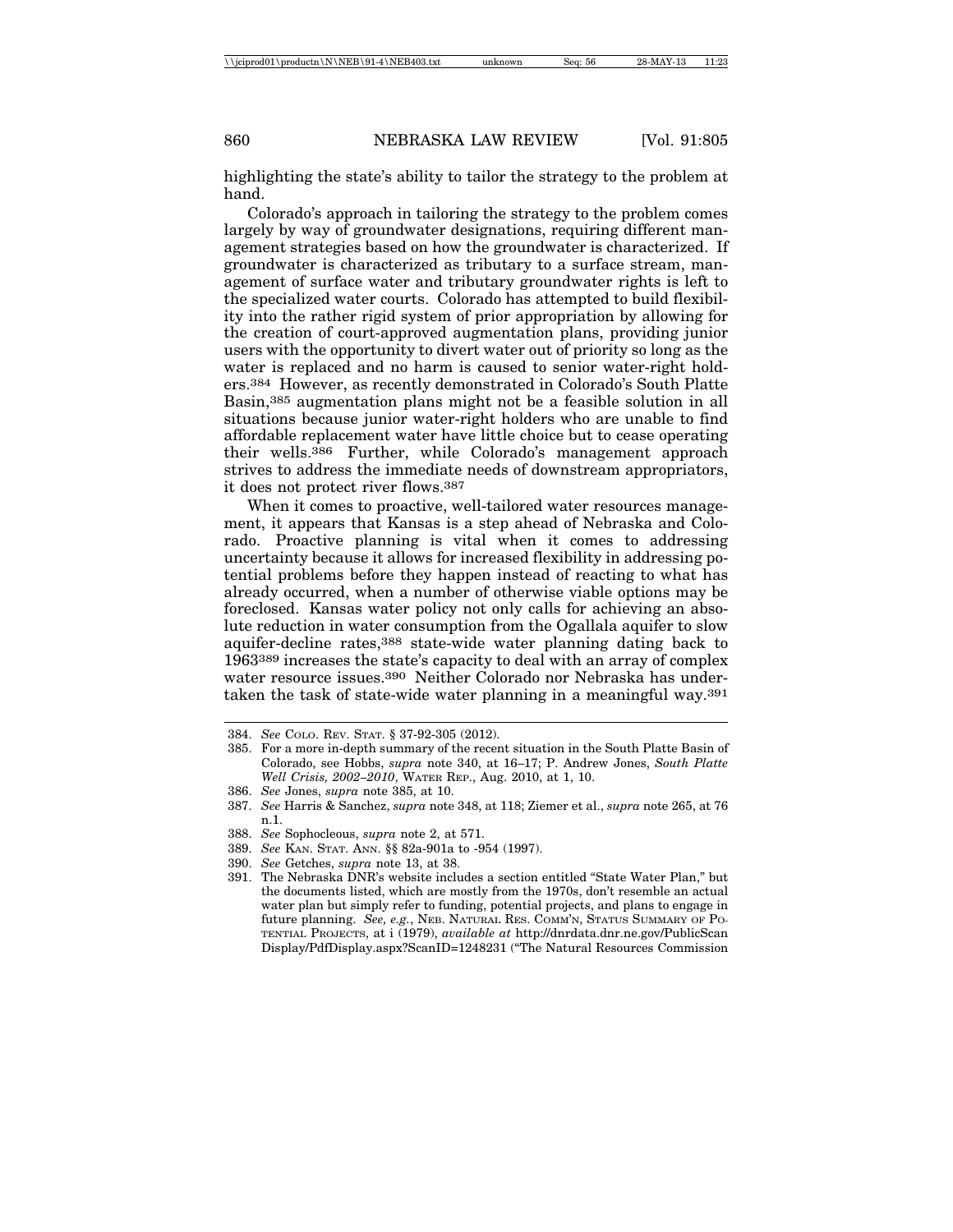highlighting the state's ability to tailor the strategy to the problem at hand.

Colorado's approach in tailoring the strategy to the problem comes largely by way of groundwater designations, requiring different management strategies based on how the groundwater is characterized. If groundwater is characterized as tributary to a surface stream, management of surface water and tributary groundwater rights is left to the specialized water courts. Colorado has attempted to build flexibility into the rather rigid system of prior appropriation by allowing for the creation of court-approved augmentation plans, providing junior users with the opportunity to divert water out of priority so long as the water is replaced and no harm is caused to senior water-right holders.[384] However, as recently demonstrated in Colorado's South Platte Basin,[385] augmentation plans might not be a feasible solution in all situations because junior water-right holders who are unable to find affordable replacement water have little choice but to cease operating their wells.[386] Further, while Colorado's management approach strives to address the immediate needs of downstream appropriators, it does not protect river flows.[387]

When it comes to proactive, well-tailored water resources management, it appears that Kansas is a step ahead of Nebraska and Colorado. Proactive planning is vital when it comes to addressing uncertainty because it allows for increased flexibility in addressing potential problems before they happen instead of reacting to what has already occurred, when a number of otherwise viable options may be foreclosed. Kansas water policy not only calls for achieving an absolute reduction in water consumption from the Ogallala aquifer to slow aquifer-decline rates,[388] state-wide water planning dating back to 1963[389] increases the state's capacity to deal with an array of complex water resource issues.[390] Neither Colorado nor Nebraska has undertaken the task of state-wide water planning in a meaningful way.[391]

---

384. *See* COLO. REV. STAT. § 37-92-305 (2012).

385. For a more in-depth summary of the recent situation in the South Platte Basin of Colorado, see Hobbs, *supra* note 340, at 16–17; P. Andrew Jones, *South Platte Well Crisis, 2002–2010*, WATER REP., Aug. 2010, at 1, 10.

386. *See* Jones, *supra* note 385, at 10.

387. *See* Harris & Sanchez, *supra* note 348, at 118; Ziemer et al., *supra* note 265, at 76 n.1.

388. *See* Sophocleous, *supra* note 2, at 571.

389. *See* KAN. STAT. ANN. §§ 82a-901a to -954 (1997).

390. *See* Getches, *supra* note 13, at 38.

391. The Nebraska DNR's website includes a section entitled "State Water Plan," but the documents listed, which are mostly from the 1970s, don't resemble an actual water plan but simply refer to funding, potential projects, and plans to engage in future planning. *See, e.g.*, NEB. NATURAL RES. COMM'N, STATUS SUMMARY OF POTENTIAL PROJECTS, at i (1979), *available at* http://dnrdata.dnr.ne.gov/PublicScanDisplay/PdfDisplay.aspx?ScanID=1248231 ("The Natural Resources Commission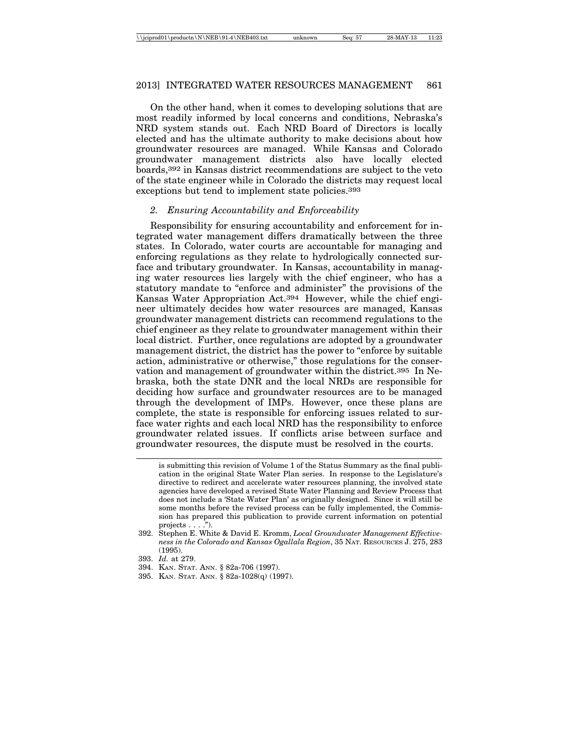On the other hand, when it comes to developing solutions that are most readily informed by local concerns and conditions, Nebraska's NRD system stands out. Each NRD Board of Directors is locally elected and has the ultimate authority to make decisions about how groundwater resources are managed. While Kansas and Colorado groundwater management districts also have locally elected boards,[392] in Kansas district recommendations are subject to the veto of the state engineer while in Colorado the districts may request local exceptions but tend to implement state policies.[393]

### *2. Ensuring Accountability and Enforceability*

Responsibility for ensuring accountability and enforcement for integrated water management differs dramatically between the three states. In Colorado, water courts are accountable for managing and enforcing regulations as they relate to hydrologically connected surface and tributary groundwater. In Kansas, accountability in managing water resources lies largely with the chief engineer, who has a statutory mandate to "enforce and administer" the provisions of the Kansas Water Appropriation Act.[394] However, while the chief engineer ultimately decides how water resources are managed, Kansas groundwater management districts can recommend regulations to the chief engineer as they relate to groundwater management within their local district. Further, once regulations are adopted by a groundwater management district, the district has the power to "enforce by suitable action, administrative or otherwise," those regulations for the conservation and management of groundwater within the district.[395] In Nebraska, both the state DNR and the local NRDs are responsible for deciding how surface and groundwater resources are to be managed through the development of IMPs. However, once these plans are complete, the state is responsible for enforcing issues related to surface water rights and each local NRD has the responsibility to enforce groundwater related issues. If conflicts arise between surface and groundwater resources, the dispute must be resolved in the courts.

---

is submitting this revision of Volume 1 of the Status Summary as the final publication in the original State Water Plan series. In response to the Legislature's directive to redirect and accelerate water resources planning, the involved state agencies have developed a revised State Water Planning and Review Process that does not include a 'State Water Plan' as originally designed. Since it will still be some months before the revised process can be fully implemented, the Commission has prepared this publication to provide current information on potential projects . . . .").

392. Stephen E. White & David E. Kromm, *Local Groundwater Management Effectiveness in the Colorado and Kansas Ogallala Region*, 35 NAT. RESOURCES J. 275, 283 (1995).

393. *Id.* at 279.

394. KAN. STAT. ANN. § 82a-706 (1997).

395. KAN. STAT. ANN. § 82a-1028(q) (1997).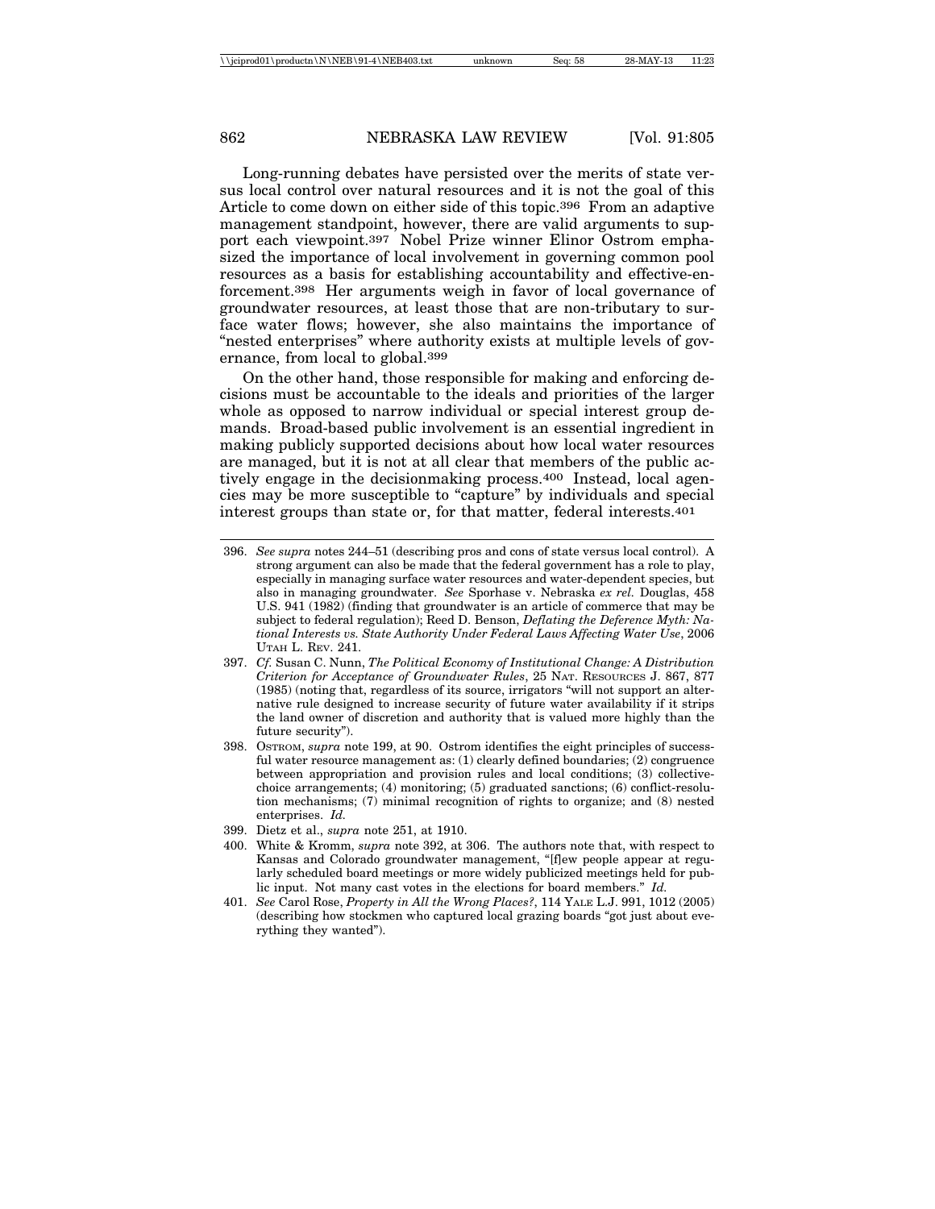Long-running debates have persisted over the merits of state versus local control over natural resources and it is not the goal of this Article to come down on either side of this topic.[396] From an adaptive management standpoint, however, there are valid arguments to support each viewpoint.[397] Nobel Prize winner Elinor Ostrom emphasized the importance of local involvement in governing common pool resources as a basis for establishing accountability and effective-enforcement.[398] Her arguments weigh in favor of local governance of groundwater resources, at least those that are non-tributary to surface water flows; however, she also maintains the importance of "nested enterprises" where authority exists at multiple levels of governance, from local to global.[399]

On the other hand, those responsible for making and enforcing decisions must be accountable to the ideals and priorities of the larger whole as opposed to narrow individual or special interest group demands. Broad-based public involvement is an essential ingredient in making publicly supported decisions about how local water resources are managed, but it is not at all clear that members of the public actively engage in the decisionmaking process.[400] Instead, local agencies may be more susceptible to "capture" by individuals and special interest groups than state or, for that matter, federal interests.[401]

---

396. *See supra* notes 244–51 (describing pros and cons of state versus local control). A strong argument can also be made that the federal government has a role to play, especially in managing surface water resources and water-dependent species, but also in managing groundwater. *See* Sporhase v. Nebraska *ex rel.* Douglas, 458 U.S. 941 (1982) (finding that groundwater is an article of commerce that may be subject to federal regulation); Reed D. Benson, *Deflating the Deference Myth: National Interests vs. State Authority Under Federal Laws Affecting Water Use*, 2006 UTAH L. REV. 241.

397. *Cf.* Susan C. Nunn, *The Political Economy of Institutional Change: A Distribution Criterion for Acceptance of Groundwater Rules*, 25 NAT. RESOURCES J. 867, 877 (1985) (noting that, regardless of its source, irrigators "will not support an alternative rule designed to increase security of future water availability if it strips the land owner of discretion and authority that is valued more highly than the future security").

398. OSTROM, *supra* note 199, at 90. Ostrom identifies the eight principles of successful water resource management as: (1) clearly defined boundaries; (2) congruence between appropriation and provision rules and local conditions; (3) collective-choice arrangements; (4) monitoring; (5) graduated sanctions; (6) conflict-resolution mechanisms; (7) minimal recognition of rights to organize; and (8) nested enterprises. *Id.*

399. Dietz et al., *supra* note 251, at 1910.

400. White & Kromm, *supra* note 392, at 306. The authors note that, with respect to Kansas and Colorado groundwater management, "[f]ew people appear at regularly scheduled board meetings or more widely publicized meetings held for public input. Not many cast votes in the elections for board members." *Id.*

401. *See* Carol Rose, *Property in All the Wrong Places?*, 114 YALE L.J. 991, 1012 (2005) (describing how stockmen who captured local grazing boards "got just about everything they wanted").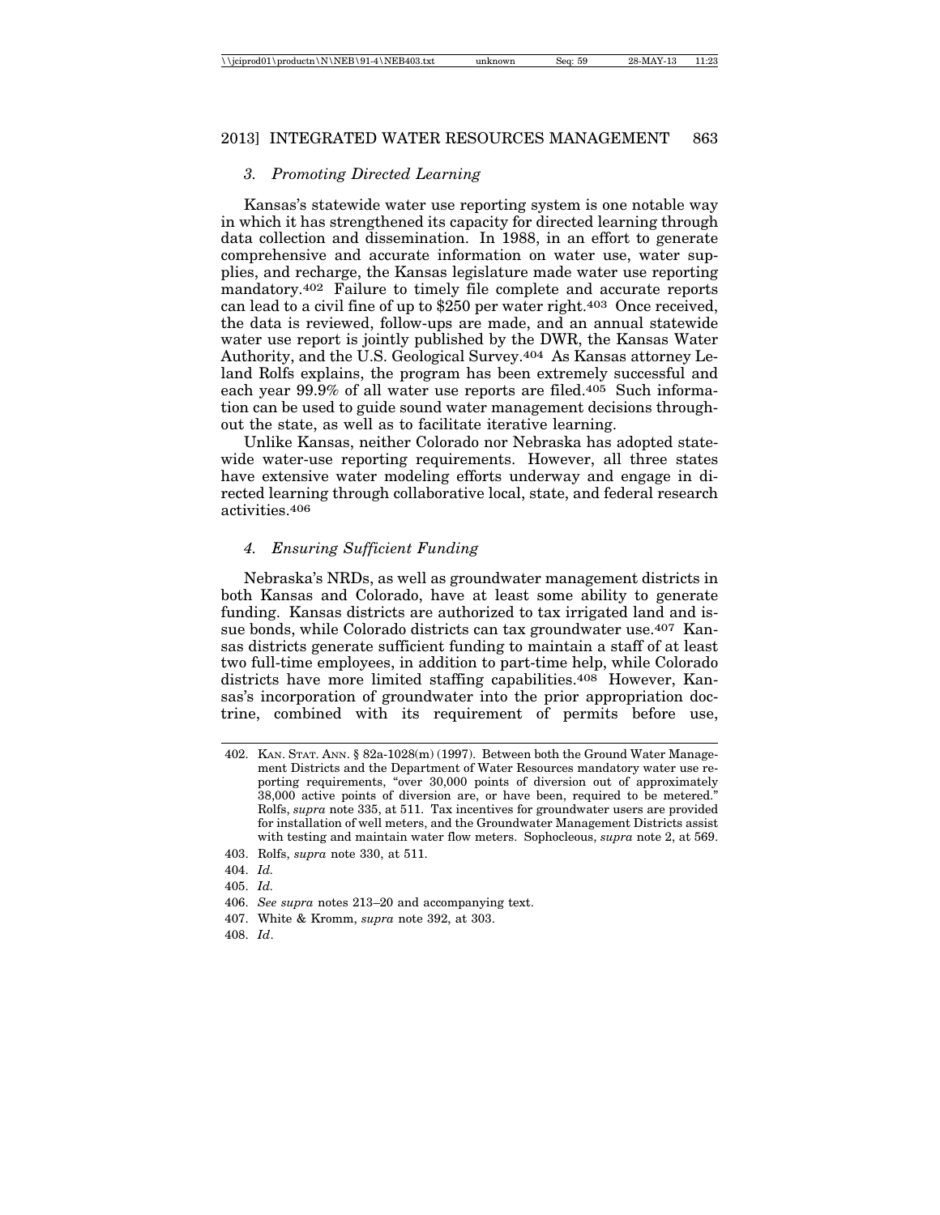### 3. *Promoting Directed Learning*

Kansas's statewide water use reporting system is one notable way in which it has strengthened its capacity for directed learning through data collection and dissemination. In 1988, in an effort to generate comprehensive and accurate information on water use, water supplies, and recharge, the Kansas legislature made water use reporting mandatory.[402] Failure to timely file complete and accurate reports can lead to a civil fine of up to $250 per water right.[403] Once received, the data is reviewed, follow-ups are made, and an annual statewide water use report is jointly published by the DWR, the Kansas Water Authority, and the U.S. Geological Survey.[404] As Kansas attorney Leland Rolfs explains, the program has been extremely successful and each year 99.9% of all water use reports are filed.[405] Such information can be used to guide sound water management decisions throughout the state, as well as to facilitate iterative learning.

Unlike Kansas, neither Colorado nor Nebraska has adopted statewide water-use reporting requirements. However, all three states have extensive water modeling efforts underway and engage in directed learning through collaborative local, state, and federal research activities.[406]

### 4. *Ensuring Sufficient Funding*

Nebraska's NRDs, as well as groundwater management districts in both Kansas and Colorado, have at least some ability to generate funding. Kansas districts are authorized to tax irrigated land and issue bonds, while Colorado districts can tax groundwater use.[407] Kansas districts generate sufficient funding to maintain a staff of at least two full-time employees, in addition to part-time help, while Colorado districts have more limited staffing capabilities.[408] However, Kansas's incorporation of groundwater into the prior appropriation doctrine, combined with its requirement of permits before use,

---

402. KAN. STAT. ANN. § 82a-1028(m) (1997). Between both the Ground Water Management Districts and the Department of Water Resources mandatory water use reporting requirements, "over 30,000 points of diversion out of approximately 38,000 active points of diversion are, or have been, required to be metered." Rolfs, *supra* note 335, at 511. Tax incentives for groundwater users are provided for installation of well meters, and the Groundwater Management Districts assist with testing and maintain water flow meters. Sophocleous, *supra* note 2, at 569.

403. Rolfs, *supra* note 330, at 511.

404. *Id.*

405. *Id.*

406. *See supra* notes 213–20 and accompanying text.

407. White & Kromm, *supra* note 392, at 303.

408. *Id*.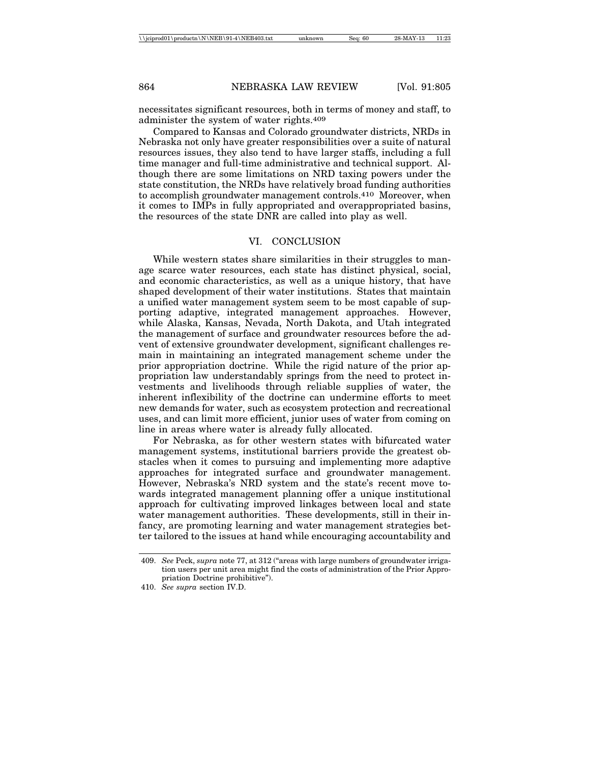necessitates significant resources, both in terms of money and staff, to administer the system of water rights.[409]

Compared to Kansas and Colorado groundwater districts, NRDs in Nebraska not only have greater responsibilities over a suite of natural resources issues, they also tend to have larger staffs, including a full time manager and full-time administrative and technical support. Although there are some limitations on NRD taxing powers under the state constitution, the NRDs have relatively broad funding authorities to accomplish groundwater management controls.[410] Moreover, when it comes to IMPs in fully appropriated and overappropriated basins, the resources of the state DNR are called into play as well.

## VI. CONCLUSION

While western states share similarities in their struggles to manage scarce water resources, each state has distinct physical, social, and economic characteristics, as well as a unique history, that have shaped development of their water institutions. States that maintain a unified water management system seem to be most capable of supporting adaptive, integrated management approaches. However, while Alaska, Kansas, Nevada, North Dakota, and Utah integrated the management of surface and groundwater resources before the advent of extensive groundwater development, significant challenges remain in maintaining an integrated management scheme under the prior appropriation doctrine. While the rigid nature of the prior appropriation law understandably springs from the need to protect investments and livelihoods through reliable supplies of water, the inherent inflexibility of the doctrine can undermine efforts to meet new demands for water, such as ecosystem protection and recreational uses, and can limit more efficient, junior uses of water from coming on line in areas where water is already fully allocated.

For Nebraska, as for other western states with bifurcated water management systems, institutional barriers provide the greatest obstacles when it comes to pursuing and implementing more adaptive approaches for integrated surface and groundwater management. However, Nebraska's NRD system and the state's recent move towards integrated management planning offer a unique institutional approach for cultivating improved linkages between local and state water management authorities. These developments, still in their infancy, are promoting learning and water management strategies better tailored to the issues at hand while encouraging accountability and

---

409. *See* Peck, *supra* note 77, at 312 ("areas with large numbers of groundwater irrigation users per unit area might find the costs of administration of the Prior Appropriation Doctrine prohibitive").

410. *See supra* section IV.D.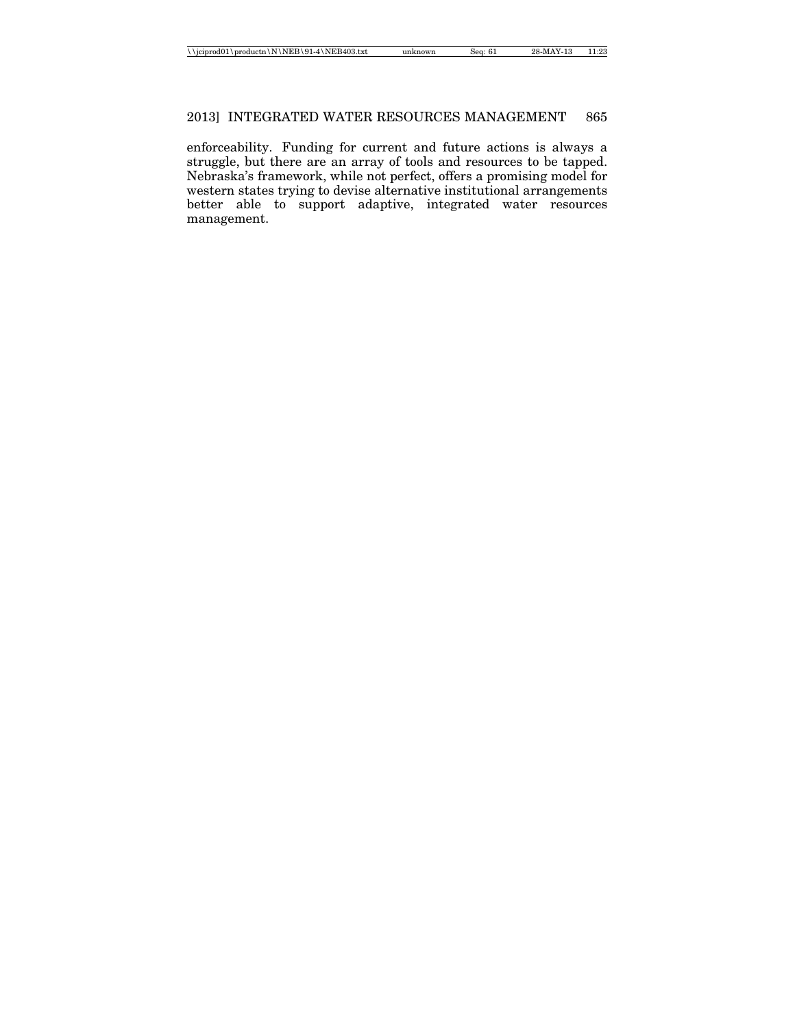enforceability. Funding for current and future actions is always a struggle, but there are an array of tools and resources to be tapped. Nebraska's framework, while not perfect, offers a promising model for western states trying to devise alternative institutional arrangements better able to support adaptive, integrated water resources management.